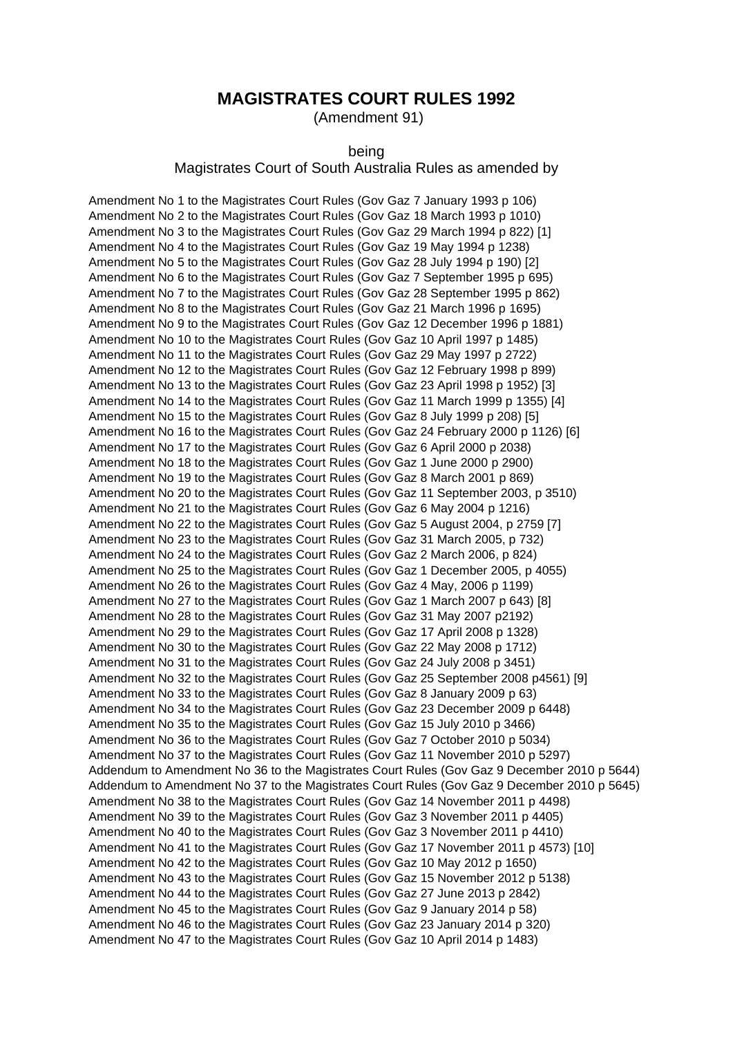# MAGISTRATES COURT RULES 1992

(Amendment 91)

being

Magistrates Court of South Australia Rules as amended by

Amendment No 1 to the Magistrates Court Rules (Gov Gaz 7 January 1993 p 106)
Amendment No 2 to the Magistrates Court Rules (Gov Gaz 18 March 1993 p 1010)
Amendment No 3 to the Magistrates Court Rules (Gov Gaz 29 March 1994 p 822) [1]
Amendment No 4 to the Magistrates Court Rules (Gov Gaz 19 May 1994 p 1238)
Amendment No 5 to the Magistrates Court Rules (Gov Gaz 28 July 1994 p 190) [2]
Amendment No 6 to the Magistrates Court Rules (Gov Gaz 7 September 1995 p 695)
Amendment No 7 to the Magistrates Court Rules (Gov Gaz 28 September 1995 p 862)
Amendment No 8 to the Magistrates Court Rules (Gov Gaz 21 March 1996 p 1695)
Amendment No 9 to the Magistrates Court Rules (Gov Gaz 12 December 1996 p 1881)
Amendment No 10 to the Magistrates Court Rules (Gov Gaz 10 April 1997 p 1485)
Amendment No 11 to the Magistrates Court Rules (Gov Gaz 29 May 1997 p 2722)
Amendment No 12 to the Magistrates Court Rules (Gov Gaz 12 February 1998 p 899)
Amendment No 13 to the Magistrates Court Rules (Gov Gaz 23 April 1998 p 1952) [3]
Amendment No 14 to the Magistrates Court Rules (Gov Gaz 11 March 1999 p 1355) [4]
Amendment No 15 to the Magistrates Court Rules (Gov Gaz 8 July 1999 p 208) [5]
Amendment No 16 to the Magistrates Court Rules (Gov Gaz 24 February 2000 p 1126) [6]
Amendment No 17 to the Magistrates Court Rules (Gov Gaz 6 April 2000 p 2038)
Amendment No 18 to the Magistrates Court Rules (Gov Gaz 1 June 2000 p 2900)
Amendment No 19 to the Magistrates Court Rules (Gov Gaz 8 March 2001 p 869)
Amendment No 20 to the Magistrates Court Rules (Gov Gaz 11 September 2003, p 3510)
Amendment No 21 to the Magistrates Court Rules (Gov Gaz 6 May 2004 p 1216)
Amendment No 22 to the Magistrates Court Rules (Gov Gaz 5 August 2004, p 2759 [7]
Amendment No 23 to the Magistrates Court Rules (Gov Gaz 31 March 2005, p 732)
Amendment No 24 to the Magistrates Court Rules (Gov Gaz 2 March 2006, p 824)
Amendment No 25 to the Magistrates Court Rules (Gov Gaz 1 December 2005, p 4055)
Amendment No 26 to the Magistrates Court Rules (Gov Gaz 4 May, 2006 p 1199)
Amendment No 27 to the Magistrates Court Rules (Gov Gaz 1 March 2007 p 643) [8]
Amendment No 28 to the Magistrates Court Rules (Gov Gaz 31 May 2007 p2192)
Amendment No 29 to the Magistrates Court Rules (Gov Gaz 17 April 2008 p 1328)
Amendment No 30 to the Magistrates Court Rules (Gov Gaz 22 May 2008 p 1712)
Amendment No 31 to the Magistrates Court Rules (Gov Gaz 24 July 2008 p 3451)
Amendment No 32 to the Magistrates Court Rules (Gov Gaz 25 September 2008 p4561) [9]
Amendment No 33 to the Magistrates Court Rules (Gov Gaz 8 January 2009 p 63)
Amendment No 34 to the Magistrates Court Rules (Gov Gaz 23 December 2009 p 6448)
Amendment No 35 to the Magistrates Court Rules (Gov Gaz 15 July 2010 p 3466)
Amendment No 36 to the Magistrates Court Rules (Gov Gaz 7 October 2010 p 5034)
Amendment No 37 to the Magistrates Court Rules (Gov Gaz 11 November 2010 p 5297)
Addendum to Amendment No 36 to the Magistrates Court Rules (Gov Gaz 9 December 2010 p 5644)
Addendum to Amendment No 37 to the Magistrates Court Rules (Gov Gaz 9 December 2010 p 5645)
Amendment No 38 to the Magistrates Court Rules (Gov Gaz 14 November 2011 p 4498)
Amendment No 39 to the Magistrates Court Rules (Gov Gaz 3 November 2011 p 4405)
Amendment No 40 to the Magistrates Court Rules (Gov Gaz 3 November 2011 p 4410)
Amendment No 41 to the Magistrates Court Rules (Gov Gaz 17 November 2011 p 4573) [10]
Amendment No 42 to the Magistrates Court Rules (Gov Gaz 10 May 2012 p 1650)
Amendment No 43 to the Magistrates Court Rules (Gov Gaz 15 November 2012 p 5138)
Amendment No 44 to the Magistrates Court Rules (Gov Gaz 27 June 2013 p 2842)
Amendment No 45 to the Magistrates Court Rules (Gov Gaz 9 January 2014 p 58)
Amendment No 46 to the Magistrates Court Rules (Gov Gaz 23 January 2014 p 320)
Amendment No 47 to the Magistrates Court Rules (Gov Gaz 10 April 2014 p 1483)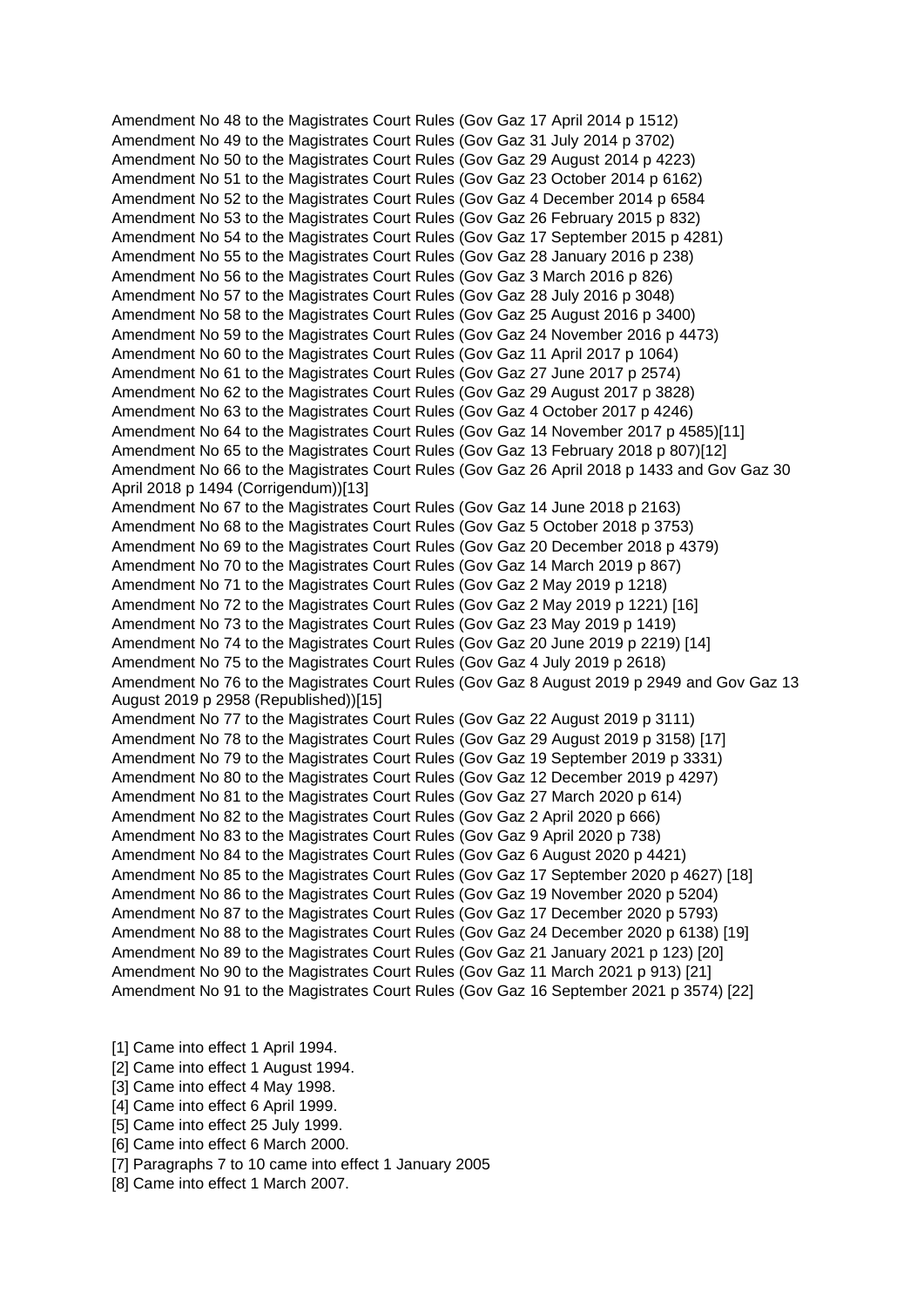Amendment No 48 to the Magistrates Court Rules (Gov Gaz 17 April 2014 p 1512)
Amendment No 49 to the Magistrates Court Rules (Gov Gaz 31 July 2014 p 3702)
Amendment No 50 to the Magistrates Court Rules (Gov Gaz 29 August 2014 p 4223)
Amendment No 51 to the Magistrates Court Rules (Gov Gaz 23 October 2014 p 6162)
Amendment No 52 to the Magistrates Court Rules (Gov Gaz 4 December 2014 p 6584
Amendment No 53 to the Magistrates Court Rules (Gov Gaz 26 February 2015 p 832)
Amendment No 54 to the Magistrates Court Rules (Gov Gaz 17 September 2015 p 4281)
Amendment No 55 to the Magistrates Court Rules (Gov Gaz 28 January 2016 p 238)
Amendment No 56 to the Magistrates Court Rules (Gov Gaz 3 March 2016 p 826)
Amendment No 57 to the Magistrates Court Rules (Gov Gaz 28 July 2016 p 3048)
Amendment No 58 to the Magistrates Court Rules (Gov Gaz 25 August 2016 p 3400)
Amendment No 59 to the Magistrates Court Rules (Gov Gaz 24 November 2016 p 4473)
Amendment No 60 to the Magistrates Court Rules (Gov Gaz 11 April 2017 p 1064)
Amendment No 61 to the Magistrates Court Rules (Gov Gaz 27 June 2017 p 2574)
Amendment No 62 to the Magistrates Court Rules (Gov Gaz 29 August 2017 p 3828)
Amendment No 63 to the Magistrates Court Rules (Gov Gaz 4 October 2017 p 4246)
Amendment No 64 to the Magistrates Court Rules (Gov Gaz 14 November 2017 p 4585)[11]
Amendment No 65 to the Magistrates Court Rules (Gov Gaz 13 February 2018 p 807)[12]
Amendment No 66 to the Magistrates Court Rules (Gov Gaz 26 April 2018 p 1433 and Gov Gaz 30 April 2018 p 1494 (Corrigendum))[13]
Amendment No 67 to the Magistrates Court Rules (Gov Gaz 14 June 2018 p 2163)
Amendment No 68 to the Magistrates Court Rules (Gov Gaz 5 October 2018 p 3753)
Amendment No 69 to the Magistrates Court Rules (Gov Gaz 20 December 2018 p 4379)
Amendment No 70 to the Magistrates Court Rules (Gov Gaz 14 March 2019 p 867)
Amendment No 71 to the Magistrates Court Rules (Gov Gaz 2 May 2019 p 1218)
Amendment No 72 to the Magistrates Court Rules (Gov Gaz 2 May 2019 p 1221) [16]
Amendment No 73 to the Magistrates Court Rules (Gov Gaz 23 May 2019 p 1419)
Amendment No 74 to the Magistrates Court Rules (Gov Gaz 20 June 2019 p 2219) [14]
Amendment No 75 to the Magistrates Court Rules (Gov Gaz 4 July 2019 p 2618)
Amendment No 76 to the Magistrates Court Rules (Gov Gaz 8 August 2019 p 2949 and Gov Gaz 13 August 2019 p 2958 (Republished))[15]
Amendment No 77 to the Magistrates Court Rules (Gov Gaz 22 August 2019 p 3111)
Amendment No 78 to the Magistrates Court Rules (Gov Gaz 29 August 2019 p 3158) [17]
Amendment No 79 to the Magistrates Court Rules (Gov Gaz 19 September 2019 p 3331)
Amendment No 80 to the Magistrates Court Rules (Gov Gaz 12 December 2019 p 4297)
Amendment No 81 to the Magistrates Court Rules (Gov Gaz 27 March 2020 p 614)
Amendment No 82 to the Magistrates Court Rules (Gov Gaz 2 April 2020 p 666)
Amendment No 83 to the Magistrates Court Rules (Gov Gaz 9 April 2020 p 738)
Amendment No 84 to the Magistrates Court Rules (Gov Gaz 6 August 2020 p 4421)
Amendment No 85 to the Magistrates Court Rules (Gov Gaz 17 September 2020 p 4627) [18]
Amendment No 86 to the Magistrates Court Rules (Gov Gaz 19 November 2020 p 5204)
Amendment No 87 to the Magistrates Court Rules (Gov Gaz 17 December 2020 p 5793)
Amendment No 88 to the Magistrates Court Rules (Gov Gaz 24 December 2020 p 6138) [19]
Amendment No 89 to the Magistrates Court Rules (Gov Gaz 21 January 2021 p 123) [20]
Amendment No 90 to the Magistrates Court Rules (Gov Gaz 11 March 2021 p 913) [21]
Amendment No 91 to the Magistrates Court Rules (Gov Gaz 16 September 2021 p 3574) [22]

[1] Came into effect 1 April 1994.
[2] Came into effect 1 August 1994.
[3] Came into effect 4 May 1998.
[4] Came into effect 6 April 1999.
[5] Came into effect 25 July 1999.
[6] Came into effect 6 March 2000.
[7] Paragraphs 7 to 10 came into effect 1 January 2005
[8] Came into effect 1 March 2007.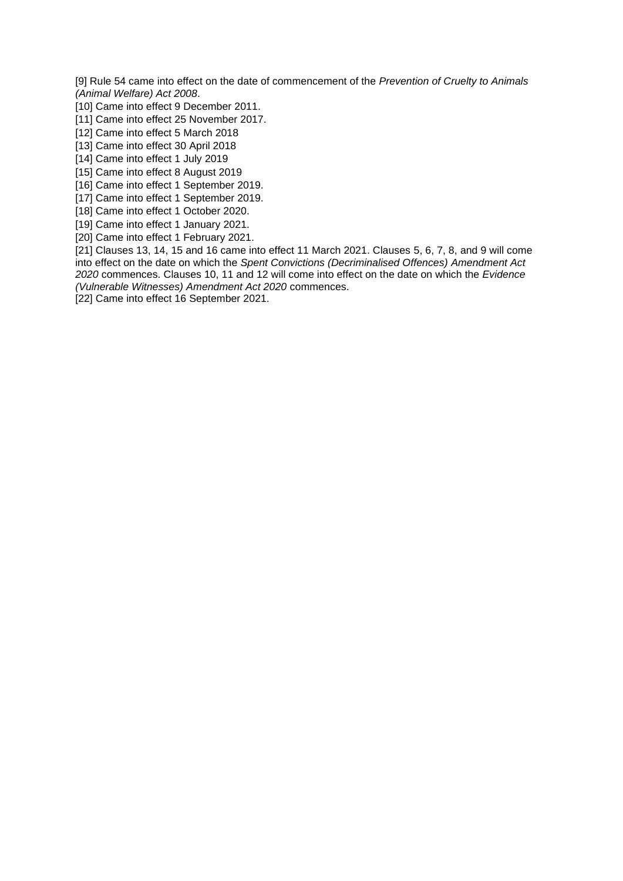[9] Rule 54 came into effect on the date of commencement of the *Prevention of Cruelty to Animals (Animal Welfare) Act 2008*.

[10] Came into effect 9 December 2011.

[11] Came into effect 25 November 2017.

[12] Came into effect 5 March 2018

[13] Came into effect 30 April 2018

[14] Came into effect 1 July 2019

[15] Came into effect 8 August 2019

[16] Came into effect 1 September 2019.

[17] Came into effect 1 September 2019.

[18] Came into effect 1 October 2020.

[19] Came into effect 1 January 2021.

[20] Came into effect 1 February 2021.

[21] Clauses 13, 14, 15 and 16 came into effect 11 March 2021. Clauses 5, 6, 7, 8, and 9 will come into effect on the date on which the *Spent Convictions (Decriminalised Offences) Amendment Act 2020* commences. Clauses 10, 11 and 12 will come into effect on the date on which the *Evidence (Vulnerable Witnesses) Amendment Act 2020* commences.

[22] Came into effect 16 September 2021.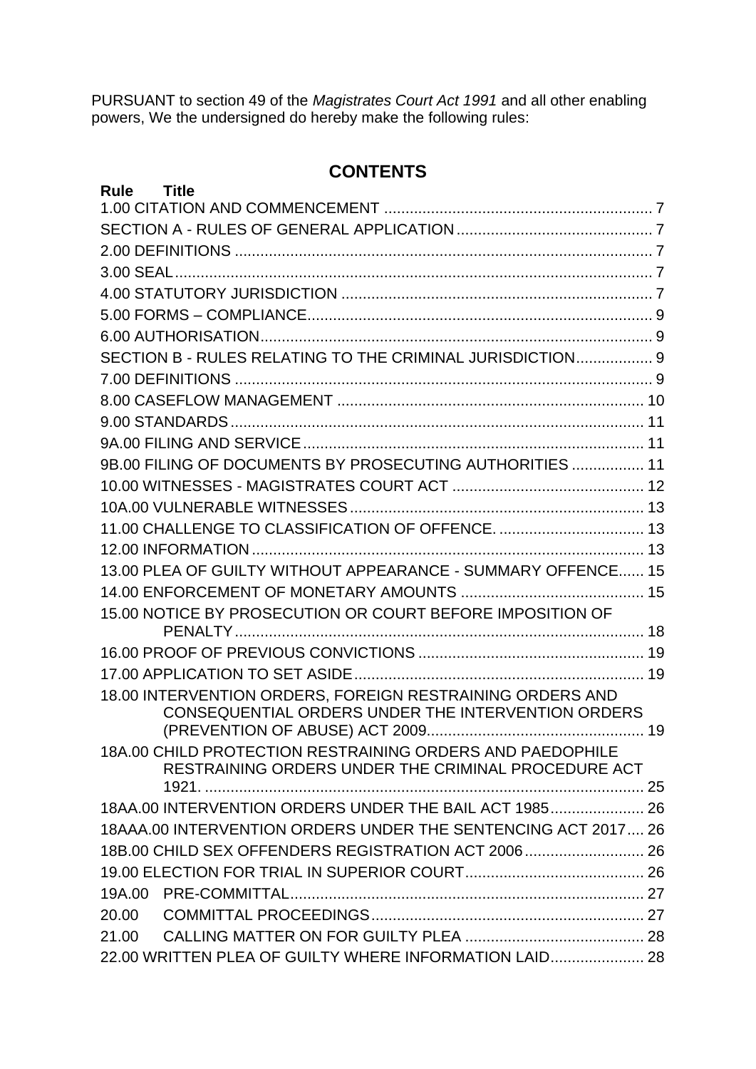PURSUANT to section 49 of the *Magistrates Court Act 1991* and all other enabling powers, We the undersigned do hereby make the following rules:

## CONTENTS

| Rule | Title |
|---|---|
| 1.00 CITATION AND COMMENCEMENT | 7 |
| SECTION A - RULES OF GENERAL APPLICATION | 7 |
| 2.00 DEFINITIONS | 7 |
| 3.00 SEAL | 7 |
| 4.00 STATUTORY JURISDICTION | 7 |
| 5.00 FORMS – COMPLIANCE | 9 |
| 6.00 AUTHORISATION | 9 |
| SECTION B - RULES RELATING TO THE CRIMINAL JURISDICTION | 9 |
| 7.00 DEFINITIONS | 9 |
| 8.00 CASEFLOW MANAGEMENT | 10 |
| 9.00 STANDARDS | 11 |
| 9A.00 FILING AND SERVICE | 11 |
| 9B.00 FILING OF DOCUMENTS BY PROSECUTING AUTHORITIES | 11 |
| 10.00 WITNESSES - MAGISTRATES COURT ACT | 12 |
| 10A.00 VULNERABLE WITNESSES | 13 |
| 11.00 CHALLENGE TO CLASSIFICATION OF OFFENCE. | 13 |
| 12.00 INFORMATION | 13 |
| 13.00 PLEA OF GUILTY WITHOUT APPEARANCE - SUMMARY OFFENCE | 15 |
| 14.00 ENFORCEMENT OF MONETARY AMOUNTS | 15 |
| 15.00 NOTICE BY PROSECUTION OR COURT BEFORE IMPOSITION OF PENALTY | 18 |
| 16.00 PROOF OF PREVIOUS CONVICTIONS | 19 |
| 17.00 APPLICATION TO SET ASIDE | 19 |
| 18.00 INTERVENTION ORDERS, FOREIGN RESTRAINING ORDERS AND CONSEQUENTIAL ORDERS UNDER THE INTERVENTION ORDERS (PREVENTION OF ABUSE) ACT 2009 | 19 |
| 18A.00 CHILD PROTECTION RESTRAINING ORDERS AND PAEDOPHILE RESTRAINING ORDERS UNDER THE CRIMINAL PROCEDURE ACT 1921. | 25 |
| 18AA.00 INTERVENTION ORDERS UNDER THE BAIL ACT 1985 | 26 |
| 18AAA.00 INTERVENTION ORDERS UNDER THE SENTENCING ACT 2017 | 26 |
| 18B.00 CHILD SEX OFFENDERS REGISTRATION ACT 2006 | 26 |
| 19.00 ELECTION FOR TRIAL IN SUPERIOR COURT | 26 |
| 19A.00 PRE-COMMITTAL | 27 |
| 20.00 COMMITTAL PROCEEDINGS | 27 |
| 21.00 CALLING MATTER ON FOR GUILTY PLEA | 28 |
| 22.00 WRITTEN PLEA OF GUILTY WHERE INFORMATION LAID | 28 |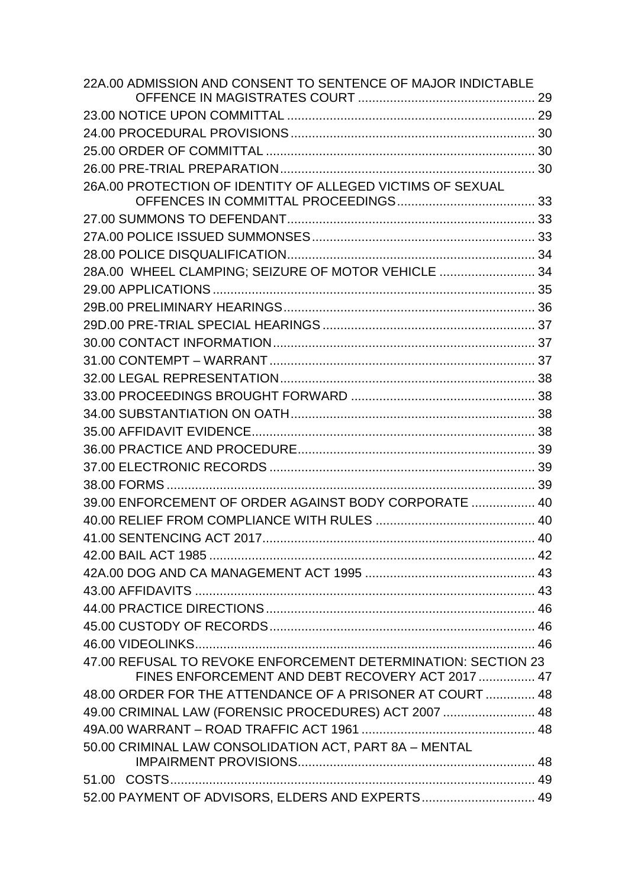22A.00 ADMISSION AND CONSENT TO SENTENCE OF MAJOR INDICTABLE OFFENCE IN MAGISTRATES COURT ........ 29
23.00 NOTICE UPON COMMITTAL ........ 29
24.00 PROCEDURAL PROVISIONS ........ 30
25.00 ORDER OF COMMITTAL ........ 30
26.00 PRE-TRIAL PREPARATION ........ 30
26A.00 PROTECTION OF IDENTITY OF ALLEGED VICTIMS OF SEXUAL OFFENCES IN COMMITTAL PROCEEDINGS ........ 33
27.00 SUMMONS TO DEFENDANT ........ 33
27A.00 POLICE ISSUED SUMMONSES ........ 33
28.00 POLICE DISQUALIFICATION ........ 34
28A.00 WHEEL CLAMPING; SEIZURE OF MOTOR VEHICLE ........ 34
29.00 APPLICATIONS ........ 35
29B.00 PRELIMINARY HEARINGS ........ 36
29D.00 PRE-TRIAL SPECIAL HEARINGS ........ 37
30.00 CONTACT INFORMATION ........ 37
31.00 CONTEMPT – WARRANT ........ 37
32.00 LEGAL REPRESENTATION ........ 38
33.00 PROCEEDINGS BROUGHT FORWARD ........ 38
34.00 SUBSTANTIATION ON OATH ........ 38
35.00 AFFIDAVIT EVIDENCE ........ 38
36.00 PRACTICE AND PROCEDURE ........ 39
37.00 ELECTRONIC RECORDS ........ 39
38.00 FORMS ........ 39
39.00 ENFORCEMENT OF ORDER AGAINST BODY CORPORATE ........ 40
40.00 RELIEF FROM COMPLIANCE WITH RULES ........ 40
41.00 SENTENCING ACT 2017 ........ 40
42.00 BAIL ACT 1985 ........ 42
42A.00 DOG AND CA MANAGEMENT ACT 1995 ........ 43
43.00 AFFIDAVITS ........ 43
44.00 PRACTICE DIRECTIONS ........ 46
45.00 CUSTODY OF RECORDS ........ 46
46.00 VIDEOLINKS ........ 46
47.00 REFUSAL TO REVOKE ENFORCEMENT DETERMINATION: SECTION 23 FINES ENFORCEMENT AND DEBT RECOVERY ACT 2017 ........ 47
48.00 ORDER FOR THE ATTENDANCE OF A PRISONER AT COURT ........ 48
49.00 CRIMINAL LAW (FORENSIC PROCEDURES) ACT 2007 ........ 48
49A.00 WARRANT – ROAD TRAFFIC ACT 1961 ........ 48
50.00 CRIMINAL LAW CONSOLIDATION ACT, PART 8A – MENTAL IMPAIRMENT PROVISIONS ........ 48
51.00 COSTS ........ 49
52.00 PAYMENT OF ADVISORS, ELDERS AND EXPERTS ........ 49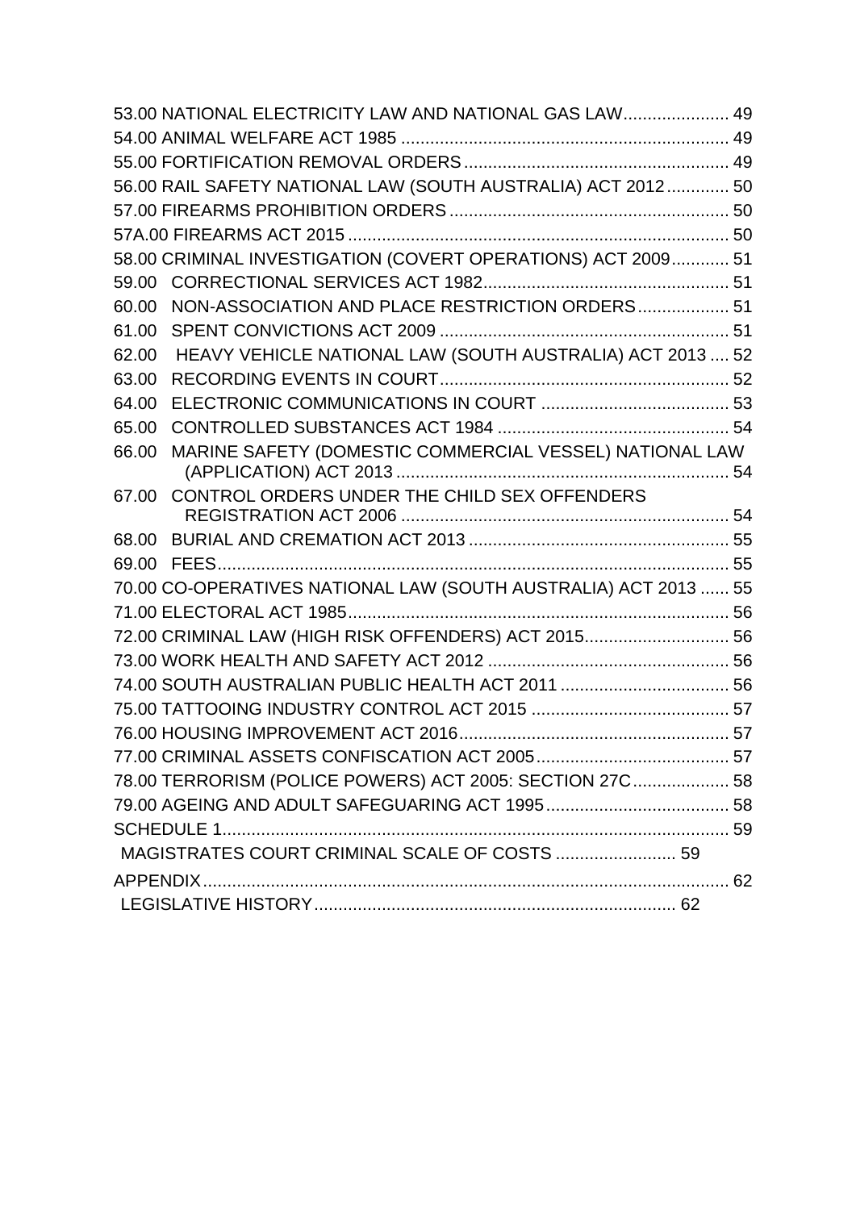53.00 NATIONAL ELECTRICITY LAW AND NATIONAL GAS LAW ...................... 49
54.00 ANIMAL WELFARE ACT 1985 ..................................................................... 49
55.00 FORTIFICATION REMOVAL ORDERS ....................................................... 49
56.00 RAIL SAFETY NATIONAL LAW (SOUTH AUSTRALIA) ACT 2012 ............. 50
57.00 FIREARMS PROHIBITION ORDERS .......................................................... 50
57A.00 FIREARMS ACT 2015 ............................................................................... 50
58.00 CRIMINAL INVESTIGATION (COVERT OPERATIONS) ACT 2009 ............ 51
59.00 CORRECTIONAL SERVICES ACT 1982 .................................................. 51
60.00 NON-ASSOCIATION AND PLACE RESTRICTION ORDERS ................... 51
61.00 SPENT CONVICTIONS ACT 2009 ........................................................... 51
62.00 HEAVY VEHICLE NATIONAL LAW (SOUTH AUSTRALIA) ACT 2013 .... 52
63.00 RECORDING EVENTS IN COURT ............................................................ 52
64.00 ELECTRONIC COMMUNICATIONS IN COURT ....................................... 53
65.00 CONTROLLED SUBSTANCES ACT 1984 ................................................ 54
66.00 MARINE SAFETY (DOMESTIC COMMERCIAL VESSEL) NATIONAL LAW (APPLICATION) ACT 2013 ..................................................................... 54
67.00 CONTROL ORDERS UNDER THE CHILD SEX OFFENDERS REGISTRATION ACT 2006 .................................................................... 54
68.00 BURIAL AND CREMATION ACT 2013 ...................................................... 55
69.00 FEES ......................................................................................................... 55
70.00 CO-OPERATIVES NATIONAL LAW (SOUTH AUSTRALIA) ACT 2013 ...... 55
71.00 ELECTORAL ACT 1985 ............................................................................... 56
72.00 CRIMINAL LAW (HIGH RISK OFFENDERS) ACT 2015 .............................. 56
73.00 WORK HEALTH AND SAFETY ACT 2012 .................................................. 56
74.00 SOUTH AUSTRALIAN PUBLIC HEALTH ACT 2011 ................................... 56
75.00 TATTOOING INDUSTRY CONTROL ACT 2015 ......................................... 57
76.00 HOUSING IMPROVEMENT ACT 2016 ........................................................ 57
77.00 CRIMINAL ASSETS CONFISCATION ACT 2005 ........................................ 57
78.00 TERRORISM (POLICE POWERS) ACT 2005: SECTION 27C .................... 58
79.00 AGEING AND ADULT SAFEGUARING ACT 1995 ...................................... 58
SCHEDULE 1 ......................................................................................................... 59
MAGISTRATES COURT CRIMINAL SCALE OF COSTS ......................... 59
APPENDIX ............................................................................................................. 62
LEGISLATIVE HISTORY .......................................................................... 62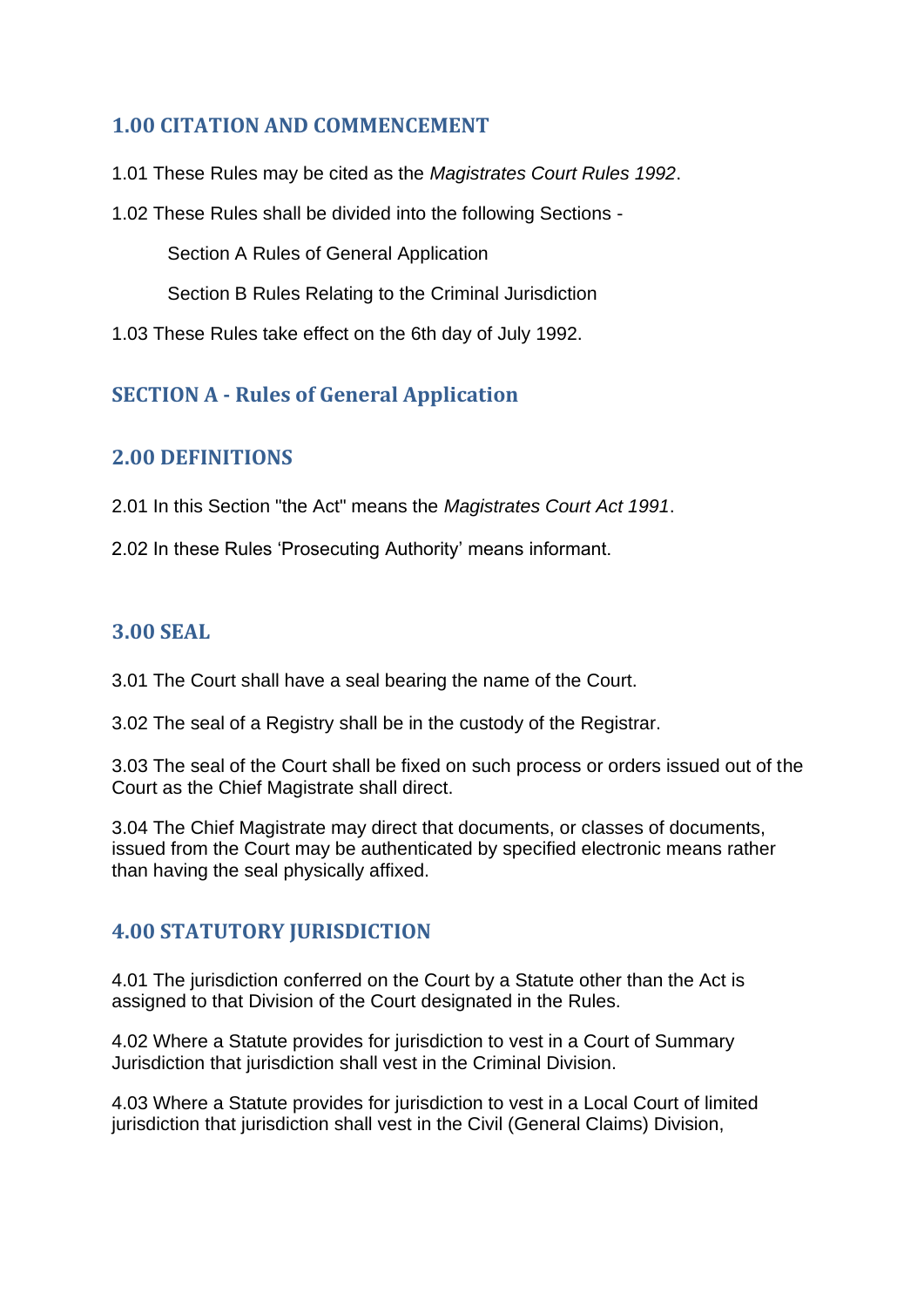## 1.00 CITATION AND COMMENCEMENT

1.01 These Rules may be cited as the *Magistrates Court Rules 1992*.

1.02 These Rules shall be divided into the following Sections -

Section A Rules of General Application

Section B Rules Relating to the Criminal Jurisdiction

1.03 These Rules take effect on the 6th day of July 1992.

## SECTION A - Rules of General Application

## 2.00 DEFINITIONS

2.01 In this Section "the Act" means the *Magistrates Court Act 1991*.

2.02 In these Rules 'Prosecuting Authority' means informant.

## 3.00 SEAL

3.01 The Court shall have a seal bearing the name of the Court.

3.02 The seal of a Registry shall be in the custody of the Registrar.

3.03 The seal of the Court shall be fixed on such process or orders issued out of the Court as the Chief Magistrate shall direct.

3.04 The Chief Magistrate may direct that documents, or classes of documents, issued from the Court may be authenticated by specified electronic means rather than having the seal physically affixed.

## 4.00 STATUTORY JURISDICTION

4.01 The jurisdiction conferred on the Court by a Statute other than the Act is assigned to that Division of the Court designated in the Rules.

4.02 Where a Statute provides for jurisdiction to vest in a Court of Summary Jurisdiction that jurisdiction shall vest in the Criminal Division.

4.03 Where a Statute provides for jurisdiction to vest in a Local Court of limited jurisdiction that jurisdiction shall vest in the Civil (General Claims) Division,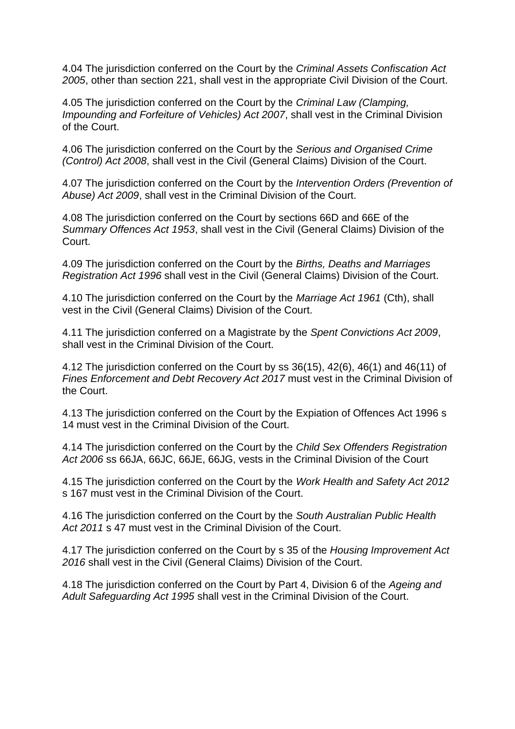4.04 The jurisdiction conferred on the Court by the *Criminal Assets Confiscation Act 2005*, other than section 221, shall vest in the appropriate Civil Division of the Court.

4.05 The jurisdiction conferred on the Court by the *Criminal Law (Clamping, Impounding and Forfeiture of Vehicles) Act 2007*, shall vest in the Criminal Division of the Court.

4.06 The jurisdiction conferred on the Court by the *Serious and Organised Crime (Control) Act 2008*, shall vest in the Civil (General Claims) Division of the Court.

4.07 The jurisdiction conferred on the Court by the *Intervention Orders (Prevention of Abuse) Act 2009*, shall vest in the Criminal Division of the Court.

4.08 The jurisdiction conferred on the Court by sections 66D and 66E of the *Summary Offences Act 1953*, shall vest in the Civil (General Claims) Division of the Court.

4.09 The jurisdiction conferred on the Court by the *Births, Deaths and Marriages Registration Act 1996* shall vest in the Civil (General Claims) Division of the Court.

4.10 The jurisdiction conferred on the Court by the *Marriage Act 1961* (Cth), shall vest in the Civil (General Claims) Division of the Court.

4.11 The jurisdiction conferred on a Magistrate by the *Spent Convictions Act 2009*, shall vest in the Criminal Division of the Court.

4.12 The jurisdiction conferred on the Court by ss 36(15), 42(6), 46(1) and 46(11) of *Fines Enforcement and Debt Recovery Act 2017* must vest in the Criminal Division of the Court.

4.13 The jurisdiction conferred on the Court by the Expiation of Offences Act 1996 s 14 must vest in the Criminal Division of the Court.

4.14 The jurisdiction conferred on the Court by the *Child Sex Offenders Registration Act 2006* ss 66JA, 66JC, 66JE, 66JG, vests in the Criminal Division of the Court

4.15 The jurisdiction conferred on the Court by the *Work Health and Safety Act 2012* s 167 must vest in the Criminal Division of the Court.

4.16 The jurisdiction conferred on the Court by the *South Australian Public Health Act 2011* s 47 must vest in the Criminal Division of the Court.

4.17 The jurisdiction conferred on the Court by s 35 of the *Housing Improvement Act 2016* shall vest in the Civil (General Claims) Division of the Court.

4.18 The jurisdiction conferred on the Court by Part 4, Division 6 of the *Ageing and Adult Safeguarding Act 1995* shall vest in the Criminal Division of the Court.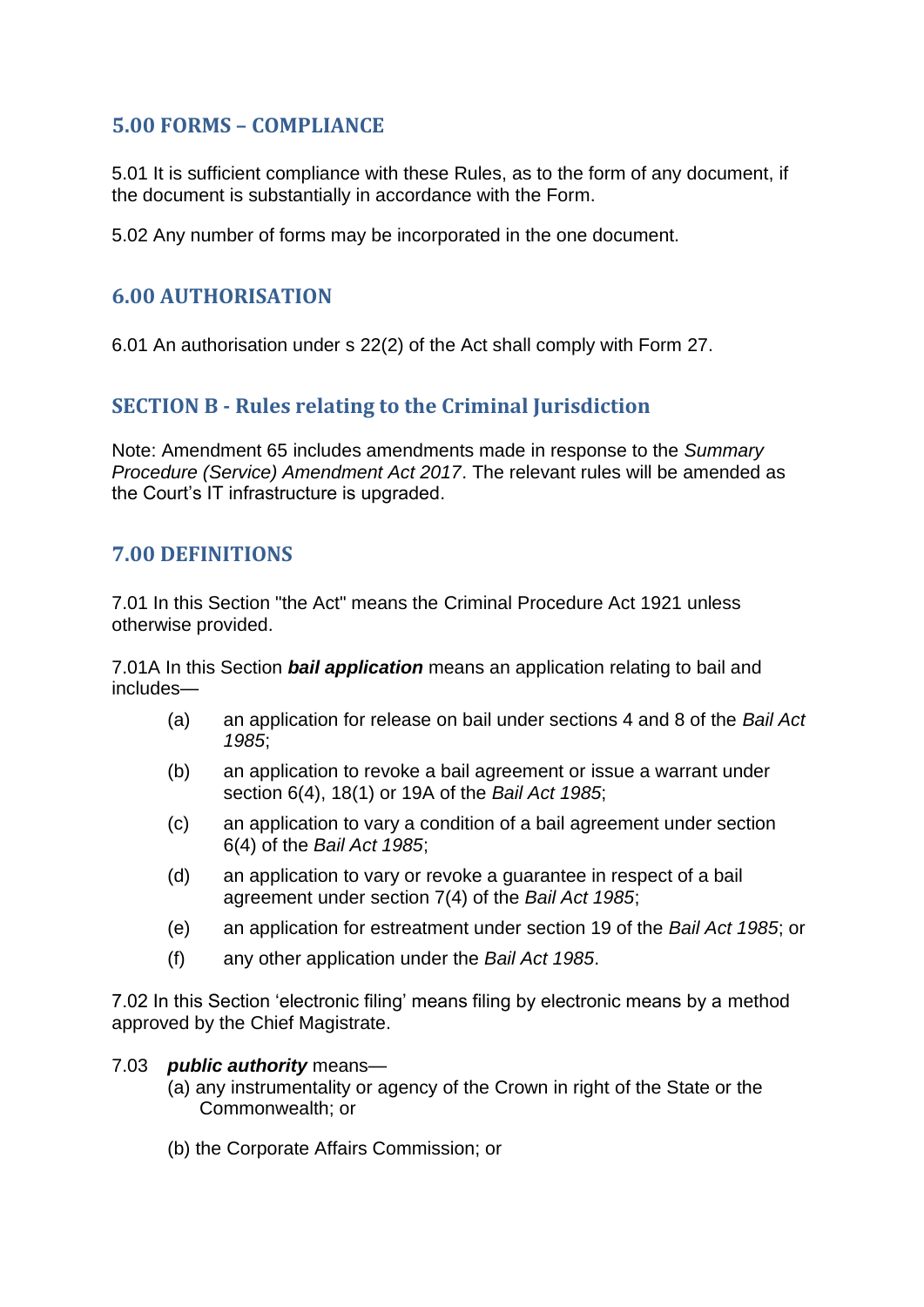## 5.00 FORMS – COMPLIANCE

5.01 It is sufficient compliance with these Rules, as to the form of any document, if the document is substantially in accordance with the Form.

5.02 Any number of forms may be incorporated in the one document.

## 6.00 AUTHORISATION

6.01 An authorisation under s 22(2) of the Act shall comply with Form 27.

## SECTION B - Rules relating to the Criminal Jurisdiction

Note: Amendment 65 includes amendments made in response to the *Summary Procedure (Service) Amendment Act 2017*. The relevant rules will be amended as the Court's IT infrastructure is upgraded.

## 7.00 DEFINITIONS

7.01 In this Section "the Act" means the Criminal Procedure Act 1921 unless otherwise provided.

7.01A In this Section ***bail application*** means an application relating to bail and includes—

- (a) an application for release on bail under sections 4 and 8 of the *Bail Act 1985*;
- (b) an application to revoke a bail agreement or issue a warrant under section 6(4), 18(1) or 19A of the *Bail Act 1985*;
- (c) an application to vary a condition of a bail agreement under section 6(4) of the *Bail Act 1985*;
- (d) an application to vary or revoke a guarantee in respect of a bail agreement under section 7(4) of the *Bail Act 1985*;
- (e) an application for estreatment under section 19 of the *Bail Act 1985*; or
- (f) any other application under the *Bail Act 1985*.

7.02 In this Section 'electronic filing' means filing by electronic means by a method approved by the Chief Magistrate.

7.03 ***public authority*** means—

- (a) any instrumentality or agency of the Crown in right of the State or the Commonwealth; or
- (b) the Corporate Affairs Commission; or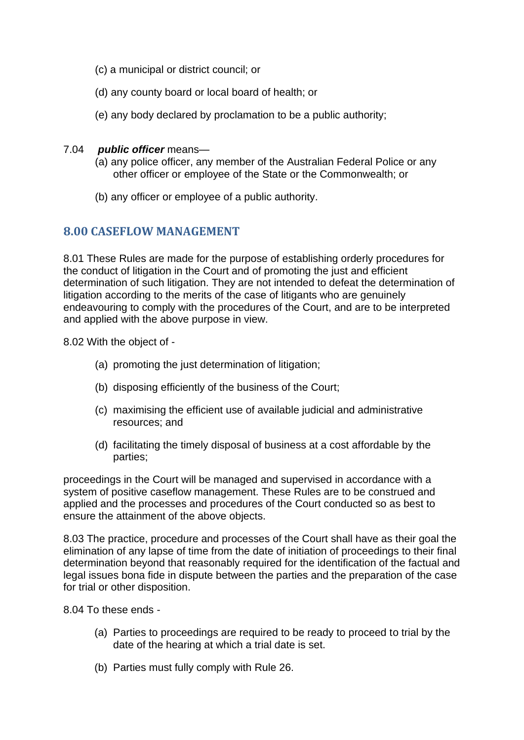(c) a municipal or district council; or

(d) any county board or local board of health; or

(e) any body declared by proclamation to be a public authority;

7.04 ***public officer*** means—

(a) any police officer, any member of the Australian Federal Police or any other officer or employee of the State or the Commonwealth; or

(b) any officer or employee of a public authority.

## 8.00 CASEFLOW MANAGEMENT

8.01 These Rules are made for the purpose of establishing orderly procedures for the conduct of litigation in the Court and of promoting the just and efficient determination of such litigation. They are not intended to defeat the determination of litigation according to the merits of the case of litigants who are genuinely endeavouring to comply with the procedures of the Court, and are to be interpreted and applied with the above purpose in view.

8.02 With the object of -

(a) promoting the just determination of litigation;

(b) disposing efficiently of the business of the Court;

(c) maximising the efficient use of available judicial and administrative resources; and

(d) facilitating the timely disposal of business at a cost affordable by the parties;

proceedings in the Court will be managed and supervised in accordance with a system of positive caseflow management. These Rules are to be construed and applied and the processes and procedures of the Court conducted so as best to ensure the attainment of the above objects.

8.03 The practice, procedure and processes of the Court shall have as their goal the elimination of any lapse of time from the date of initiation of proceedings to their final determination beyond that reasonably required for the identification of the factual and legal issues bona fide in dispute between the parties and the preparation of the case for trial or other disposition.

8.04 To these ends -

(a) Parties to proceedings are required to be ready to proceed to trial by the date of the hearing at which a trial date is set.

(b) Parties must fully comply with Rule 26.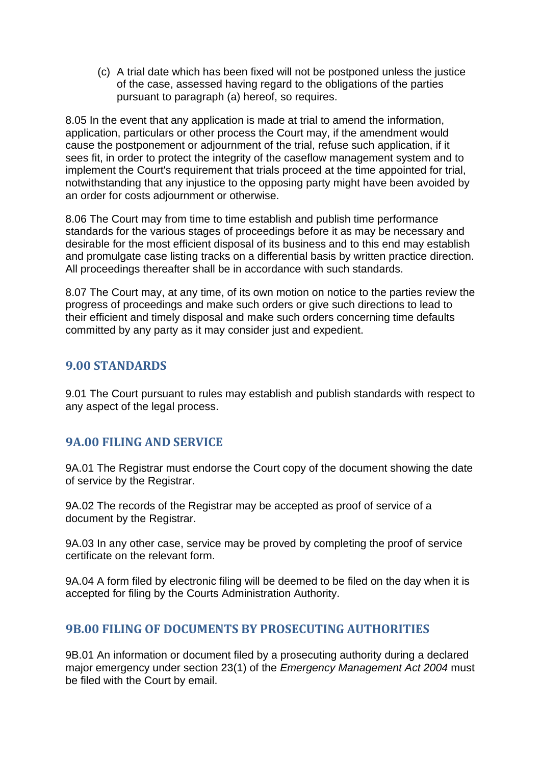(c) A trial date which has been fixed will not be postponed unless the justice of the case, assessed having regard to the obligations of the parties pursuant to paragraph (a) hereof, so requires.

8.05 In the event that any application is made at trial to amend the information, application, particulars or other process the Court may, if the amendment would cause the postponement or adjournment of the trial, refuse such application, if it sees fit, in order to protect the integrity of the caseflow management system and to implement the Court's requirement that trials proceed at the time appointed for trial, notwithstanding that any injustice to the opposing party might have been avoided by an order for costs adjournment or otherwise.

8.06 The Court may from time to time establish and publish time performance standards for the various stages of proceedings before it as may be necessary and desirable for the most efficient disposal of its business and to this end may establish and promulgate case listing tracks on a differential basis by written practice direction. All proceedings thereafter shall be in accordance with such standards.

8.07 The Court may, at any time, of its own motion on notice to the parties review the progress of proceedings and make such orders or give such directions to lead to their efficient and timely disposal and make such orders concerning time defaults committed by any party as it may consider just and expedient.

## 9.00 STANDARDS

9.01 The Court pursuant to rules may establish and publish standards with respect to any aspect of the legal process.

## 9A.00 FILING AND SERVICE

9A.01 The Registrar must endorse the Court copy of the document showing the date of service by the Registrar.

9A.02 The records of the Registrar may be accepted as proof of service of a document by the Registrar.

9A.03 In any other case, service may be proved by completing the proof of service certificate on the relevant form.

9A.04 A form filed by electronic filing will be deemed to be filed on the day when it is accepted for filing by the Courts Administration Authority.

## 9B.00 FILING OF DOCUMENTS BY PROSECUTING AUTHORITIES

9B.01 An information or document filed by a prosecuting authority during a declared major emergency under section 23(1) of the *Emergency Management Act 2004* must be filed with the Court by email.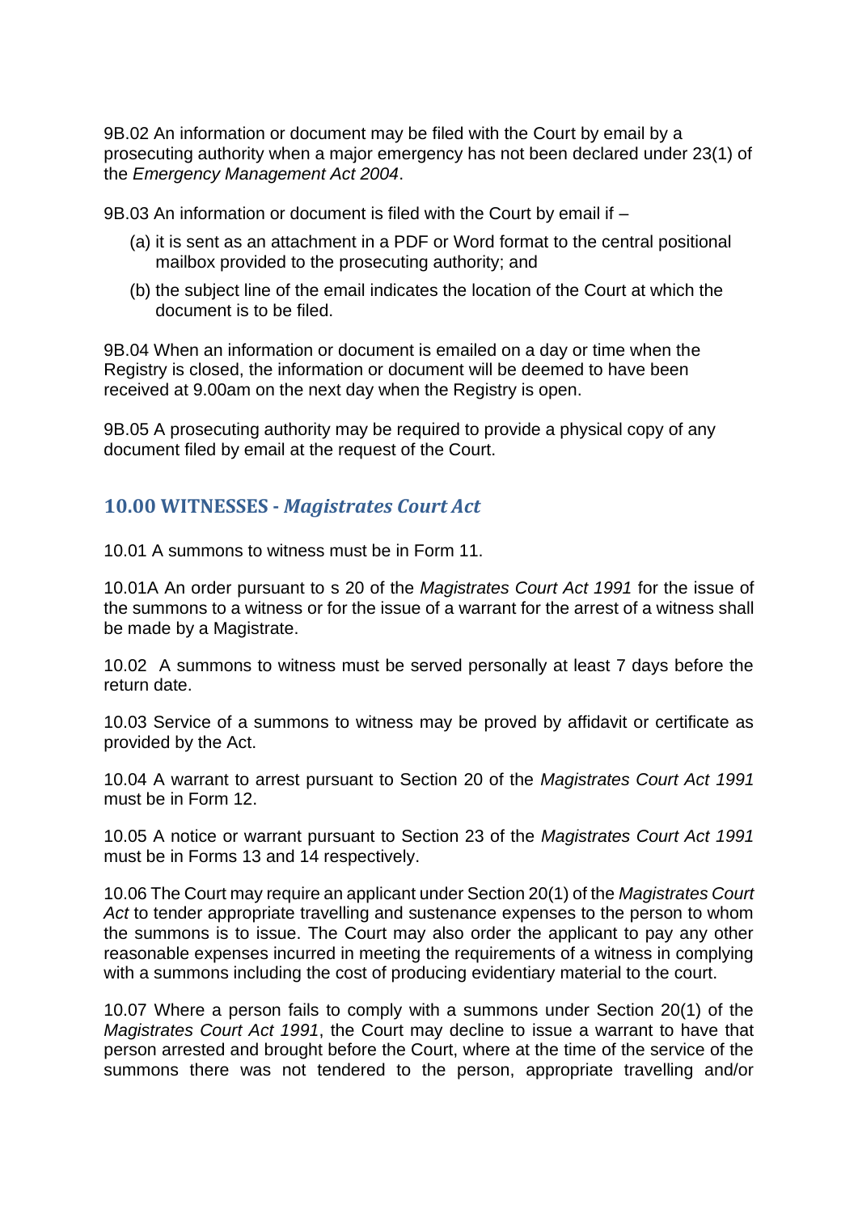9B.02 An information or document may be filed with the Court by email by a prosecuting authority when a major emergency has not been declared under 23(1) of the *Emergency Management Act 2004*.

9B.03 An information or document is filed with the Court by email if –

(a) it is sent as an attachment in a PDF or Word format to the central positional mailbox provided to the prosecuting authority; and

(b) the subject line of the email indicates the location of the Court at which the document is to be filed.

9B.04 When an information or document is emailed on a day or time when the Registry is closed, the information or document will be deemed to have been received at 9.00am on the next day when the Registry is open.

9B.05 A prosecuting authority may be required to provide a physical copy of any document filed by email at the request of the Court.

## 10.00 WITNESSES - *Magistrates Court Act*

10.01 A summons to witness must be in Form 11.

10.01A An order pursuant to s 20 of the *Magistrates Court Act 1991* for the issue of the summons to a witness or for the issue of a warrant for the arrest of a witness shall be made by a Magistrate.

10.02 A summons to witness must be served personally at least 7 days before the return date.

10.03 Service of a summons to witness may be proved by affidavit or certificate as provided by the Act.

10.04 A warrant to arrest pursuant to Section 20 of the *Magistrates Court Act 1991* must be in Form 12.

10.05 A notice or warrant pursuant to Section 23 of the *Magistrates Court Act 1991* must be in Forms 13 and 14 respectively.

10.06 The Court may require an applicant under Section 20(1) of the *Magistrates Court Act* to tender appropriate travelling and sustenance expenses to the person to whom the summons is to issue. The Court may also order the applicant to pay any other reasonable expenses incurred in meeting the requirements of a witness in complying with a summons including the cost of producing evidentiary material to the court.

10.07 Where a person fails to comply with a summons under Section 20(1) of the *Magistrates Court Act 1991*, the Court may decline to issue a warrant to have that person arrested and brought before the Court, where at the time of the service of the summons there was not tendered to the person, appropriate travelling and/or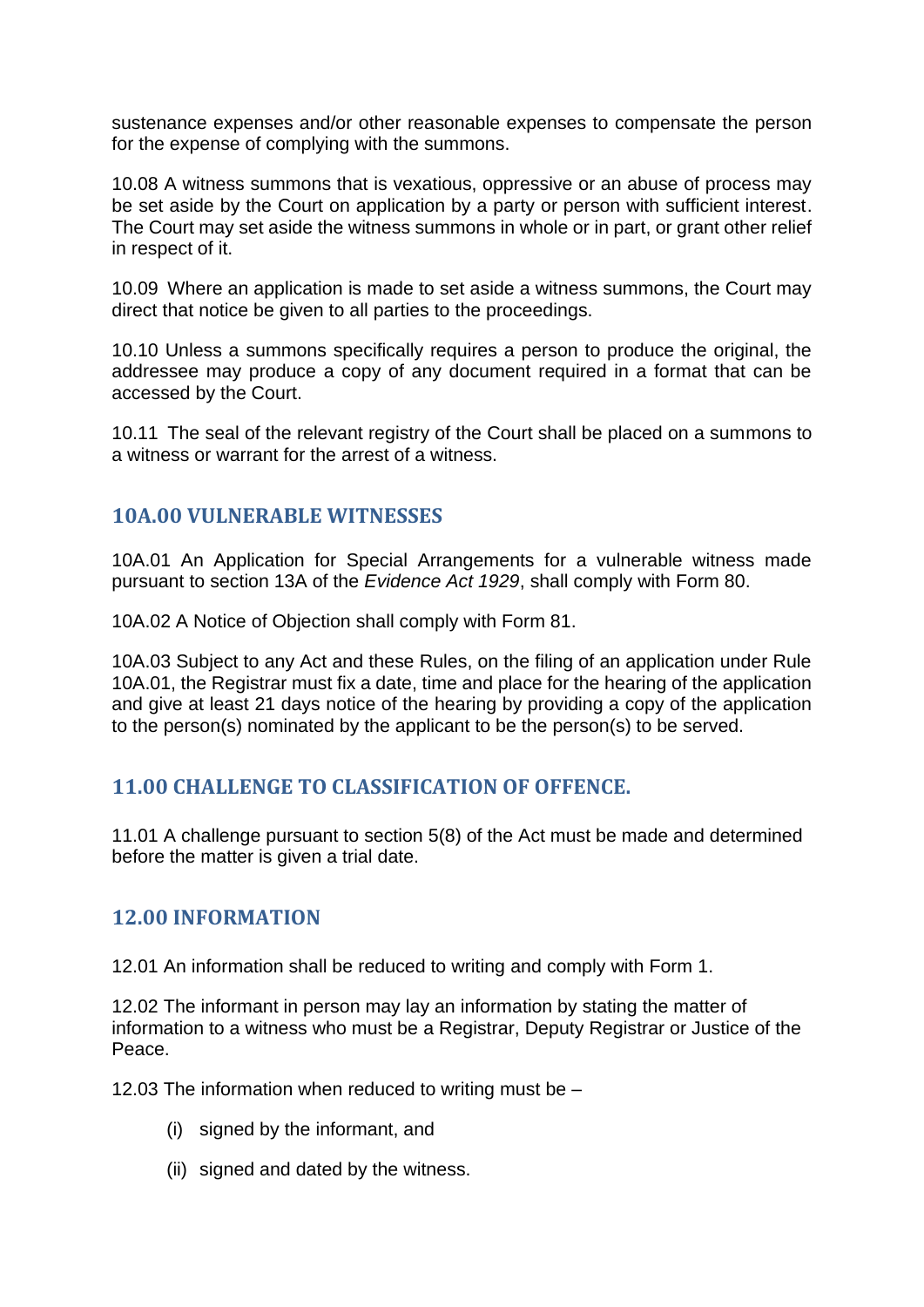sustenance expenses and/or other reasonable expenses to compensate the person for the expense of complying with the summons.

10.08 A witness summons that is vexatious, oppressive or an abuse of process may be set aside by the Court on application by a party or person with sufficient interest. The Court may set aside the witness summons in whole or in part, or grant other relief in respect of it.

10.09 Where an application is made to set aside a witness summons, the Court may direct that notice be given to all parties to the proceedings.

10.10 Unless a summons specifically requires a person to produce the original, the addressee may produce a copy of any document required in a format that can be accessed by the Court.

10.11 The seal of the relevant registry of the Court shall be placed on a summons to a witness or warrant for the arrest of a witness.

## 10A.00 VULNERABLE WITNESSES

10A.01 An Application for Special Arrangements for a vulnerable witness made pursuant to section 13A of the *Evidence Act 1929*, shall comply with Form 80.

10A.02 A Notice of Objection shall comply with Form 81.

10A.03 Subject to any Act and these Rules, on the filing of an application under Rule 10A.01, the Registrar must fix a date, time and place for the hearing of the application and give at least 21 days notice of the hearing by providing a copy of the application to the person(s) nominated by the applicant to be the person(s) to be served.

## 11.00 CHALLENGE TO CLASSIFICATION OF OFFENCE.

11.01 A challenge pursuant to section 5(8) of the Act must be made and determined before the matter is given a trial date.

## 12.00 INFORMATION

12.01 An information shall be reduced to writing and comply with Form 1.

12.02 The informant in person may lay an information by stating the matter of information to a witness who must be a Registrar, Deputy Registrar or Justice of the Peace.

12.03 The information when reduced to writing must be –

(i) signed by the informant, and

(ii) signed and dated by the witness.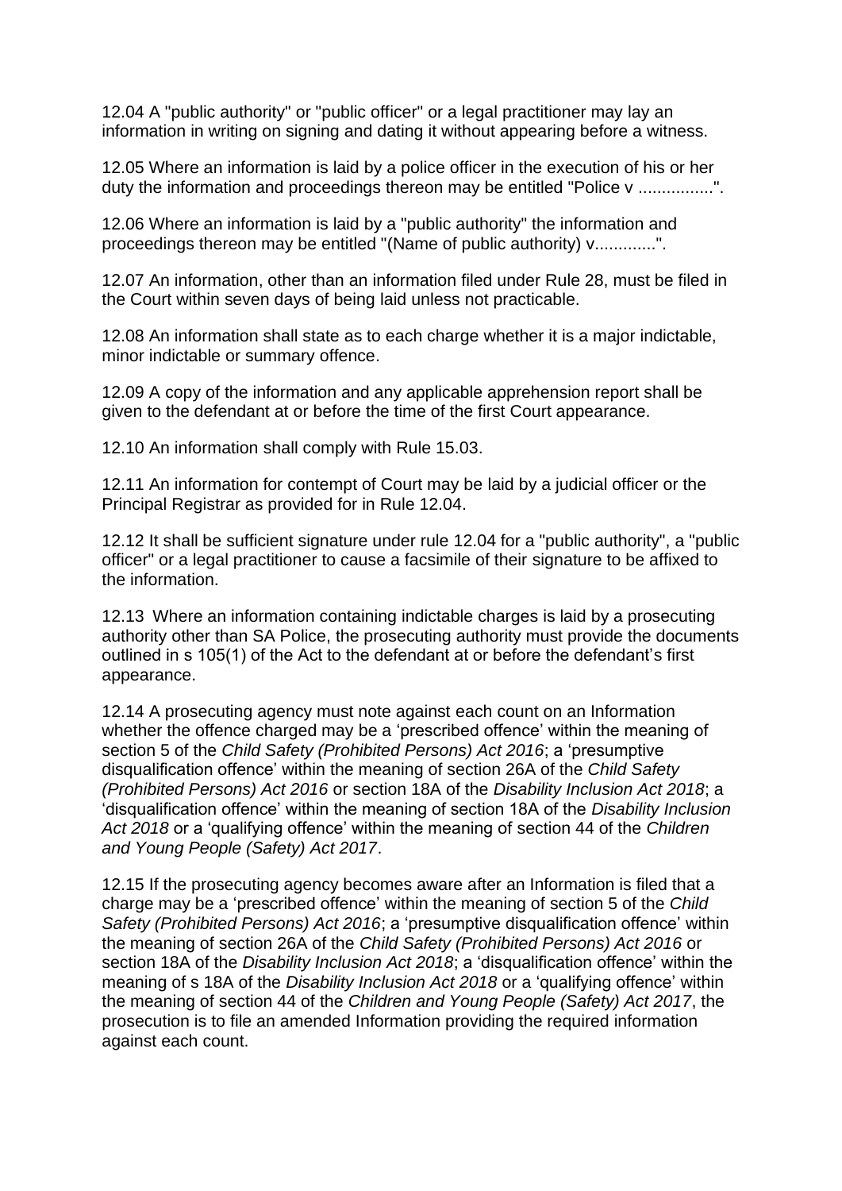12.04 A "public authority" or "public officer" or a legal practitioner may lay an information in writing on signing and dating it without appearing before a witness.

12.05 Where an information is laid by a police officer in the execution of his or her duty the information and proceedings thereon may be entitled "Police v ................".

12.06 Where an information is laid by a "public authority" the information and proceedings thereon may be entitled "(Name of public authority) v.............".

12.07 An information, other than an information filed under Rule 28, must be filed in the Court within seven days of being laid unless not practicable.

12.08 An information shall state as to each charge whether it is a major indictable, minor indictable or summary offence.

12.09 A copy of the information and any applicable apprehension report shall be given to the defendant at or before the time of the first Court appearance.

12.10 An information shall comply with Rule 15.03.

12.11 An information for contempt of Court may be laid by a judicial officer or the Principal Registrar as provided for in Rule 12.04.

12.12 It shall be sufficient signature under rule 12.04 for a "public authority", a "public officer" or a legal practitioner to cause a facsimile of their signature to be affixed to the information.

12.13 Where an information containing indictable charges is laid by a prosecuting authority other than SA Police, the prosecuting authority must provide the documents outlined in s 105(1) of the Act to the defendant at or before the defendant's first appearance.

12.14 A prosecuting agency must note against each count on an Information whether the offence charged may be a 'prescribed offence' within the meaning of section 5 of the *Child Safety (Prohibited Persons) Act 2016*; a 'presumptive disqualification offence' within the meaning of section 26A of the *Child Safety (Prohibited Persons) Act 2016* or section 18A of the *Disability Inclusion Act 2018*; a 'disqualification offence' within the meaning of section 18A of the *Disability Inclusion Act 2018* or a 'qualifying offence' within the meaning of section 44 of the *Children and Young People (Safety) Act 2017*.

12.15 If the prosecuting agency becomes aware after an Information is filed that a charge may be a 'prescribed offence' within the meaning of section 5 of the *Child Safety (Prohibited Persons) Act 2016*; a 'presumptive disqualification offence' within the meaning of section 26A of the *Child Safety (Prohibited Persons) Act 2016* or section 18A of the *Disability Inclusion Act 2018*; a 'disqualification offence' within the meaning of s 18A of the *Disability Inclusion Act 2018* or a 'qualifying offence' within the meaning of section 44 of the *Children and Young People (Safety) Act 2017*, the prosecution is to file an amended Information providing the required information against each count.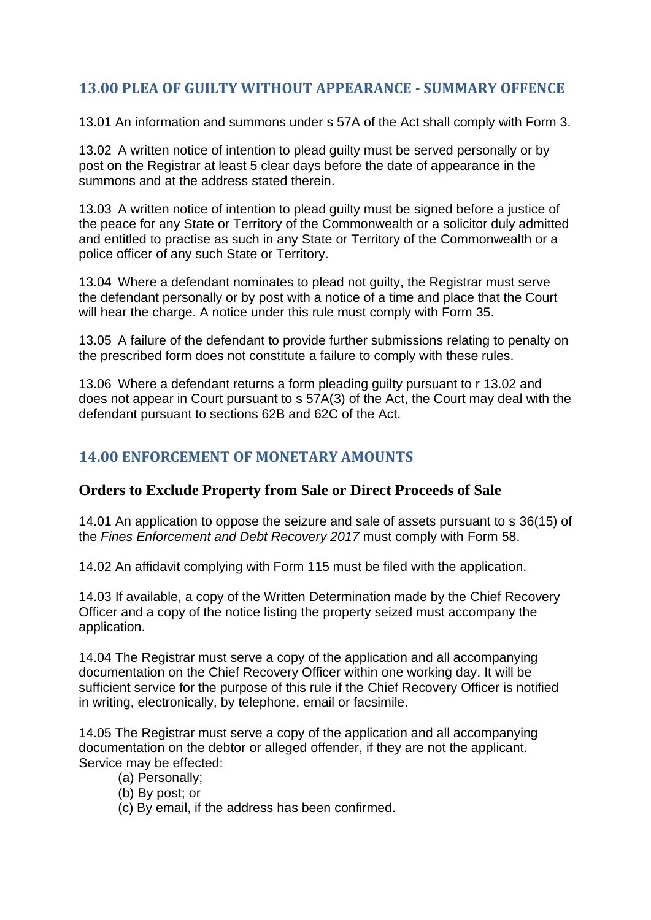## 13.00 PLEA OF GUILTY WITHOUT APPEARANCE - SUMMARY OFFENCE

13.01 An information and summons under s 57A of the Act shall comply with Form 3.

13.02 A written notice of intention to plead guilty must be served personally or by post on the Registrar at least 5 clear days before the date of appearance in the summons and at the address stated therein.

13.03 A written notice of intention to plead guilty must be signed before a justice of the peace for any State or Territory of the Commonwealth or a solicitor duly admitted and entitled to practise as such in any State or Territory of the Commonwealth or a police officer of any such State or Territory.

13.04 Where a defendant nominates to plead not guilty, the Registrar must serve the defendant personally or by post with a notice of a time and place that the Court will hear the charge. A notice under this rule must comply with Form 35.

13.05 A failure of the defendant to provide further submissions relating to penalty on the prescribed form does not constitute a failure to comply with these rules.

13.06 Where a defendant returns a form pleading guilty pursuant to r 13.02 and does not appear in Court pursuant to s 57A(3) of the Act, the Court may deal with the defendant pursuant to sections 62B and 62C of the Act.

## 14.00 ENFORCEMENT OF MONETARY AMOUNTS

### Orders to Exclude Property from Sale or Direct Proceeds of Sale

14.01 An application to oppose the seizure and sale of assets pursuant to s 36(15) of the *Fines Enforcement and Debt Recovery 2017* must comply with Form 58.

14.02 An affidavit complying with Form 115 must be filed with the application.

14.03 If available, a copy of the Written Determination made by the Chief Recovery Officer and a copy of the notice listing the property seized must accompany the application.

14.04 The Registrar must serve a copy of the application and all accompanying documentation on the Chief Recovery Officer within one working day. It will be sufficient service for the purpose of this rule if the Chief Recovery Officer is notified in writing, electronically, by telephone, email or facsimile.

14.05 The Registrar must serve a copy of the application and all accompanying documentation on the debtor or alleged offender, if they are not the applicant. Service may be effected:

- (a) Personally;
- (b) By post; or
- (c) By email, if the address has been confirmed.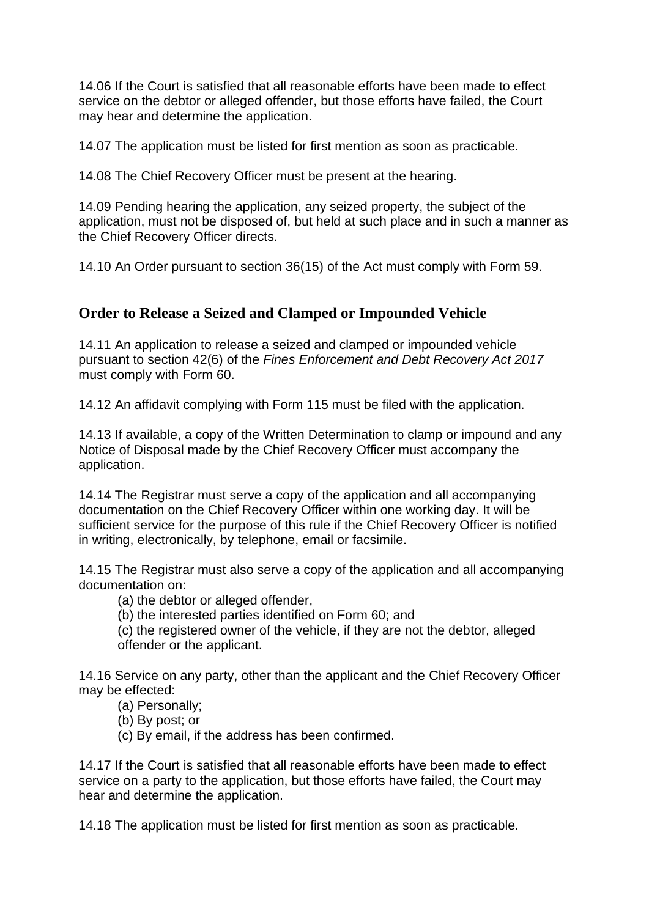14.06 If the Court is satisfied that all reasonable efforts have been made to effect service on the debtor or alleged offender, but those efforts have failed, the Court may hear and determine the application.

14.07 The application must be listed for first mention as soon as practicable.

14.08 The Chief Recovery Officer must be present at the hearing.

14.09 Pending hearing the application, any seized property, the subject of the application, must not be disposed of, but held at such place and in such a manner as the Chief Recovery Officer directs.

14.10 An Order pursuant to section 36(15) of the Act must comply with Form 59.

## Order to Release a Seized and Clamped or Impounded Vehicle

14.11 An application to release a seized and clamped or impounded vehicle pursuant to section 42(6) of the *Fines Enforcement and Debt Recovery Act 2017* must comply with Form 60.

14.12 An affidavit complying with Form 115 must be filed with the application.

14.13 If available, a copy of the Written Determination to clamp or impound and any Notice of Disposal made by the Chief Recovery Officer must accompany the application.

14.14 The Registrar must serve a copy of the application and all accompanying documentation on the Chief Recovery Officer within one working day. It will be sufficient service for the purpose of this rule if the Chief Recovery Officer is notified in writing, electronically, by telephone, email or facsimile.

14.15 The Registrar must also serve a copy of the application and all accompanying documentation on:

(a) the debtor or alleged offender,

(b) the interested parties identified on Form 60; and

(c) the registered owner of the vehicle, if they are not the debtor, alleged offender or the applicant.

14.16 Service on any party, other than the applicant and the Chief Recovery Officer may be effected:

(a) Personally;

(b) By post; or

(c) By email, if the address has been confirmed.

14.17 If the Court is satisfied that all reasonable efforts have been made to effect service on a party to the application, but those efforts have failed, the Court may hear and determine the application.

14.18 The application must be listed for first mention as soon as practicable.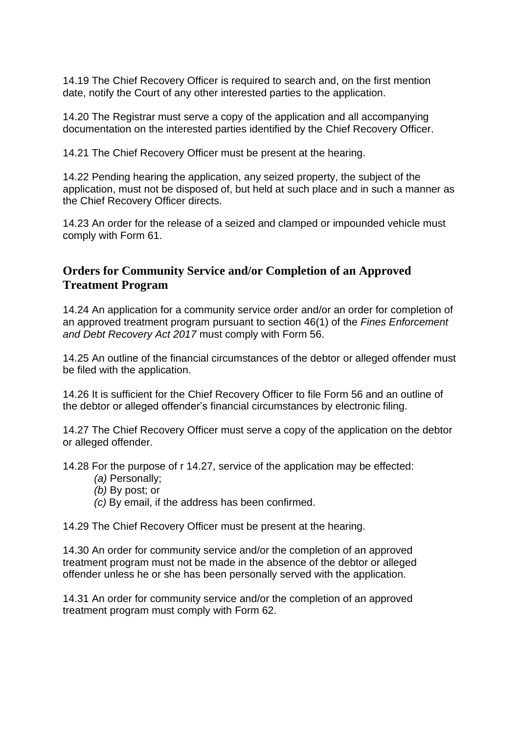14.19 The Chief Recovery Officer is required to search and, on the first mention date, notify the Court of any other interested parties to the application.

14.20 The Registrar must serve a copy of the application and all accompanying documentation on the interested parties identified by the Chief Recovery Officer.

14.21 The Chief Recovery Officer must be present at the hearing.

14.22 Pending hearing the application, any seized property, the subject of the application, must not be disposed of, but held at such place and in such a manner as the Chief Recovery Officer directs.

14.23 An order for the release of a seized and clamped or impounded vehicle must comply with Form 61.

## Orders for Community Service and/or Completion of an Approved Treatment Program

14.24 An application for a community service order and/or an order for completion of an approved treatment program pursuant to section 46(1) of the *Fines Enforcement and Debt Recovery Act 2017* must comply with Form 56.

14.25 An outline of the financial circumstances of the debtor or alleged offender must be filed with the application.

14.26 It is sufficient for the Chief Recovery Officer to file Form 56 and an outline of the debtor or alleged offender's financial circumstances by electronic filing.

14.27 The Chief Recovery Officer must serve a copy of the application on the debtor or alleged offender.

14.28 For the purpose of r 14.27, service of the application may be effected:

- *(a)* Personally;
- *(b)* By post; or
- *(c)* By email, if the address has been confirmed.

14.29 The Chief Recovery Officer must be present at the hearing.

14.30 An order for community service and/or the completion of an approved treatment program must not be made in the absence of the debtor or alleged offender unless he or she has been personally served with the application.

14.31 An order for community service and/or the completion of an approved treatment program must comply with Form 62.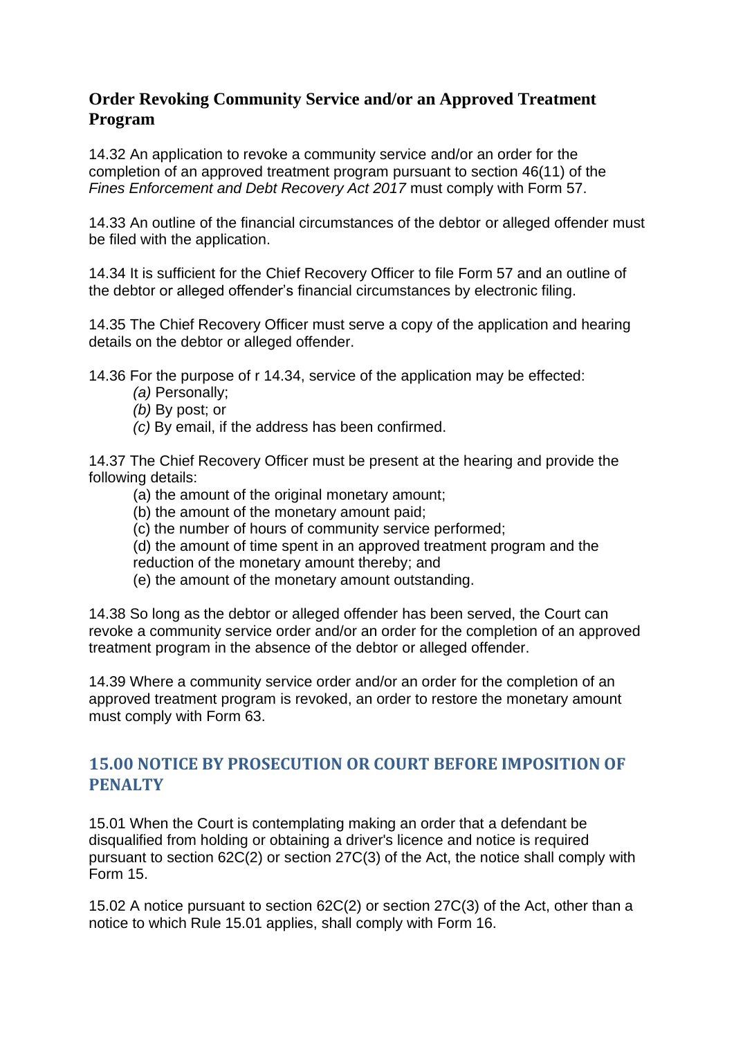### Order Revoking Community Service and/or an Approved Treatment Program

14.32 An application to revoke a community service and/or an order for the completion of an approved treatment program pursuant to section 46(11) of the *Fines Enforcement and Debt Recovery Act 2017* must comply with Form 57.

14.33 An outline of the financial circumstances of the debtor or alleged offender must be filed with the application.

14.34 It is sufficient for the Chief Recovery Officer to file Form 57 and an outline of the debtor or alleged offender's financial circumstances by electronic filing.

14.35 The Chief Recovery Officer must serve a copy of the application and hearing details on the debtor or alleged offender.

14.36 For the purpose of r 14.34, service of the application may be effected:

- *(a)* Personally;
- *(b)* By post; or
- *(c)* By email, if the address has been confirmed.

14.37 The Chief Recovery Officer must be present at the hearing and provide the following details:

- (a) the amount of the original monetary amount;
- (b) the amount of the monetary amount paid;
- (c) the number of hours of community service performed;
- (d) the amount of time spent in an approved treatment program and the reduction of the monetary amount thereby; and
- (e) the amount of the monetary amount outstanding.

14.38 So long as the debtor or alleged offender has been served, the Court can revoke a community service order and/or an order for the completion of an approved treatment program in the absence of the debtor or alleged offender.

14.39 Where a community service order and/or an order for the completion of an approved treatment program is revoked, an order to restore the monetary amount must comply with Form 63.

## 15.00 NOTICE BY PROSECUTION OR COURT BEFORE IMPOSITION OF PENALTY

15.01 When the Court is contemplating making an order that a defendant be disqualified from holding or obtaining a driver's licence and notice is required pursuant to section 62C(2) or section 27C(3) of the Act, the notice shall comply with Form 15.

15.02 A notice pursuant to section 62C(2) or section 27C(3) of the Act, other than a notice to which Rule 15.01 applies, shall comply with Form 16.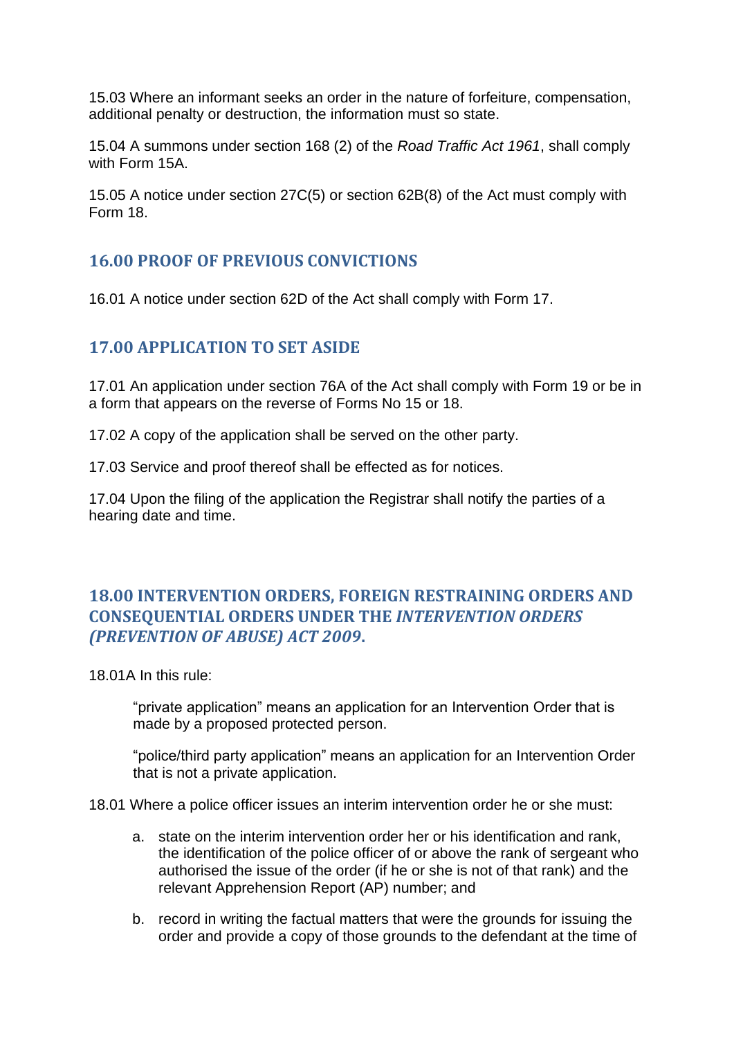15.03 Where an informant seeks an order in the nature of forfeiture, compensation, additional penalty or destruction, the information must so state.

15.04 A summons under section 168 (2) of the *Road Traffic Act 1961*, shall comply with Form 15A.

15.05 A notice under section 27C(5) or section 62B(8) of the Act must comply with Form 18.

## 16.00 PROOF OF PREVIOUS CONVICTIONS

16.01 A notice under section 62D of the Act shall comply with Form 17.

## 17.00 APPLICATION TO SET ASIDE

17.01 An application under section 76A of the Act shall comply with Form 19 or be in a form that appears on the reverse of Forms No 15 or 18.

17.02 A copy of the application shall be served on the other party.

17.03 Service and proof thereof shall be effected as for notices.

17.04 Upon the filing of the application the Registrar shall notify the parties of a hearing date and time.

## 18.00 INTERVENTION ORDERS, FOREIGN RESTRAINING ORDERS AND CONSEQUENTIAL ORDERS UNDER THE *INTERVENTION ORDERS (PREVENTION OF ABUSE) ACT 2009*.

18.01A In this rule:

> "private application" means an application for an Intervention Order that is made by a proposed protected person.
>
> "police/third party application" means an application for an Intervention Order that is not a private application.

18.01 Where a police officer issues an interim intervention order he or she must:

a. state on the interim intervention order her or his identification and rank, the identification of the police officer of or above the rank of sergeant who authorised the issue of the order (if he or she is not of that rank) and the relevant Apprehension Report (AP) number; and

b. record in writing the factual matters that were the grounds for issuing the order and provide a copy of those grounds to the defendant at the time of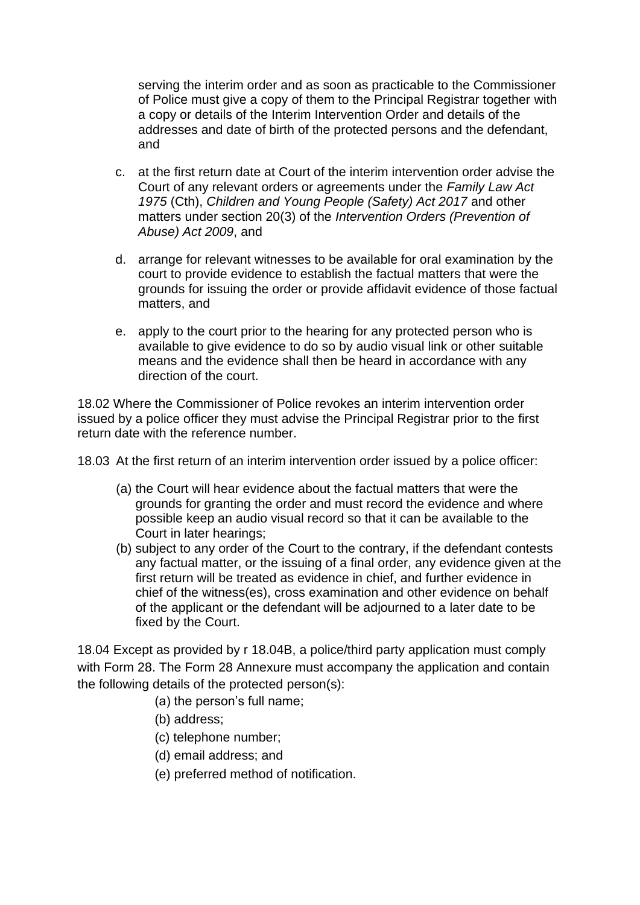serving the interim order and as soon as practicable to the Commissioner of Police must give a copy of them to the Principal Registrar together with a copy or details of the Interim Intervention Order and details of the addresses and date of birth of the protected persons and the defendant, and

c. at the first return date at Court of the interim intervention order advise the Court of any relevant orders or agreements under the *Family Law Act 1975* (Cth), *Children and Young People (Safety) Act 2017* and other matters under section 20(3) of the *Intervention Orders (Prevention of Abuse) Act 2009*, and

d. arrange for relevant witnesses to be available for oral examination by the court to provide evidence to establish the factual matters that were the grounds for issuing the order or provide affidavit evidence of those factual matters, and

e. apply to the court prior to the hearing for any protected person who is available to give evidence to do so by audio visual link or other suitable means and the evidence shall then be heard in accordance with any direction of the court.

18.02 Where the Commissioner of Police revokes an interim intervention order issued by a police officer they must advise the Principal Registrar prior to the first return date with the reference number.

18.03 At the first return of an interim intervention order issued by a police officer:

(a) the Court will hear evidence about the factual matters that were the grounds for granting the order and must record the evidence and where possible keep an audio visual record so that it can be available to the Court in later hearings;

(b) subject to any order of the Court to the contrary, if the defendant contests any factual matter, or the issuing of a final order, any evidence given at the first return will be treated as evidence in chief, and further evidence in chief of the witness(es), cross examination and other evidence on behalf of the applicant or the defendant will be adjourned to a later date to be fixed by the Court.

18.04 Except as provided by r 18.04B, a police/third party application must comply with Form 28. The Form 28 Annexure must accompany the application and contain the following details of the protected person(s):

(a) the person's full name;

(b) address;

(c) telephone number;

(d) email address; and

(e) preferred method of notification.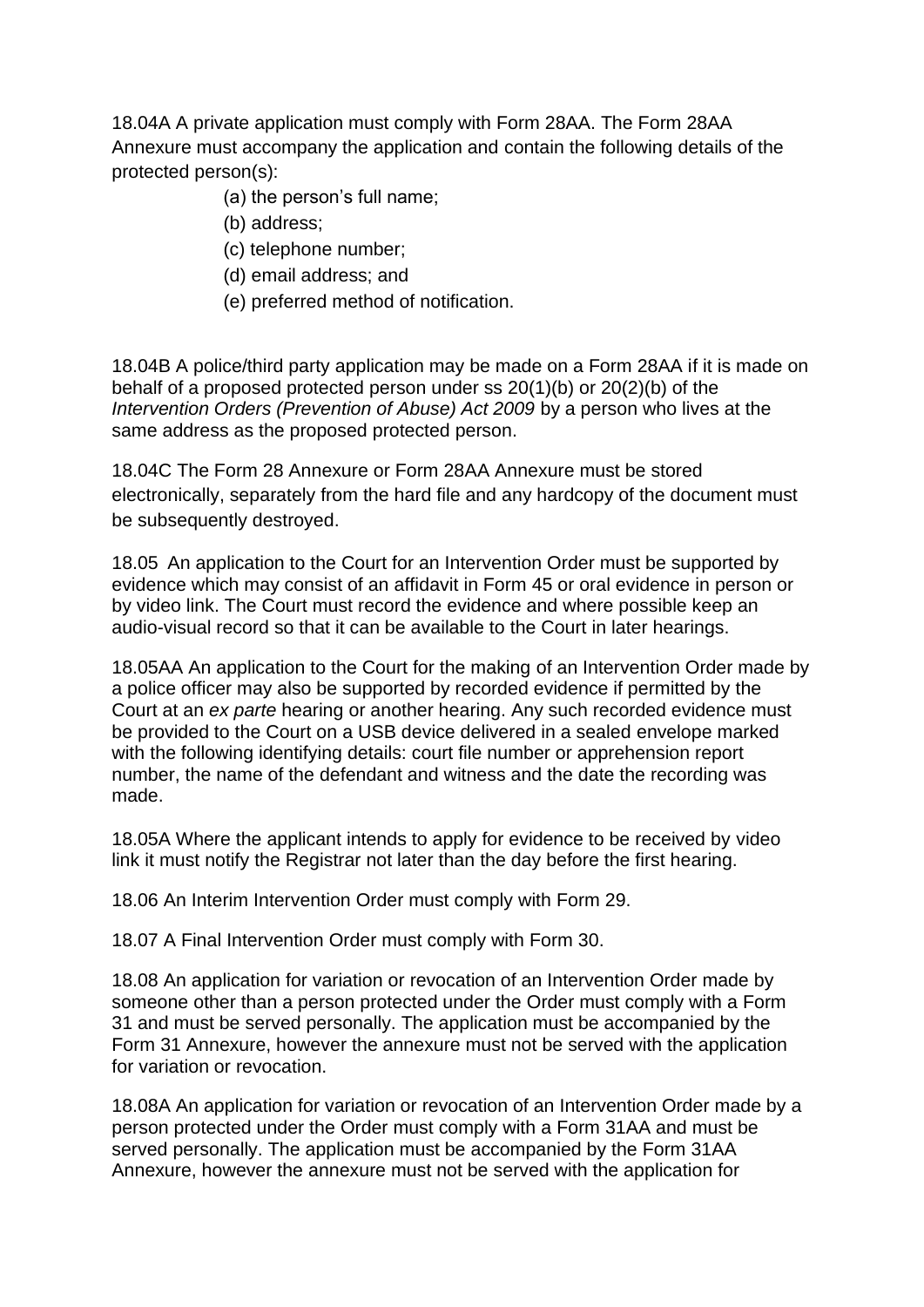18.04A A private application must comply with Form 28AA. The Form 28AA Annexure must accompany the application and contain the following details of the protected person(s):

(a) the person's full name;

(b) address;

(c) telephone number;

(d) email address; and

(e) preferred method of notification.

18.04B A police/third party application may be made on a Form 28AA if it is made on behalf of a proposed protected person under ss 20(1)(b) or 20(2)(b) of the *Intervention Orders (Prevention of Abuse) Act 2009* by a person who lives at the same address as the proposed protected person.

18.04C The Form 28 Annexure or Form 28AA Annexure must be stored electronically, separately from the hard file and any hardcopy of the document must be subsequently destroyed.

18.05 An application to the Court for an Intervention Order must be supported by evidence which may consist of an affidavit in Form 45 or oral evidence in person or by video link. The Court must record the evidence and where possible keep an audio-visual record so that it can be available to the Court in later hearings.

18.05AA An application to the Court for the making of an Intervention Order made by a police officer may also be supported by recorded evidence if permitted by the Court at an *ex parte* hearing or another hearing. Any such recorded evidence must be provided to the Court on a USB device delivered in a sealed envelope marked with the following identifying details: court file number or apprehension report number, the name of the defendant and witness and the date the recording was made.

18.05A Where the applicant intends to apply for evidence to be received by video link it must notify the Registrar not later than the day before the first hearing.

18.06 An Interim Intervention Order must comply with Form 29.

18.07 A Final Intervention Order must comply with Form 30.

18.08 An application for variation or revocation of an Intervention Order made by someone other than a person protected under the Order must comply with a Form 31 and must be served personally. The application must be accompanied by the Form 31 Annexure, however the annexure must not be served with the application for variation or revocation.

18.08A An application for variation or revocation of an Intervention Order made by a person protected under the Order must comply with a Form 31AA and must be served personally. The application must be accompanied by the Form 31AA Annexure, however the annexure must not be served with the application for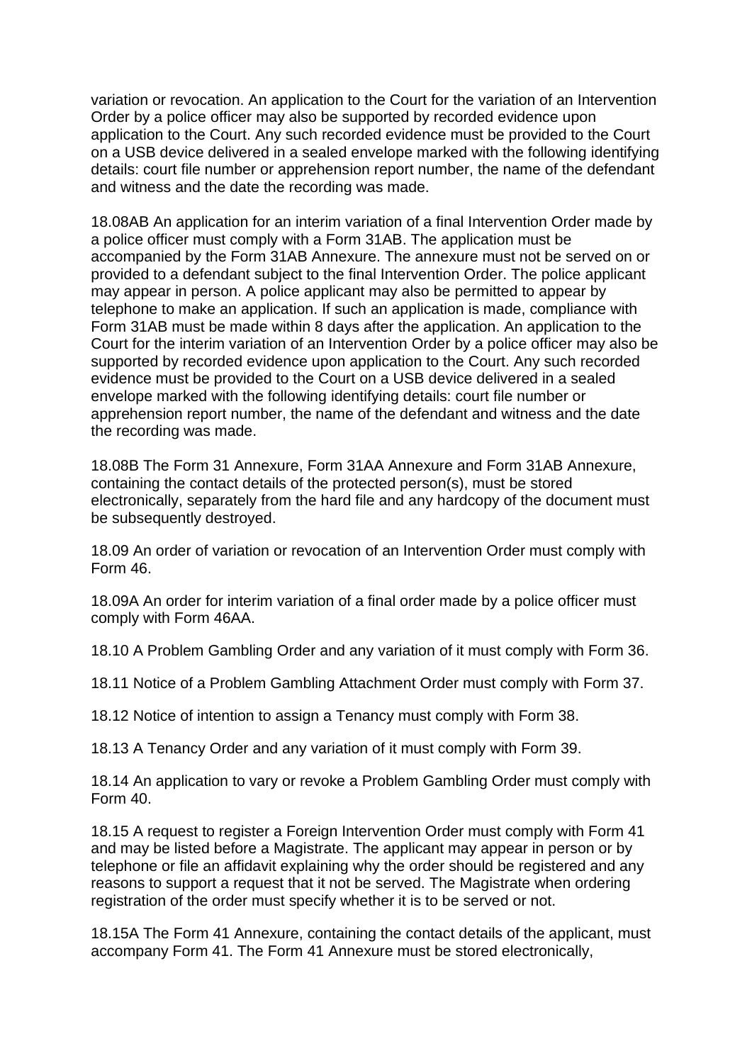variation or revocation. An application to the Court for the variation of an Intervention Order by a police officer may also be supported by recorded evidence upon application to the Court. Any such recorded evidence must be provided to the Court on a USB device delivered in a sealed envelope marked with the following identifying details: court file number or apprehension report number, the name of the defendant and witness and the date the recording was made.

18.08AB An application for an interim variation of a final Intervention Order made by a police officer must comply with a Form 31AB. The application must be accompanied by the Form 31AB Annexure. The annexure must not be served on or provided to a defendant subject to the final Intervention Order. The police applicant may appear in person. A police applicant may also be permitted to appear by telephone to make an application. If such an application is made, compliance with Form 31AB must be made within 8 days after the application. An application to the Court for the interim variation of an Intervention Order by a police officer may also be supported by recorded evidence upon application to the Court. Any such recorded evidence must be provided to the Court on a USB device delivered in a sealed envelope marked with the following identifying details: court file number or apprehension report number, the name of the defendant and witness and the date the recording was made.

18.08B The Form 31 Annexure, Form 31AA Annexure and Form 31AB Annexure, containing the contact details of the protected person(s), must be stored electronically, separately from the hard file and any hardcopy of the document must be subsequently destroyed.

18.09 An order of variation or revocation of an Intervention Order must comply with Form 46.

18.09A An order for interim variation of a final order made by a police officer must comply with Form 46AA.

18.10 A Problem Gambling Order and any variation of it must comply with Form 36.

18.11 Notice of a Problem Gambling Attachment Order must comply with Form 37.

18.12 Notice of intention to assign a Tenancy must comply with Form 38.

18.13 A Tenancy Order and any variation of it must comply with Form 39.

18.14 An application to vary or revoke a Problem Gambling Order must comply with Form 40.

18.15 A request to register a Foreign Intervention Order must comply with Form 41 and may be listed before a Magistrate. The applicant may appear in person or by telephone or file an affidavit explaining why the order should be registered and any reasons to support a request that it not be served. The Magistrate when ordering registration of the order must specify whether it is to be served or not.

18.15A The Form 41 Annexure, containing the contact details of the applicant, must accompany Form 41. The Form 41 Annexure must be stored electronically,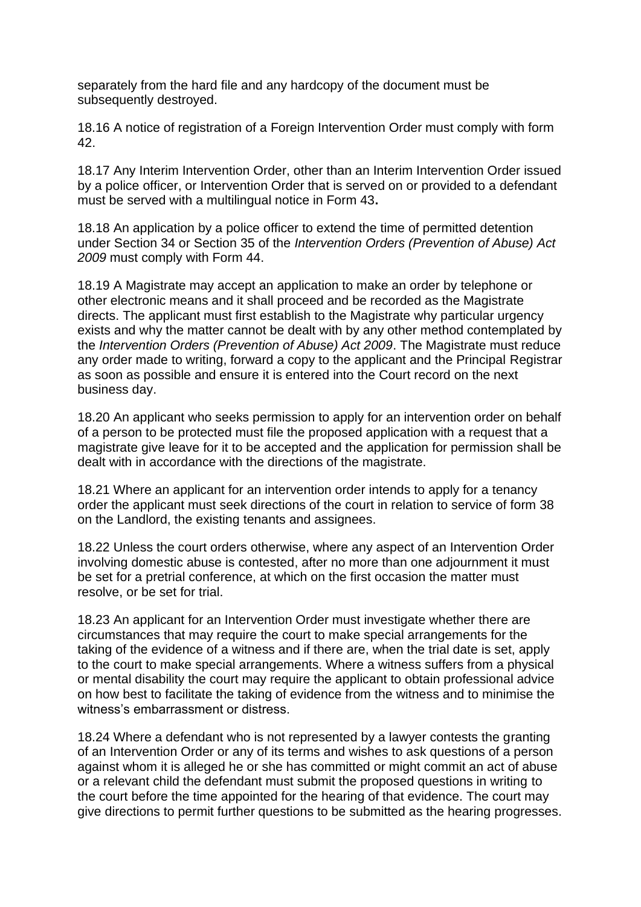separately from the hard file and any hardcopy of the document must be subsequently destroyed.

18.16 A notice of registration of a Foreign Intervention Order must comply with form 42.

18.17 Any Interim Intervention Order, other than an Interim Intervention Order issued by a police officer, or Intervention Order that is served on or provided to a defendant must be served with a multilingual notice in Form 43**.**

18.18 An application by a police officer to extend the time of permitted detention under Section 34 or Section 35 of the *Intervention Orders (Prevention of Abuse) Act 2009* must comply with Form 44.

18.19 A Magistrate may accept an application to make an order by telephone or other electronic means and it shall proceed and be recorded as the Magistrate directs. The applicant must first establish to the Magistrate why particular urgency exists and why the matter cannot be dealt with by any other method contemplated by the *Intervention Orders (Prevention of Abuse) Act 2009*. The Magistrate must reduce any order made to writing, forward a copy to the applicant and the Principal Registrar as soon as possible and ensure it is entered into the Court record on the next business day.

18.20 An applicant who seeks permission to apply for an intervention order on behalf of a person to be protected must file the proposed application with a request that a magistrate give leave for it to be accepted and the application for permission shall be dealt with in accordance with the directions of the magistrate.

18.21 Where an applicant for an intervention order intends to apply for a tenancy order the applicant must seek directions of the court in relation to service of form 38 on the Landlord, the existing tenants and assignees.

18.22 Unless the court orders otherwise, where any aspect of an Intervention Order involving domestic abuse is contested, after no more than one adjournment it must be set for a pretrial conference, at which on the first occasion the matter must resolve, or be set for trial.

18.23 An applicant for an Intervention Order must investigate whether there are circumstances that may require the court to make special arrangements for the taking of the evidence of a witness and if there are, when the trial date is set, apply to the court to make special arrangements. Where a witness suffers from a physical or mental disability the court may require the applicant to obtain professional advice on how best to facilitate the taking of evidence from the witness and to minimise the witness's embarrassment or distress.

18.24 Where a defendant who is not represented by a lawyer contests the granting of an Intervention Order or any of its terms and wishes to ask questions of a person against whom it is alleged he or she has committed or might commit an act of abuse or a relevant child the defendant must submit the proposed questions in writing to the court before the time appointed for the hearing of that evidence. The court may give directions to permit further questions to be submitted as the hearing progresses.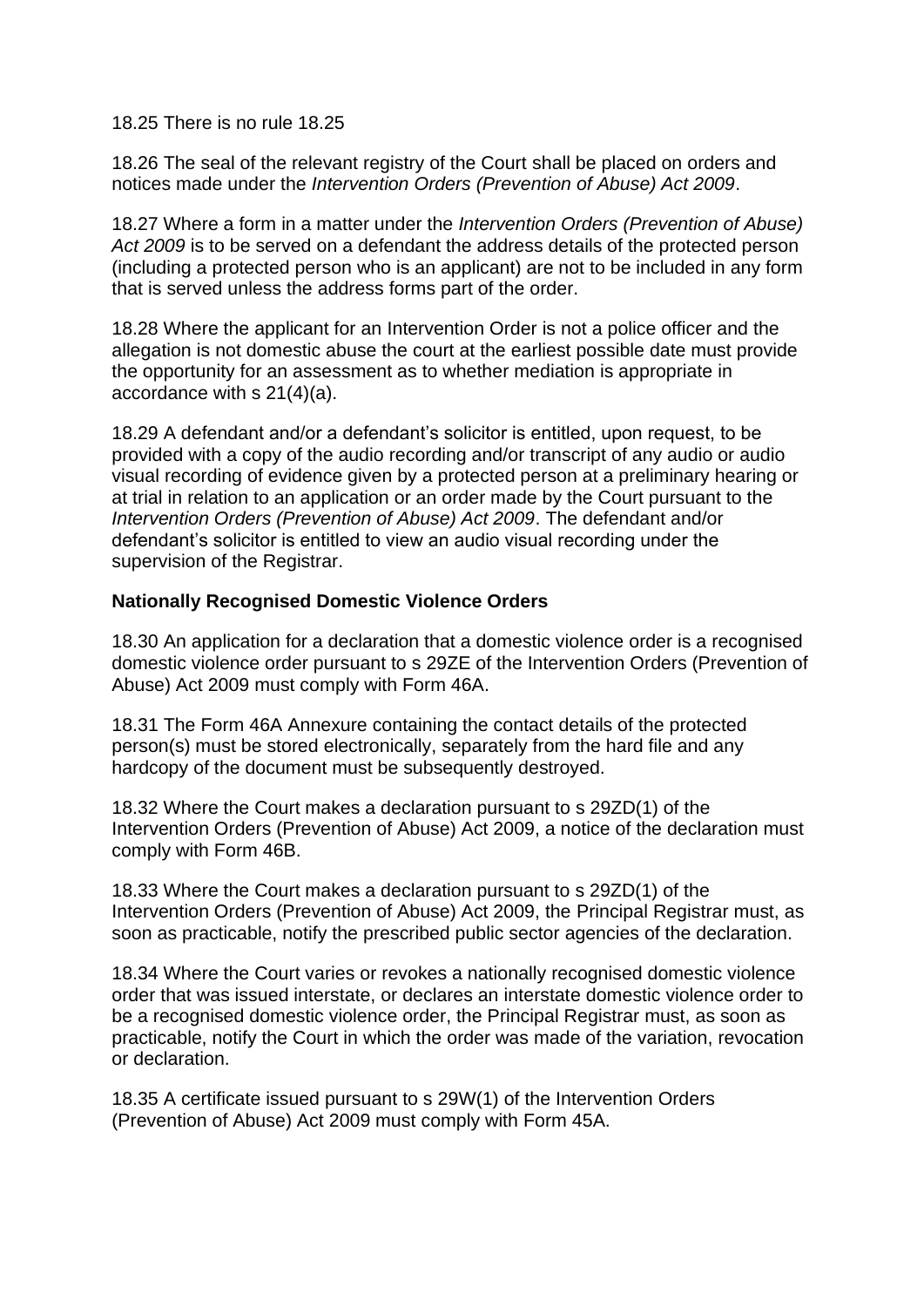18.25 There is no rule 18.25

18.26 The seal of the relevant registry of the Court shall be placed on orders and notices made under the *Intervention Orders (Prevention of Abuse) Act 2009*.

18.27 Where a form in a matter under the *Intervention Orders (Prevention of Abuse) Act 2009* is to be served on a defendant the address details of the protected person (including a protected person who is an applicant) are not to be included in any form that is served unless the address forms part of the order.

18.28 Where the applicant for an Intervention Order is not a police officer and the allegation is not domestic abuse the court at the earliest possible date must provide the opportunity for an assessment as to whether mediation is appropriate in accordance with s 21(4)(a).

18.29 A defendant and/or a defendant's solicitor is entitled, upon request, to be provided with a copy of the audio recording and/or transcript of any audio or audio visual recording of evidence given by a protected person at a preliminary hearing or at trial in relation to an application or an order made by the Court pursuant to the *Intervention Orders (Prevention of Abuse) Act 2009*. The defendant and/or defendant's solicitor is entitled to view an audio visual recording under the supervision of the Registrar.

**Nationally Recognised Domestic Violence Orders**

18.30 An application for a declaration that a domestic violence order is a recognised domestic violence order pursuant to s 29ZE of the Intervention Orders (Prevention of Abuse) Act 2009 must comply with Form 46A.

18.31 The Form 46A Annexure containing the contact details of the protected person(s) must be stored electronically, separately from the hard file and any hardcopy of the document must be subsequently destroyed.

18.32 Where the Court makes a declaration pursuant to s 29ZD(1) of the Intervention Orders (Prevention of Abuse) Act 2009, a notice of the declaration must comply with Form 46B.

18.33 Where the Court makes a declaration pursuant to s 29ZD(1) of the Intervention Orders (Prevention of Abuse) Act 2009, the Principal Registrar must, as soon as practicable, notify the prescribed public sector agencies of the declaration.

18.34 Where the Court varies or revokes a nationally recognised domestic violence order that was issued interstate, or declares an interstate domestic violence order to be a recognised domestic violence order, the Principal Registrar must, as soon as practicable, notify the Court in which the order was made of the variation, revocation or declaration.

18.35 A certificate issued pursuant to s 29W(1) of the Intervention Orders (Prevention of Abuse) Act 2009 must comply with Form 45A.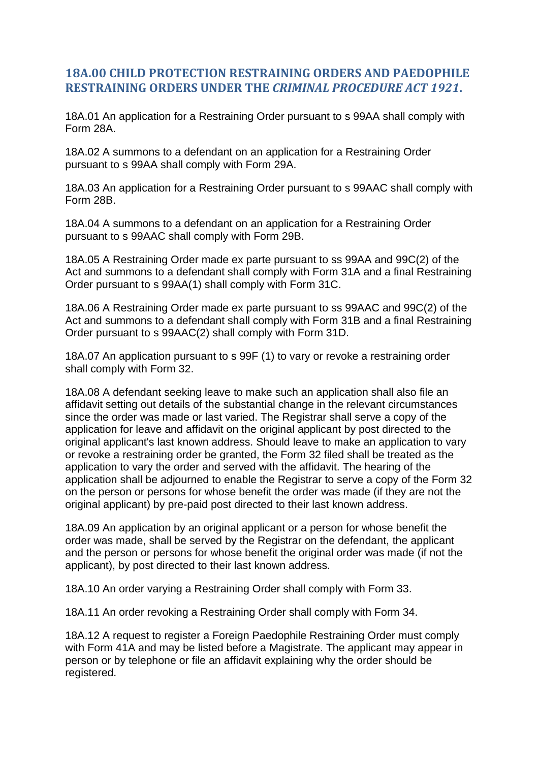## 18A.00 CHILD PROTECTION RESTRAINING ORDERS AND PAEDOPHILE RESTRAINING ORDERS UNDER THE *CRIMINAL PROCEDURE ACT 1921*.

18A.01 An application for a Restraining Order pursuant to s 99AA shall comply with Form 28A.

18A.02 A summons to a defendant on an application for a Restraining Order pursuant to s 99AA shall comply with Form 29A.

18A.03 An application for a Restraining Order pursuant to s 99AAC shall comply with Form 28B.

18A.04 A summons to a defendant on an application for a Restraining Order pursuant to s 99AAC shall comply with Form 29B.

18A.05 A Restraining Order made ex parte pursuant to ss 99AA and 99C(2) of the Act and summons to a defendant shall comply with Form 31A and a final Restraining Order pursuant to s 99AA(1) shall comply with Form 31C.

18A.06 A Restraining Order made ex parte pursuant to ss 99AAC and 99C(2) of the Act and summons to a defendant shall comply with Form 31B and a final Restraining Order pursuant to s 99AAC(2) shall comply with Form 31D.

18A.07 An application pursuant to s 99F (1) to vary or revoke a restraining order shall comply with Form 32.

18A.08 A defendant seeking leave to make such an application shall also file an affidavit setting out details of the substantial change in the relevant circumstances since the order was made or last varied. The Registrar shall serve a copy of the application for leave and affidavit on the original applicant by post directed to the original applicant's last known address. Should leave to make an application to vary or revoke a restraining order be granted, the Form 32 filed shall be treated as the application to vary the order and served with the affidavit. The hearing of the application shall be adjourned to enable the Registrar to serve a copy of the Form 32 on the person or persons for whose benefit the order was made (if they are not the original applicant) by pre-paid post directed to their last known address.

18A.09 An application by an original applicant or a person for whose benefit the order was made, shall be served by the Registrar on the defendant, the applicant and the person or persons for whose benefit the original order was made (if not the applicant), by post directed to their last known address.

18A.10 An order varying a Restraining Order shall comply with Form 33.

18A.11 An order revoking a Restraining Order shall comply with Form 34.

18A.12 A request to register a Foreign Paedophile Restraining Order must comply with Form 41A and may be listed before a Magistrate. The applicant may appear in person or by telephone or file an affidavit explaining why the order should be registered.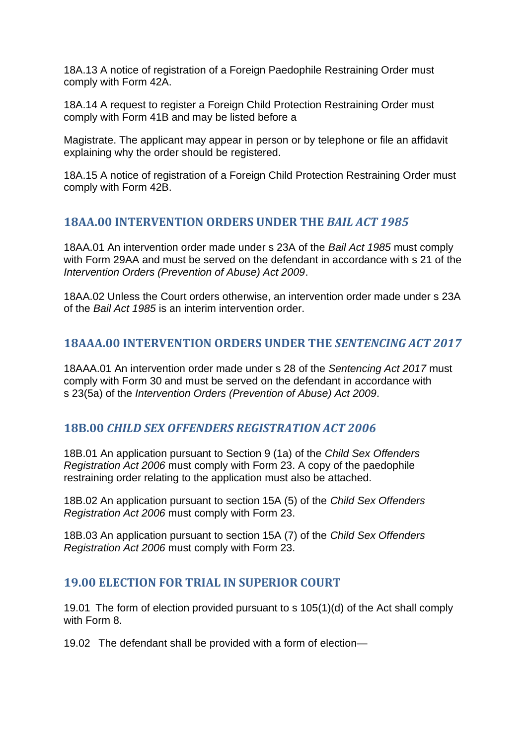18A.13 A notice of registration of a Foreign Paedophile Restraining Order must comply with Form 42A.

18A.14 A request to register a Foreign Child Protection Restraining Order must comply with Form 41B and may be listed before a

Magistrate. The applicant may appear in person or by telephone or file an affidavit explaining why the order should be registered.

18A.15 A notice of registration of a Foreign Child Protection Restraining Order must comply with Form 42B.

## 18AA.00 INTERVENTION ORDERS UNDER THE *BAIL ACT 1985*

18AA.01 An intervention order made under s 23A of the *Bail Act 1985* must comply with Form 29AA and must be served on the defendant in accordance with s 21 of the *Intervention Orders (Prevention of Abuse) Act 2009*.

18AA.02 Unless the Court orders otherwise, an intervention order made under s 23A of the *Bail Act 1985* is an interim intervention order.

## 18AAA.00 INTERVENTION ORDERS UNDER THE *SENTENCING ACT 2017*

18AAA.01 An intervention order made under s 28 of the *Sentencing Act 2017* must comply with Form 30 and must be served on the defendant in accordance with s 23(5a) of the *Intervention Orders (Prevention of Abuse) Act 2009*.

## 18B.00 *CHILD SEX OFFENDERS REGISTRATION ACT 2006*

18B.01 An application pursuant to Section 9 (1a) of the *Child Sex Offenders Registration Act 2006* must comply with Form 23. A copy of the paedophile restraining order relating to the application must also be attached.

18B.02 An application pursuant to section 15A (5) of the *Child Sex Offenders Registration Act 2006* must comply with Form 23.

18B.03 An application pursuant to section 15A (7) of the *Child Sex Offenders Registration Act 2006* must comply with Form 23.

## 19.00 ELECTION FOR TRIAL IN SUPERIOR COURT

19.01 The form of election provided pursuant to s 105(1)(d) of the Act shall comply with Form 8.

19.02 The defendant shall be provided with a form of election—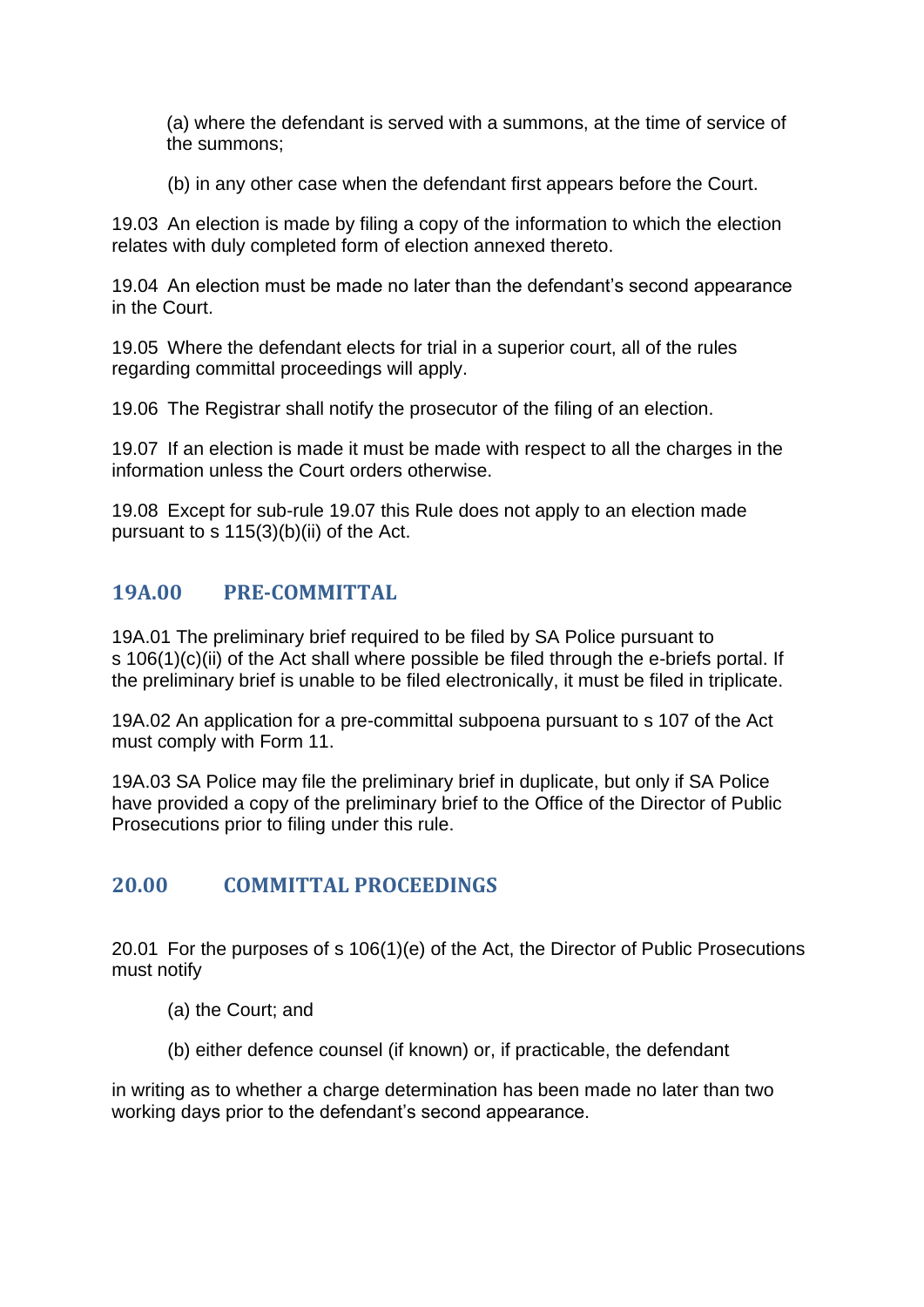(a) where the defendant is served with a summons, at the time of service of the summons;

(b) in any other case when the defendant first appears before the Court.

19.03 An election is made by filing a copy of the information to which the election relates with duly completed form of election annexed thereto.

19.04 An election must be made no later than the defendant's second appearance in the Court.

19.05 Where the defendant elects for trial in a superior court, all of the rules regarding committal proceedings will apply.

19.06 The Registrar shall notify the prosecutor of the filing of an election.

19.07 If an election is made it must be made with respect to all the charges in the information unless the Court orders otherwise.

19.08 Except for sub-rule 19.07 this Rule does not apply to an election made pursuant to s 115(3)(b)(ii) of the Act.

## 19A.00 PRE-COMMITTAL

19A.01 The preliminary brief required to be filed by SA Police pursuant to s 106(1)(c)(ii) of the Act shall where possible be filed through the e-briefs portal. If the preliminary brief is unable to be filed electronically, it must be filed in triplicate.

19A.02 An application for a pre-committal subpoena pursuant to s 107 of the Act must comply with Form 11.

19A.03 SA Police may file the preliminary brief in duplicate, but only if SA Police have provided a copy of the preliminary brief to the Office of the Director of Public Prosecutions prior to filing under this rule.

## 20.00 COMMITTAL PROCEEDINGS

20.01 For the purposes of s 106(1)(e) of the Act, the Director of Public Prosecutions must notify

(a) the Court; and

(b) either defence counsel (if known) or, if practicable, the defendant

in writing as to whether a charge determination has been made no later than two working days prior to the defendant's second appearance.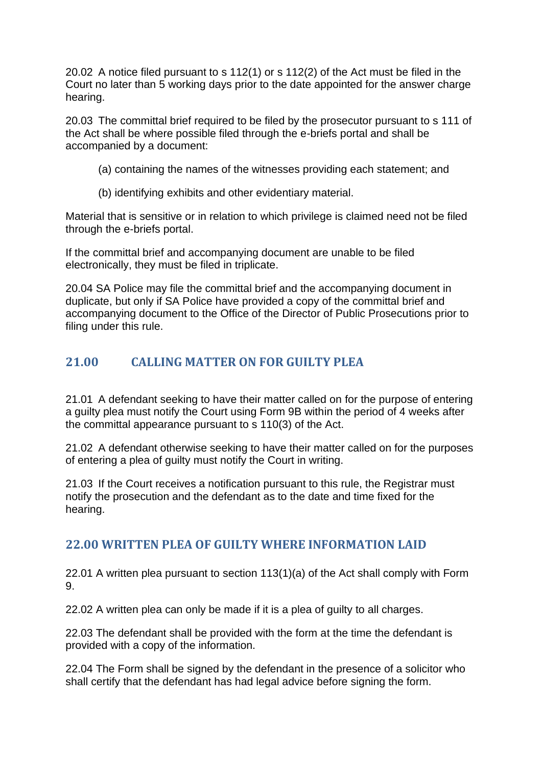20.02 A notice filed pursuant to s 112(1) or s 112(2) of the Act must be filed in the Court no later than 5 working days prior to the date appointed for the answer charge hearing.

20.03 The committal brief required to be filed by the prosecutor pursuant to s 111 of the Act shall be where possible filed through the e-briefs portal and shall be accompanied by a document:

(a) containing the names of the witnesses providing each statement; and

(b) identifying exhibits and other evidentiary material.

Material that is sensitive or in relation to which privilege is claimed need not be filed through the e-briefs portal.

If the committal brief and accompanying document are unable to be filed electronically, they must be filed in triplicate.

20.04 SA Police may file the committal brief and the accompanying document in duplicate, but only if SA Police have provided a copy of the committal brief and accompanying document to the Office of the Director of Public Prosecutions prior to filing under this rule.

## 21.00 CALLING MATTER ON FOR GUILTY PLEA

21.01 A defendant seeking to have their matter called on for the purpose of entering a guilty plea must notify the Court using Form 9B within the period of 4 weeks after the committal appearance pursuant to s 110(3) of the Act.

21.02 A defendant otherwise seeking to have their matter called on for the purposes of entering a plea of guilty must notify the Court in writing.

21.03 If the Court receives a notification pursuant to this rule, the Registrar must notify the prosecution and the defendant as to the date and time fixed for the hearing.

## 22.00 WRITTEN PLEA OF GUILTY WHERE INFORMATION LAID

22.01 A written plea pursuant to section 113(1)(a) of the Act shall comply with Form 9.

22.02 A written plea can only be made if it is a plea of guilty to all charges.

22.03 The defendant shall be provided with the form at the time the defendant is provided with a copy of the information.

22.04 The Form shall be signed by the defendant in the presence of a solicitor who shall certify that the defendant has had legal advice before signing the form.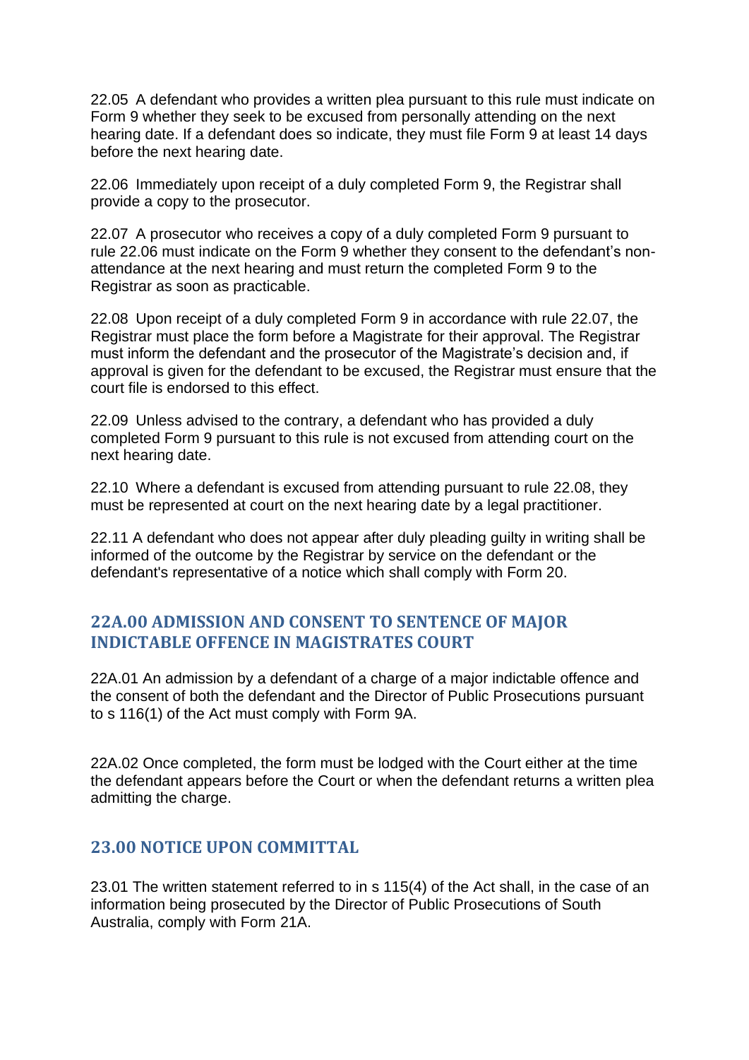22.05 A defendant who provides a written plea pursuant to this rule must indicate on Form 9 whether they seek to be excused from personally attending on the next hearing date. If a defendant does so indicate, they must file Form 9 at least 14 days before the next hearing date.

22.06 Immediately upon receipt of a duly completed Form 9, the Registrar shall provide a copy to the prosecutor.

22.07 A prosecutor who receives a copy of a duly completed Form 9 pursuant to rule 22.06 must indicate on the Form 9 whether they consent to the defendant's non-attendance at the next hearing and must return the completed Form 9 to the Registrar as soon as practicable.

22.08 Upon receipt of a duly completed Form 9 in accordance with rule 22.07, the Registrar must place the form before a Magistrate for their approval. The Registrar must inform the defendant and the prosecutor of the Magistrate's decision and, if approval is given for the defendant to be excused, the Registrar must ensure that the court file is endorsed to this effect.

22.09 Unless advised to the contrary, a defendant who has provided a duly completed Form 9 pursuant to this rule is not excused from attending court on the next hearing date.

22.10 Where a defendant is excused from attending pursuant to rule 22.08, they must be represented at court on the next hearing date by a legal practitioner.

22.11 A defendant who does not appear after duly pleading guilty in writing shall be informed of the outcome by the Registrar by service on the defendant or the defendant's representative of a notice which shall comply with Form 20.

## 22A.00 ADMISSION AND CONSENT TO SENTENCE OF MAJOR INDICTABLE OFFENCE IN MAGISTRATES COURT

22A.01 An admission by a defendant of a charge of a major indictable offence and the consent of both the defendant and the Director of Public Prosecutions pursuant to s 116(1) of the Act must comply with Form 9A.

22A.02 Once completed, the form must be lodged with the Court either at the time the defendant appears before the Court or when the defendant returns a written plea admitting the charge.

## 23.00 NOTICE UPON COMMITTAL

23.01 The written statement referred to in s 115(4) of the Act shall, in the case of an information being prosecuted by the Director of Public Prosecutions of South Australia, comply with Form 21A.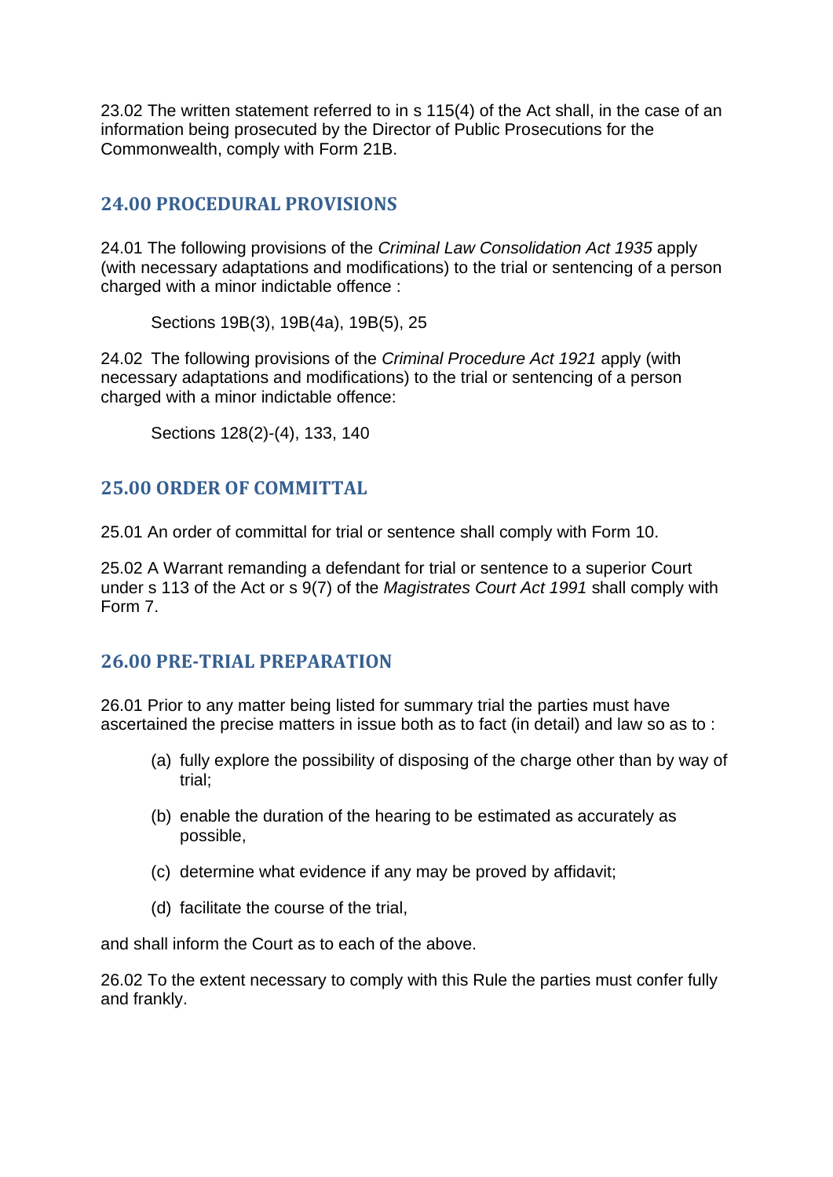23.02 The written statement referred to in s 115(4) of the Act shall, in the case of an information being prosecuted by the Director of Public Prosecutions for the Commonwealth, comply with Form 21B.

## 24.00 PROCEDURAL PROVISIONS

24.01 The following provisions of the *Criminal Law Consolidation Act 1935* apply (with necessary adaptations and modifications) to the trial or sentencing of a person charged with a minor indictable offence :

Sections 19B(3), 19B(4a), 19B(5), 25

24.02 The following provisions of the *Criminal Procedure Act 1921* apply (with necessary adaptations and modifications) to the trial or sentencing of a person charged with a minor indictable offence:

Sections 128(2)-(4), 133, 140

## 25.00 ORDER OF COMMITTAL

25.01 An order of committal for trial or sentence shall comply with Form 10.

25.02 A Warrant remanding a defendant for trial or sentence to a superior Court under s 113 of the Act or s 9(7) of the *Magistrates Court Act 1991* shall comply with Form 7.

## 26.00 PRE-TRIAL PREPARATION

26.01 Prior to any matter being listed for summary trial the parties must have ascertained the precise matters in issue both as to fact (in detail) and law so as to :

(a) fully explore the possibility of disposing of the charge other than by way of trial;

(b) enable the duration of the hearing to be estimated as accurately as possible,

(c) determine what evidence if any may be proved by affidavit;

(d) facilitate the course of the trial,

and shall inform the Court as to each of the above.

26.02 To the extent necessary to comply with this Rule the parties must confer fully and frankly.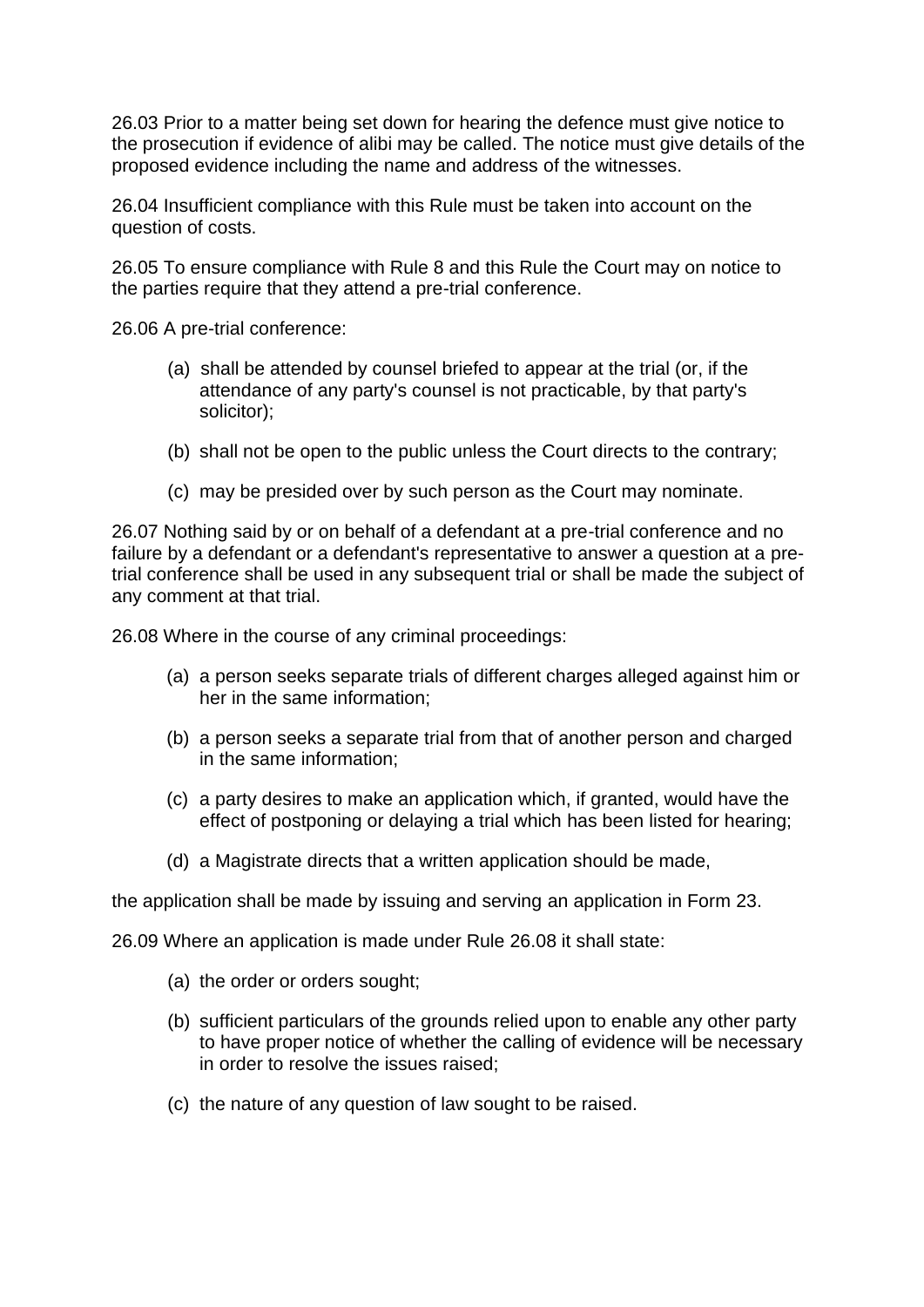26.03 Prior to a matter being set down for hearing the defence must give notice to the prosecution if evidence of alibi may be called. The notice must give details of the proposed evidence including the name and address of the witnesses.

26.04 Insufficient compliance with this Rule must be taken into account on the question of costs.

26.05 To ensure compliance with Rule 8 and this Rule the Court may on notice to the parties require that they attend a pre-trial conference.

26.06 A pre-trial conference:

- (a) shall be attended by counsel briefed to appear at the trial (or, if the attendance of any party's counsel is not practicable, by that party's solicitor);
- (b) shall not be open to the public unless the Court directs to the contrary;
- (c) may be presided over by such person as the Court may nominate.

26.07 Nothing said by or on behalf of a defendant at a pre-trial conference and no failure by a defendant or a defendant's representative to answer a question at a pre-trial conference shall be used in any subsequent trial or shall be made the subject of any comment at that trial.

26.08 Where in the course of any criminal proceedings:

- (a) a person seeks separate trials of different charges alleged against him or her in the same information;
- (b) a person seeks a separate trial from that of another person and charged in the same information;
- (c) a party desires to make an application which, if granted, would have the effect of postponing or delaying a trial which has been listed for hearing;
- (d) a Magistrate directs that a written application should be made,

the application shall be made by issuing and serving an application in Form 23.

26.09 Where an application is made under Rule 26.08 it shall state:

- (a) the order or orders sought;
- (b) sufficient particulars of the grounds relied upon to enable any other party to have proper notice of whether the calling of evidence will be necessary in order to resolve the issues raised;
- (c) the nature of any question of law sought to be raised.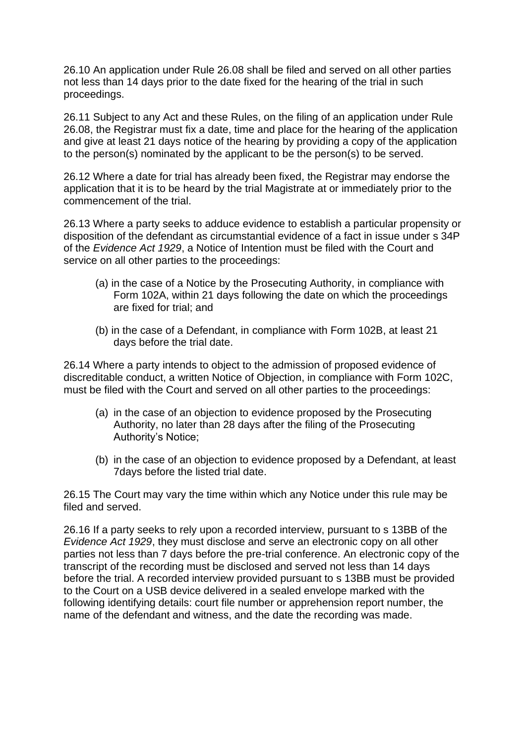26.10 An application under Rule 26.08 shall be filed and served on all other parties not less than 14 days prior to the date fixed for the hearing of the trial in such proceedings.

26.11 Subject to any Act and these Rules, on the filing of an application under Rule 26.08, the Registrar must fix a date, time and place for the hearing of the application and give at least 21 days notice of the hearing by providing a copy of the application to the person(s) nominated by the applicant to be the person(s) to be served.

26.12 Where a date for trial has already been fixed, the Registrar may endorse the application that it is to be heard by the trial Magistrate at or immediately prior to the commencement of the trial.

26.13 Where a party seeks to adduce evidence to establish a particular propensity or disposition of the defendant as circumstantial evidence of a fact in issue under s 34P of the *Evidence Act 1929*, a Notice of Intention must be filed with the Court and service on all other parties to the proceedings:

(a) in the case of a Notice by the Prosecuting Authority, in compliance with Form 102A, within 21 days following the date on which the proceedings are fixed for trial; and

(b) in the case of a Defendant, in compliance with Form 102B, at least 21 days before the trial date.

26.14 Where a party intends to object to the admission of proposed evidence of discreditable conduct, a written Notice of Objection, in compliance with Form 102C, must be filed with the Court and served on all other parties to the proceedings:

(a) in the case of an objection to evidence proposed by the Prosecuting Authority, no later than 28 days after the filing of the Prosecuting Authority's Notice;

(b) in the case of an objection to evidence proposed by a Defendant, at least 7days before the listed trial date.

26.15 The Court may vary the time within which any Notice under this rule may be filed and served.

26.16 If a party seeks to rely upon a recorded interview, pursuant to s 13BB of the *Evidence Act 1929*, they must disclose and serve an electronic copy on all other parties not less than 7 days before the pre-trial conference. An electronic copy of the transcript of the recording must be disclosed and served not less than 14 days before the trial. A recorded interview provided pursuant to s 13BB must be provided to the Court on a USB device delivered in a sealed envelope marked with the following identifying details: court file number or apprehension report number, the name of the defendant and witness, and the date the recording was made.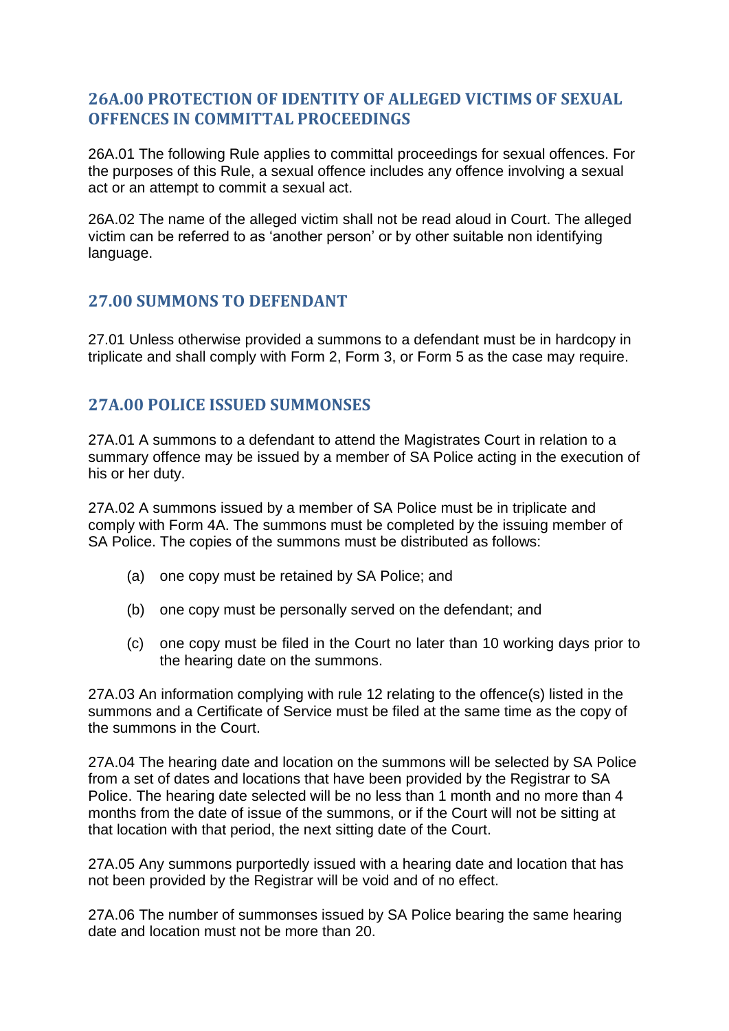## 26A.00 PROTECTION OF IDENTITY OF ALLEGED VICTIMS OF SEXUAL OFFENCES IN COMMITTAL PROCEEDINGS

26A.01 The following Rule applies to committal proceedings for sexual offences. For the purposes of this Rule, a sexual offence includes any offence involving a sexual act or an attempt to commit a sexual act.

26A.02 The name of the alleged victim shall not be read aloud in Court. The alleged victim can be referred to as 'another person' or by other suitable non identifying language.

## 27.00 SUMMONS TO DEFENDANT

27.01 Unless otherwise provided a summons to a defendant must be in hardcopy in triplicate and shall comply with Form 2, Form 3, or Form 5 as the case may require.

## 27A.00 POLICE ISSUED SUMMONSES

27A.01 A summons to a defendant to attend the Magistrates Court in relation to a summary offence may be issued by a member of SA Police acting in the execution of his or her duty.

27A.02 A summons issued by a member of SA Police must be in triplicate and comply with Form 4A. The summons must be completed by the issuing member of SA Police. The copies of the summons must be distributed as follows:

- (a) one copy must be retained by SA Police; and
- (b) one copy must be personally served on the defendant; and
- (c) one copy must be filed in the Court no later than 10 working days prior to the hearing date on the summons.

27A.03 An information complying with rule 12 relating to the offence(s) listed in the summons and a Certificate of Service must be filed at the same time as the copy of the summons in the Court.

27A.04 The hearing date and location on the summons will be selected by SA Police from a set of dates and locations that have been provided by the Registrar to SA Police. The hearing date selected will be no less than 1 month and no more than 4 months from the date of issue of the summons, or if the Court will not be sitting at that location with that period, the next sitting date of the Court.

27A.05 Any summons purportedly issued with a hearing date and location that has not been provided by the Registrar will be void and of no effect.

27A.06 The number of summonses issued by SA Police bearing the same hearing date and location must not be more than 20.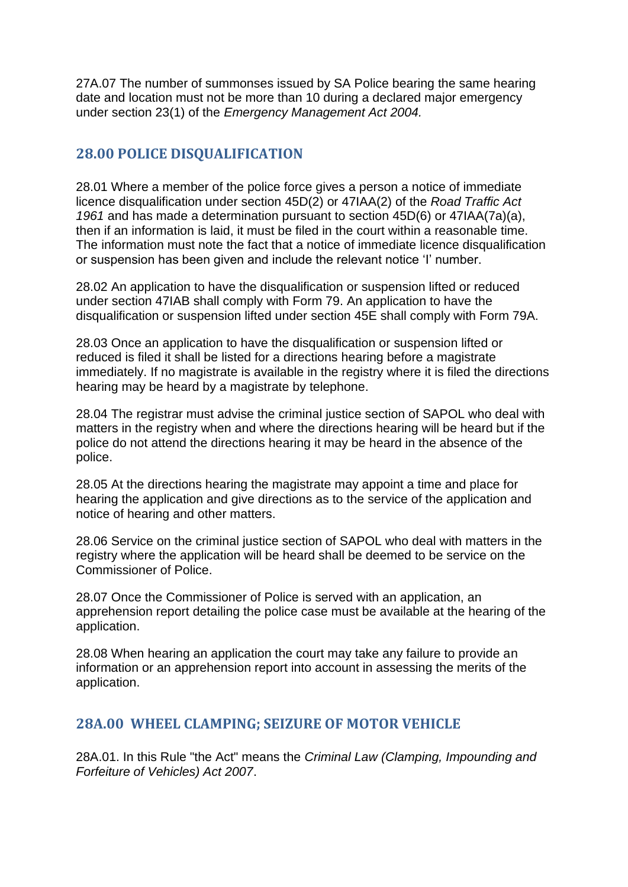27A.07 The number of summonses issued by SA Police bearing the same hearing date and location must not be more than 10 during a declared major emergency under section 23(1) of the *Emergency Management Act 2004.*

## 28.00 POLICE DISQUALIFICATION

28.01 Where a member of the police force gives a person a notice of immediate licence disqualification under section 45D(2) or 47IAA(2) of the *Road Traffic Act 1961* and has made a determination pursuant to section 45D(6) or 47IAA(7a)(a), then if an information is laid, it must be filed in the court within a reasonable time. The information must note the fact that a notice of immediate licence disqualification or suspension has been given and include the relevant notice 'I' number.

28.02 An application to have the disqualification or suspension lifted or reduced under section 47IAB shall comply with Form 79. An application to have the disqualification or suspension lifted under section 45E shall comply with Form 79A.

28.03 Once an application to have the disqualification or suspension lifted or reduced is filed it shall be listed for a directions hearing before a magistrate immediately. If no magistrate is available in the registry where it is filed the directions hearing may be heard by a magistrate by telephone.

28.04 The registrar must advise the criminal justice section of SAPOL who deal with matters in the registry when and where the directions hearing will be heard but if the police do not attend the directions hearing it may be heard in the absence of the police.

28.05 At the directions hearing the magistrate may appoint a time and place for hearing the application and give directions as to the service of the application and notice of hearing and other matters.

28.06 Service on the criminal justice section of SAPOL who deal with matters in the registry where the application will be heard shall be deemed to be service on the Commissioner of Police.

28.07 Once the Commissioner of Police is served with an application, an apprehension report detailing the police case must be available at the hearing of the application.

28.08 When hearing an application the court may take any failure to provide an information or an apprehension report into account in assessing the merits of the application.

## 28A.00 WHEEL CLAMPING; SEIZURE OF MOTOR VEHICLE

28A.01. In this Rule "the Act" means the *Criminal Law (Clamping, Impounding and Forfeiture of Vehicles) Act 2007*.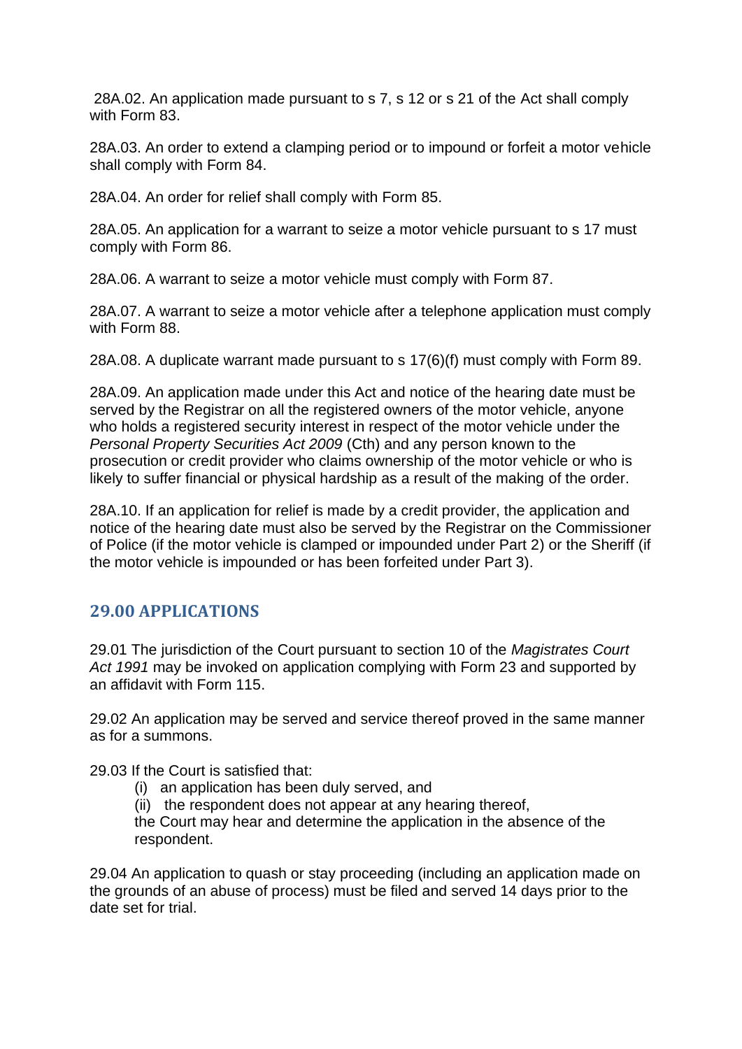28A.02. An application made pursuant to s 7, s 12 or s 21 of the Act shall comply with Form 83.

28A.03. An order to extend a clamping period or to impound or forfeit a motor vehicle shall comply with Form 84.

28A.04. An order for relief shall comply with Form 85.

28A.05. An application for a warrant to seize a motor vehicle pursuant to s 17 must comply with Form 86.

28A.06. A warrant to seize a motor vehicle must comply with Form 87.

28A.07. A warrant to seize a motor vehicle after a telephone application must comply with Form 88.

28A.08. A duplicate warrant made pursuant to s 17(6)(f) must comply with Form 89.

28A.09. An application made under this Act and notice of the hearing date must be served by the Registrar on all the registered owners of the motor vehicle, anyone who holds a registered security interest in respect of the motor vehicle under the *Personal Property Securities Act 2009* (Cth) and any person known to the prosecution or credit provider who claims ownership of the motor vehicle or who is likely to suffer financial or physical hardship as a result of the making of the order.

28A.10. If an application for relief is made by a credit provider, the application and notice of the hearing date must also be served by the Registrar on the Commissioner of Police (if the motor vehicle is clamped or impounded under Part 2) or the Sheriff (if the motor vehicle is impounded or has been forfeited under Part 3).

## 29.00 APPLICATIONS

29.01 The jurisdiction of the Court pursuant to section 10 of the *Magistrates Court Act 1991* may be invoked on application complying with Form 23 and supported by an affidavit with Form 115.

29.02 An application may be served and service thereof proved in the same manner as for a summons.

29.03 If the Court is satisfied that:

(i) an application has been duly served, and

(ii) the respondent does not appear at any hearing thereof,

the Court may hear and determine the application in the absence of the respondent.

29.04 An application to quash or stay proceeding (including an application made on the grounds of an abuse of process) must be filed and served 14 days prior to the date set for trial.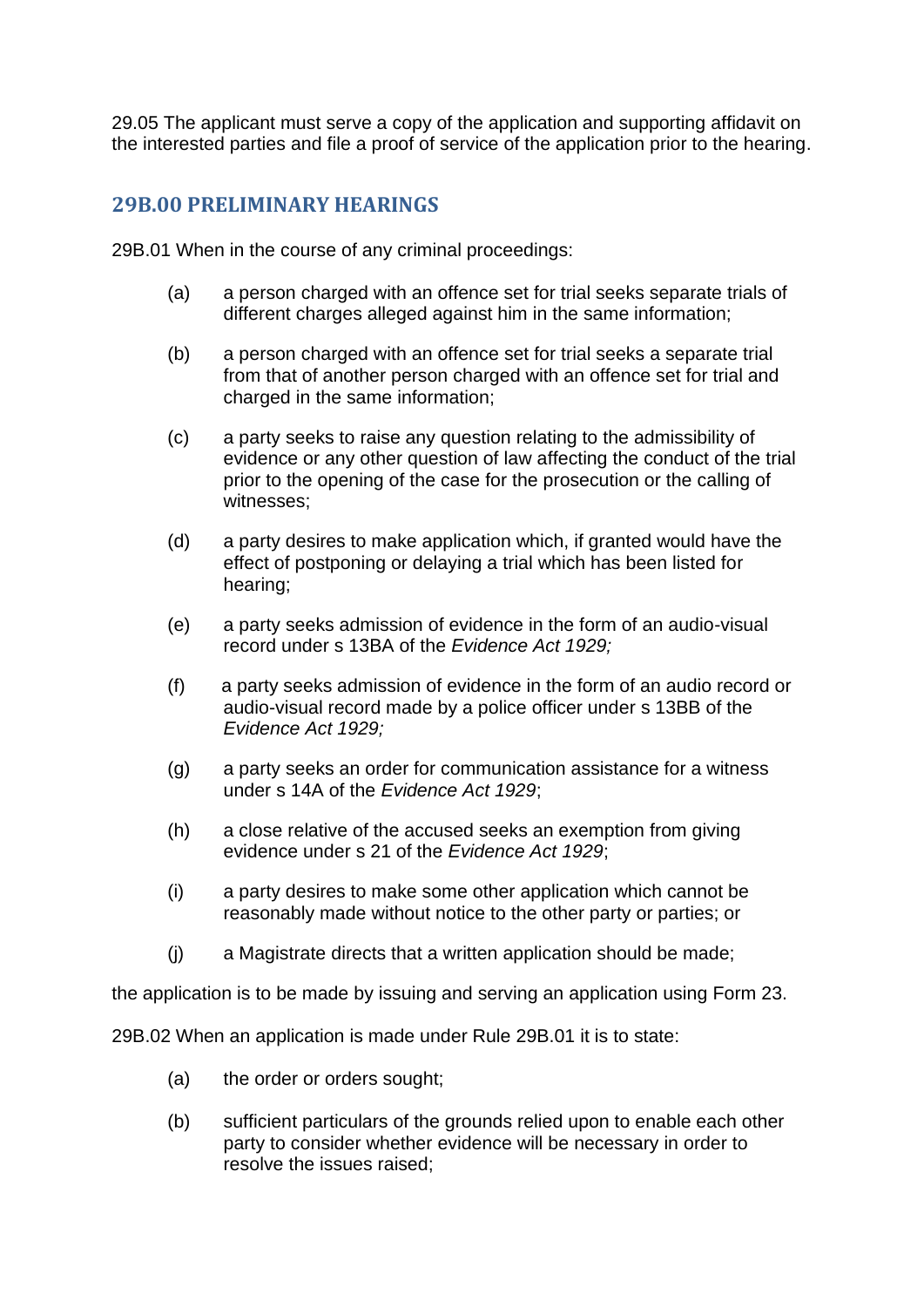29.05 The applicant must serve a copy of the application and supporting affidavit on the interested parties and file a proof of service of the application prior to the hearing.

## 29B.00 PRELIMINARY HEARINGS

29B.01 When in the course of any criminal proceedings:

(a) a person charged with an offence set for trial seeks separate trials of different charges alleged against him in the same information;

(b) a person charged with an offence set for trial seeks a separate trial from that of another person charged with an offence set for trial and charged in the same information;

(c) a party seeks to raise any question relating to the admissibility of evidence or any other question of law affecting the conduct of the trial prior to the opening of the case for the prosecution or the calling of witnesses;

(d) a party desires to make application which, if granted would have the effect of postponing or delaying a trial which has been listed for hearing;

(e) a party seeks admission of evidence in the form of an audio-visual record under s 13BA of the *Evidence Act 1929;*

(f) a party seeks admission of evidence in the form of an audio record or audio-visual record made by a police officer under s 13BB of the *Evidence Act 1929;*

(g) a party seeks an order for communication assistance for a witness under s 14A of the *Evidence Act 1929*;

(h) a close relative of the accused seeks an exemption from giving evidence under s 21 of the *Evidence Act 1929*;

(i) a party desires to make some other application which cannot be reasonably made without notice to the other party or parties; or

(j) a Magistrate directs that a written application should be made;

the application is to be made by issuing and serving an application using Form 23.

29B.02 When an application is made under Rule 29B.01 it is to state:

(a) the order or orders sought;

(b) sufficient particulars of the grounds relied upon to enable each other party to consider whether evidence will be necessary in order to resolve the issues raised;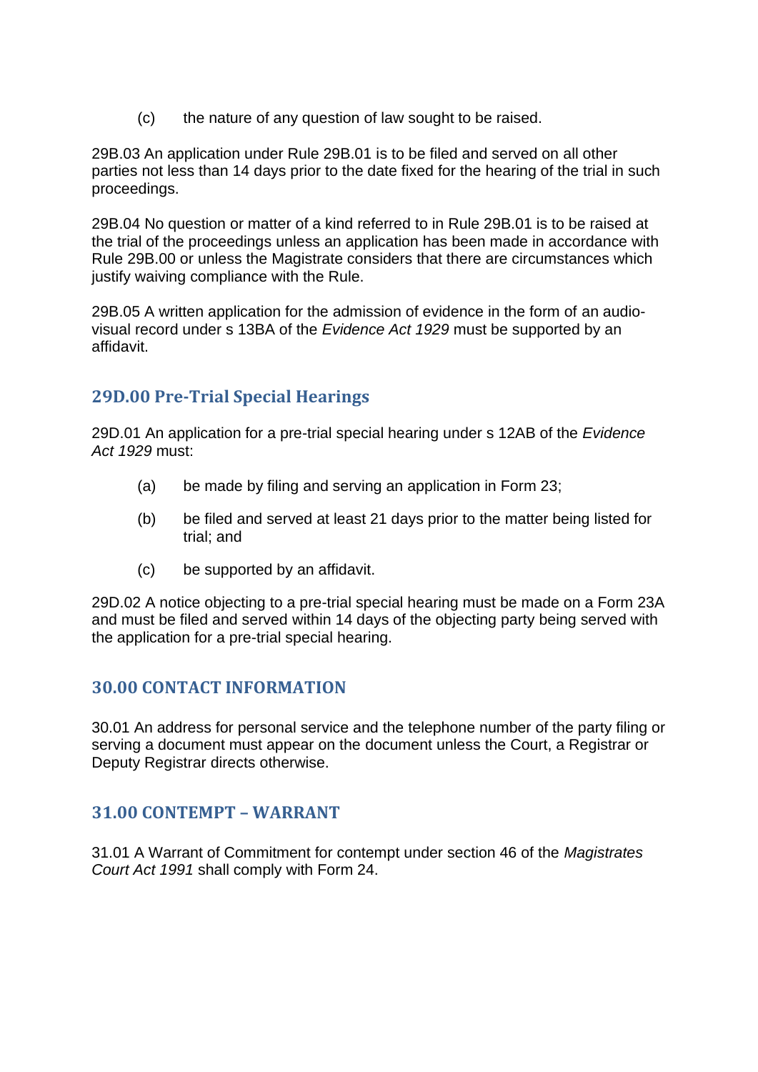(c) the nature of any question of law sought to be raised.

29B.03 An application under Rule 29B.01 is to be filed and served on all other parties not less than 14 days prior to the date fixed for the hearing of the trial in such proceedings.

29B.04 No question or matter of a kind referred to in Rule 29B.01 is to be raised at the trial of the proceedings unless an application has been made in accordance with Rule 29B.00 or unless the Magistrate considers that there are circumstances which justify waiving compliance with the Rule.

29B.05 A written application for the admission of evidence in the form of an audio-visual record under s 13BA of the *Evidence Act 1929* must be supported by an affidavit.

## 29D.00 Pre-Trial Special Hearings

29D.01 An application for a pre-trial special hearing under s 12AB of the *Evidence Act 1929* must:

(a) be made by filing and serving an application in Form 23;

(b) be filed and served at least 21 days prior to the matter being listed for trial; and

(c) be supported by an affidavit.

29D.02 A notice objecting to a pre-trial special hearing must be made on a Form 23A and must be filed and served within 14 days of the objecting party being served with the application for a pre-trial special hearing.

## 30.00 CONTACT INFORMATION

30.01 An address for personal service and the telephone number of the party filing or serving a document must appear on the document unless the Court, a Registrar or Deputy Registrar directs otherwise.

## 31.00 CONTEMPT – WARRANT

31.01 A Warrant of Commitment for contempt under section 46 of the *Magistrates Court Act 1991* shall comply with Form 24.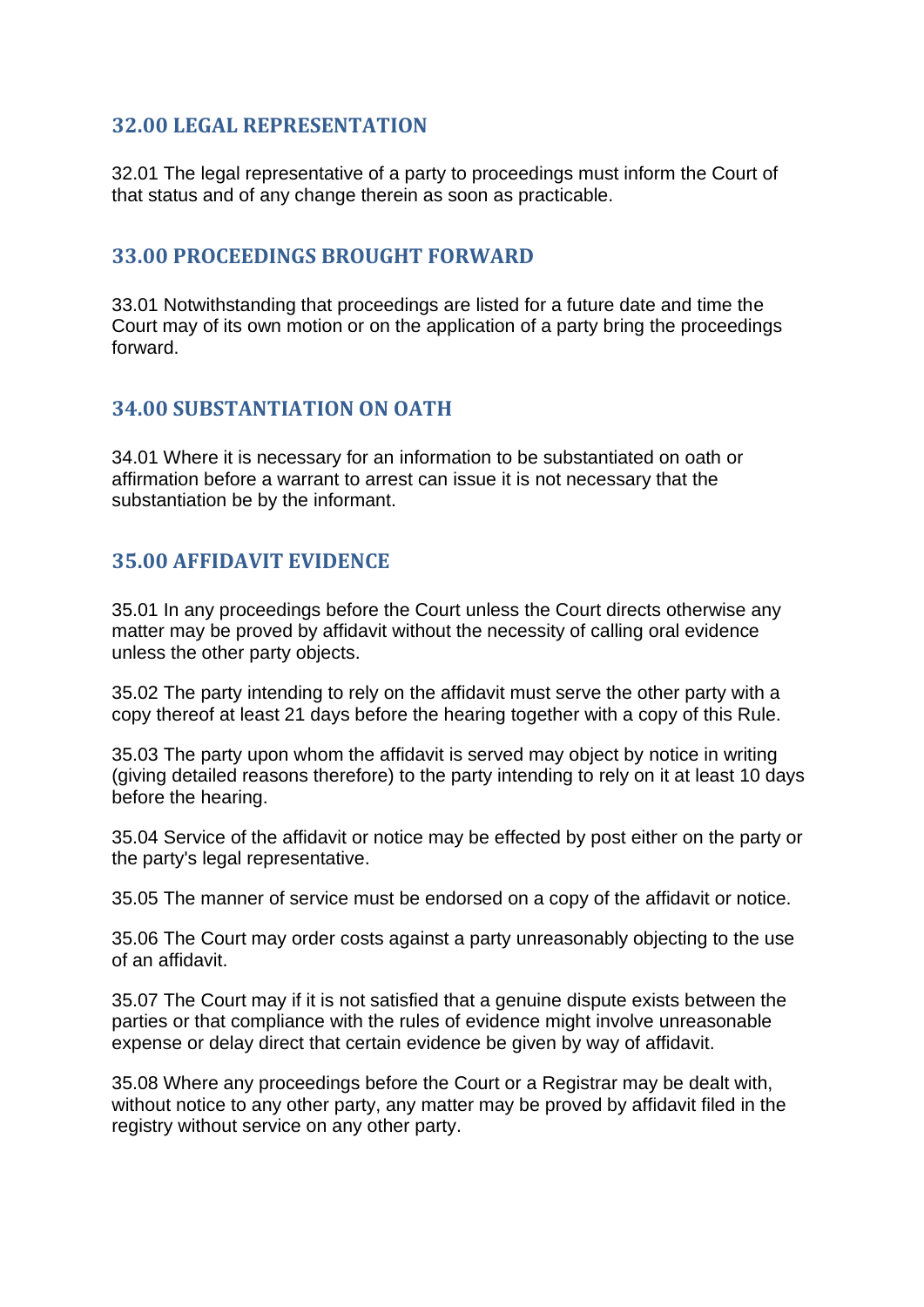## 32.00 LEGAL REPRESENTATION

32.01 The legal representative of a party to proceedings must inform the Court of that status and of any change therein as soon as practicable.

## 33.00 PROCEEDINGS BROUGHT FORWARD

33.01 Notwithstanding that proceedings are listed for a future date and time the Court may of its own motion or on the application of a party bring the proceedings forward.

## 34.00 SUBSTANTIATION ON OATH

34.01 Where it is necessary for an information to be substantiated on oath or affirmation before a warrant to arrest can issue it is not necessary that the substantiation be by the informant.

## 35.00 AFFIDAVIT EVIDENCE

35.01 In any proceedings before the Court unless the Court directs otherwise any matter may be proved by affidavit without the necessity of calling oral evidence unless the other party objects.

35.02 The party intending to rely on the affidavit must serve the other party with a copy thereof at least 21 days before the hearing together with a copy of this Rule.

35.03 The party upon whom the affidavit is served may object by notice in writing (giving detailed reasons therefore) to the party intending to rely on it at least 10 days before the hearing.

35.04 Service of the affidavit or notice may be effected by post either on the party or the party's legal representative.

35.05 The manner of service must be endorsed on a copy of the affidavit or notice.

35.06 The Court may order costs against a party unreasonably objecting to the use of an affidavit.

35.07 The Court may if it is not satisfied that a genuine dispute exists between the parties or that compliance with the rules of evidence might involve unreasonable expense or delay direct that certain evidence be given by way of affidavit.

35.08 Where any proceedings before the Court or a Registrar may be dealt with, without notice to any other party, any matter may be proved by affidavit filed in the registry without service on any other party.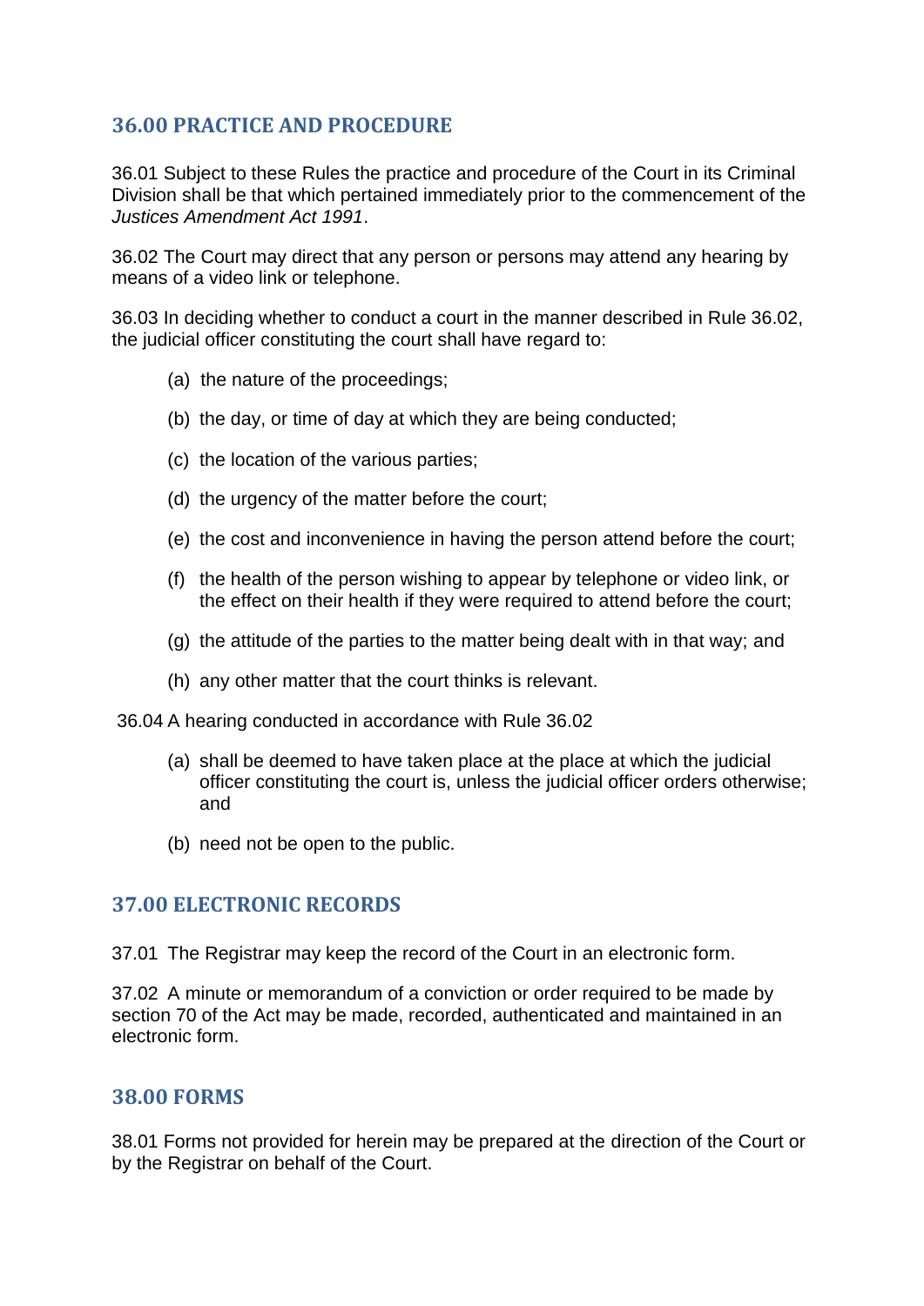## 36.00 PRACTICE AND PROCEDURE

36.01 Subject to these Rules the practice and procedure of the Court in its Criminal Division shall be that which pertained immediately prior to the commencement of the *Justices Amendment Act 1991*.

36.02 The Court may direct that any person or persons may attend any hearing by means of a video link or telephone.

36.03 In deciding whether to conduct a court in the manner described in Rule 36.02, the judicial officer constituting the court shall have regard to:

(a) the nature of the proceedings;

(b) the day, or time of day at which they are being conducted;

(c) the location of the various parties;

(d) the urgency of the matter before the court;

(e) the cost and inconvenience in having the person attend before the court;

(f) the health of the person wishing to appear by telephone or video link, or the effect on their health if they were required to attend before the court;

(g) the attitude of the parties to the matter being dealt with in that way; and

(h) any other matter that the court thinks is relevant.

36.04 A hearing conducted in accordance with Rule 36.02

(a) shall be deemed to have taken place at the place at which the judicial officer constituting the court is, unless the judicial officer orders otherwise; and

(b) need not be open to the public.

## 37.00 ELECTRONIC RECORDS

37.01 The Registrar may keep the record of the Court in an electronic form.

37.02 A minute or memorandum of a conviction or order required to be made by section 70 of the Act may be made, recorded, authenticated and maintained in an electronic form.

## 38.00 FORMS

38.01 Forms not provided for herein may be prepared at the direction of the Court or by the Registrar on behalf of the Court.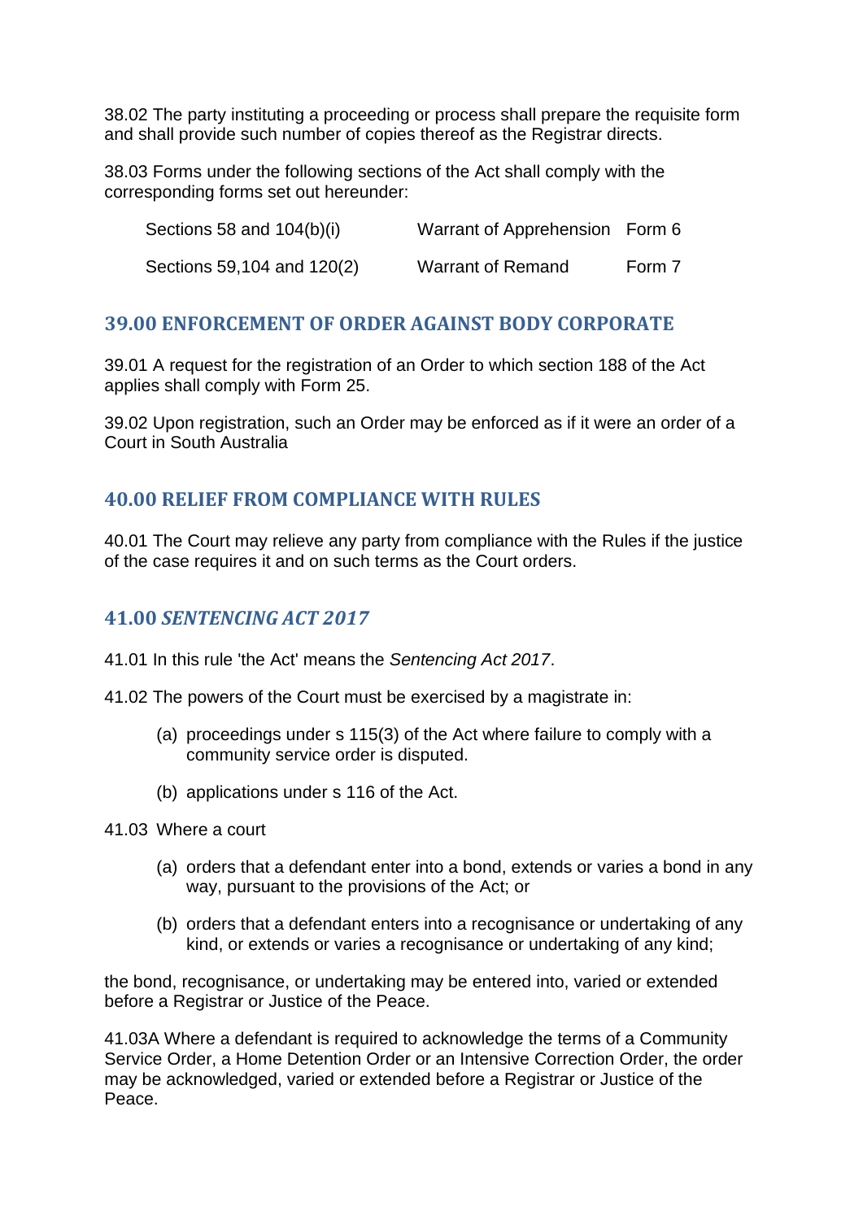38.02 The party instituting a proceeding or process shall prepare the requisite form and shall provide such number of copies thereof as the Registrar directs.

38.03 Forms under the following sections of the Act shall comply with the corresponding forms set out hereunder:

| | | |
|---|---|---|
| Sections 58 and 104(b)(i) | Warrant of Apprehension | Form 6 |
| Sections 59,104 and 120(2) | Warrant of Remand | Form 7 |

## 39.00 ENFORCEMENT OF ORDER AGAINST BODY CORPORATE

39.01 A request for the registration of an Order to which section 188 of the Act applies shall comply with Form 25.

39.02 Upon registration, such an Order may be enforced as if it were an order of a Court in South Australia

## 40.00 RELIEF FROM COMPLIANCE WITH RULES

40.01 The Court may relieve any party from compliance with the Rules if the justice of the case requires it and on such terms as the Court orders.

## 41.00 *SENTENCING ACT 2017*

41.01 In this rule 'the Act' means the *Sentencing Act 2017*.

41.02 The powers of the Court must be exercised by a magistrate in:

(a) proceedings under s 115(3) of the Act where failure to comply with a community service order is disputed.

(b) applications under s 116 of the Act.

41.03 Where a court

(a) orders that a defendant enter into a bond, extends or varies a bond in any way, pursuant to the provisions of the Act; or

(b) orders that a defendant enters into a recognisance or undertaking of any kind, or extends or varies a recognisance or undertaking of any kind;

the bond, recognisance, or undertaking may be entered into, varied or extended before a Registrar or Justice of the Peace.

41.03A Where a defendant is required to acknowledge the terms of a Community Service Order, a Home Detention Order or an Intensive Correction Order, the order may be acknowledged, varied or extended before a Registrar or Justice of the Peace.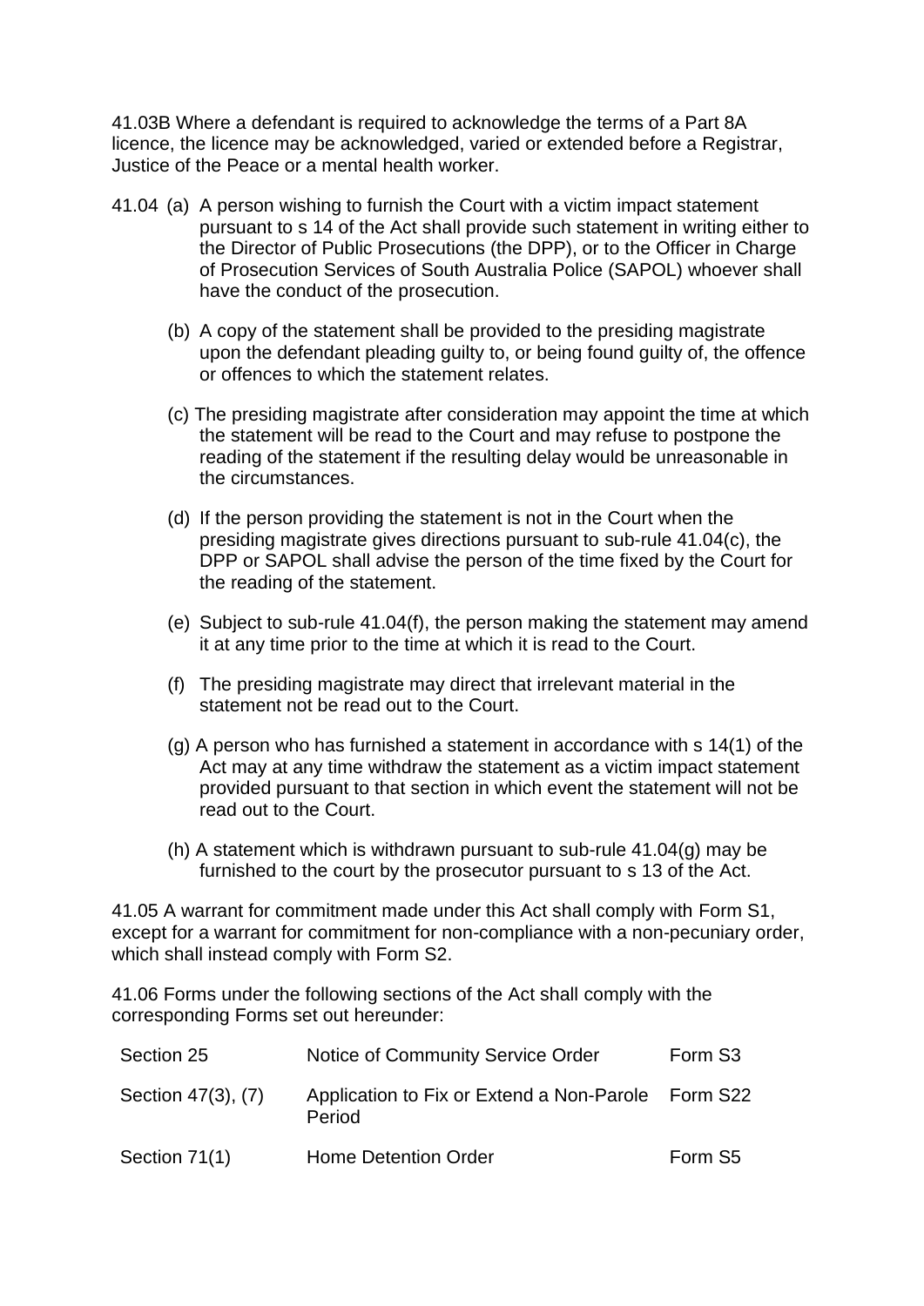41.03B Where a defendant is required to acknowledge the terms of a Part 8A licence, the licence may be acknowledged, varied or extended before a Registrar, Justice of the Peace or a mental health worker.

41.04 (a) A person wishing to furnish the Court with a victim impact statement pursuant to s 14 of the Act shall provide such statement in writing either to the Director of Public Prosecutions (the DPP), or to the Officer in Charge of Prosecution Services of South Australia Police (SAPOL) whoever shall have the conduct of the prosecution.

(b) A copy of the statement shall be provided to the presiding magistrate upon the defendant pleading guilty to, or being found guilty of, the offence or offences to which the statement relates.

(c) The presiding magistrate after consideration may appoint the time at which the statement will be read to the Court and may refuse to postpone the reading of the statement if the resulting delay would be unreasonable in the circumstances.

(d) If the person providing the statement is not in the Court when the presiding magistrate gives directions pursuant to sub-rule 41.04(c), the DPP or SAPOL shall advise the person of the time fixed by the Court for the reading of the statement.

(e) Subject to sub-rule 41.04(f), the person making the statement may amend it at any time prior to the time at which it is read to the Court.

(f) The presiding magistrate may direct that irrelevant material in the statement not be read out to the Court.

(g) A person who has furnished a statement in accordance with s 14(1) of the Act may at any time withdraw the statement as a victim impact statement provided pursuant to that section in which event the statement will not be read out to the Court.

(h) A statement which is withdrawn pursuant to sub-rule 41.04(g) may be furnished to the court by the prosecutor pursuant to s 13 of the Act.

41.05 A warrant for commitment made under this Act shall comply with Form S1, except for a warrant for commitment for non-compliance with a non-pecuniary order, which shall instead comply with Form S2.

41.06 Forms under the following sections of the Act shall comply with the corresponding Forms set out hereunder:

| | | |
|---|---|---|
| Section 25 | Notice of Community Service Order | Form S3 |
| Section 47(3), (7) | Application to Fix or Extend a Non-Parole Period | Form S22 |
| Section 71(1) | Home Detention Order | Form S5 |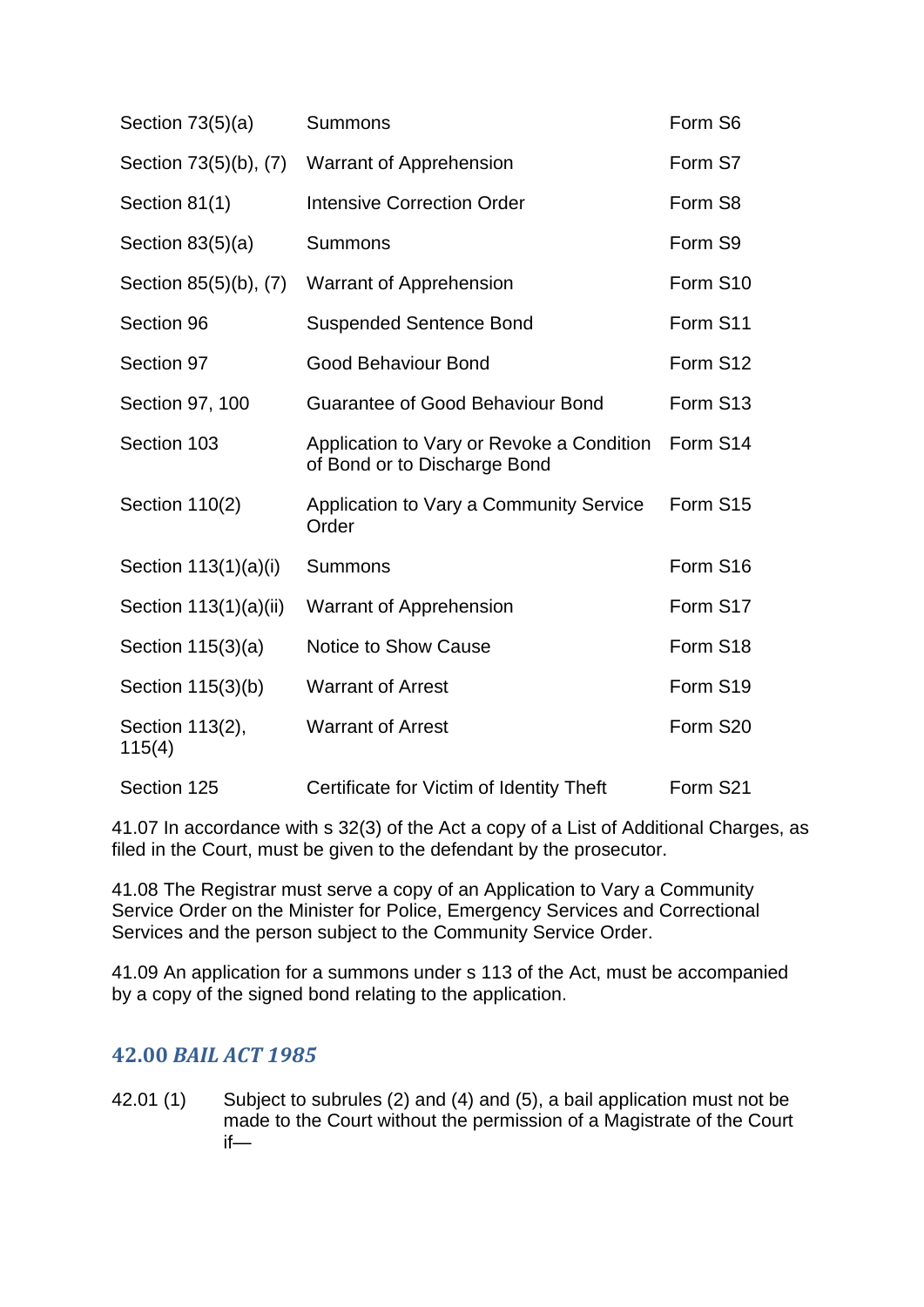| | | |
|---|---|---|
| Section 73(5)(a) | Summons | Form S6 |
| Section 73(5)(b), (7) | Warrant of Apprehension | Form S7 |
| Section 81(1) | Intensive Correction Order | Form S8 |
| Section 83(5)(a) | Summons | Form S9 |
| Section 85(5)(b), (7) | Warrant of Apprehension | Form S10 |
| Section 96 | Suspended Sentence Bond | Form S11 |
| Section 97 | Good Behaviour Bond | Form S12 |
| Section 97, 100 | Guarantee of Good Behaviour Bond | Form S13 |
| Section 103 | Application to Vary or Revoke a Condition of Bond or to Discharge Bond | Form S14 |
| Section 110(2) | Application to Vary a Community Service Order | Form S15 |
| Section 113(1)(a)(i) | Summons | Form S16 |
| Section 113(1)(a)(ii) | Warrant of Apprehension | Form S17 |
| Section 115(3)(a) | Notice to Show Cause | Form S18 |
| Section 115(3)(b) | Warrant of Arrest | Form S19 |
| Section 113(2), 115(4) | Warrant of Arrest | Form S20 |
| Section 125 | Certificate for Victim of Identity Theft | Form S21 |

41.07 In accordance with s 32(3) of the Act a copy of a List of Additional Charges, as filed in the Court, must be given to the defendant by the prosecutor.

41.08 The Registrar must serve a copy of an Application to Vary a Community Service Order on the Minister for Police, Emergency Services and Correctional Services and the person subject to the Community Service Order.

41.09 An application for a summons under s 113 of the Act, must be accompanied by a copy of the signed bond relating to the application.

## 42.00 *BAIL ACT 1985*

42.01 (1) Subject to subrules (2) and (4) and (5), a bail application must not be made to the Court without the permission of a Magistrate of the Court if—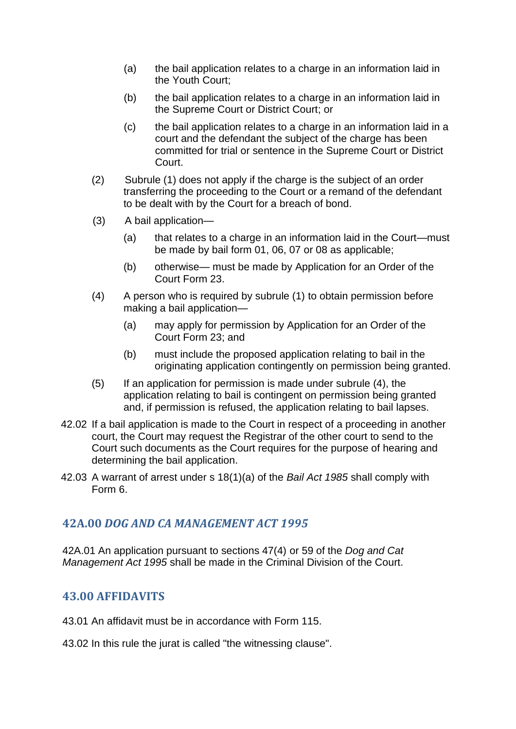(a) the bail application relates to a charge in an information laid in the Youth Court;

(b) the bail application relates to a charge in an information laid in the Supreme Court or District Court; or

(c) the bail application relates to a charge in an information laid in a court and the defendant the subject of the charge has been committed for trial or sentence in the Supreme Court or District Court.

(2) Subrule (1) does not apply if the charge is the subject of an order transferring the proceeding to the Court or a remand of the defendant to be dealt with by the Court for a breach of bond.

(3) A bail application—

(a) that relates to a charge in an information laid in the Court—must be made by bail form 01, 06, 07 or 08 as applicable;

(b) otherwise— must be made by Application for an Order of the Court Form 23.

(4) A person who is required by subrule (1) to obtain permission before making a bail application—

(a) may apply for permission by Application for an Order of the Court Form 23; and

(b) must include the proposed application relating to bail in the originating application contingently on permission being granted.

(5) If an application for permission is made under subrule (4), the application relating to bail is contingent on permission being granted and, if permission is refused, the application relating to bail lapses.

42.02 If a bail application is made to the Court in respect of a proceeding in another court, the Court may request the Registrar of the other court to send to the Court such documents as the Court requires for the purpose of hearing and determining the bail application.

42.03 A warrant of arrest under s 18(1)(a) of the *Bail Act 1985* shall comply with Form 6.

## 42A.00 *DOG AND CA MANAGEMENT ACT 1995*

42A.01 An application pursuant to sections 47(4) or 59 of the *Dog and Cat Management Act 1995* shall be made in the Criminal Division of the Court.

## 43.00 AFFIDAVITS

43.01 An affidavit must be in accordance with Form 115.

43.02 In this rule the jurat is called "the witnessing clause".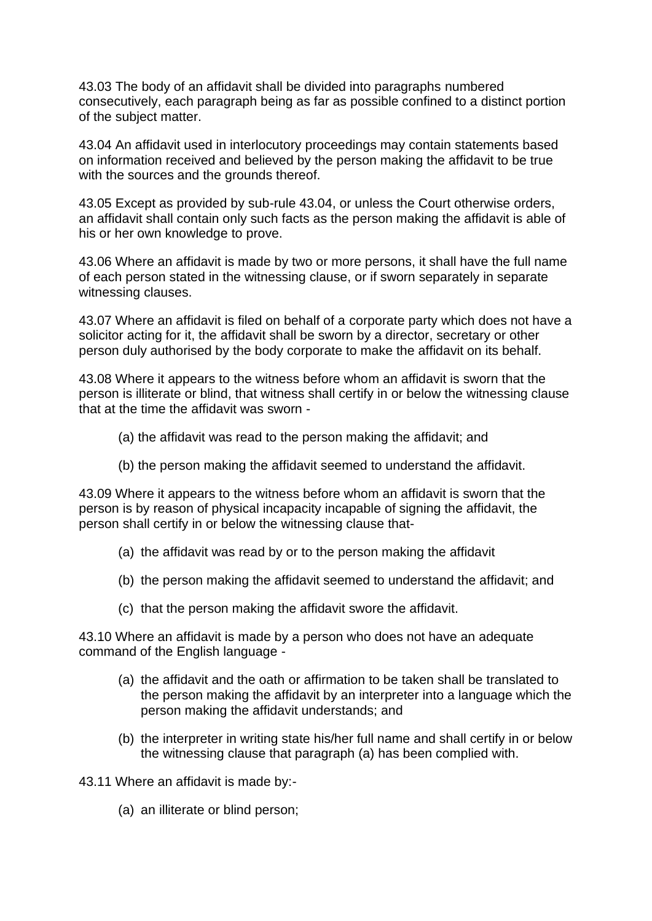43.03 The body of an affidavit shall be divided into paragraphs numbered consecutively, each paragraph being as far as possible confined to a distinct portion of the subject matter.

43.04 An affidavit used in interlocutory proceedings may contain statements based on information received and believed by the person making the affidavit to be true with the sources and the grounds thereof.

43.05 Except as provided by sub-rule 43.04, or unless the Court otherwise orders, an affidavit shall contain only such facts as the person making the affidavit is able of his or her own knowledge to prove.

43.06 Where an affidavit is made by two or more persons, it shall have the full name of each person stated in the witnessing clause, or if sworn separately in separate witnessing clauses.

43.07 Where an affidavit is filed on behalf of a corporate party which does not have a solicitor acting for it, the affidavit shall be sworn by a director, secretary or other person duly authorised by the body corporate to make the affidavit on its behalf.

43.08 Where it appears to the witness before whom an affidavit is sworn that the person is illiterate or blind, that witness shall certify in or below the witnessing clause that at the time the affidavit was sworn -

(a) the affidavit was read to the person making the affidavit; and

(b) the person making the affidavit seemed to understand the affidavit.

43.09 Where it appears to the witness before whom an affidavit is sworn that the person is by reason of physical incapacity incapable of signing the affidavit, the person shall certify in or below the witnessing clause that-

(a) the affidavit was read by or to the person making the affidavit

(b) the person making the affidavit seemed to understand the affidavit; and

(c) that the person making the affidavit swore the affidavit.

43.10 Where an affidavit is made by a person who does not have an adequate command of the English language -

(a) the affidavit and the oath or affirmation to be taken shall be translated to the person making the affidavit by an interpreter into a language which the person making the affidavit understands; and

(b) the interpreter in writing state his/her full name and shall certify in or below the witnessing clause that paragraph (a) has been complied with.

43.11 Where an affidavit is made by:-

(a) an illiterate or blind person;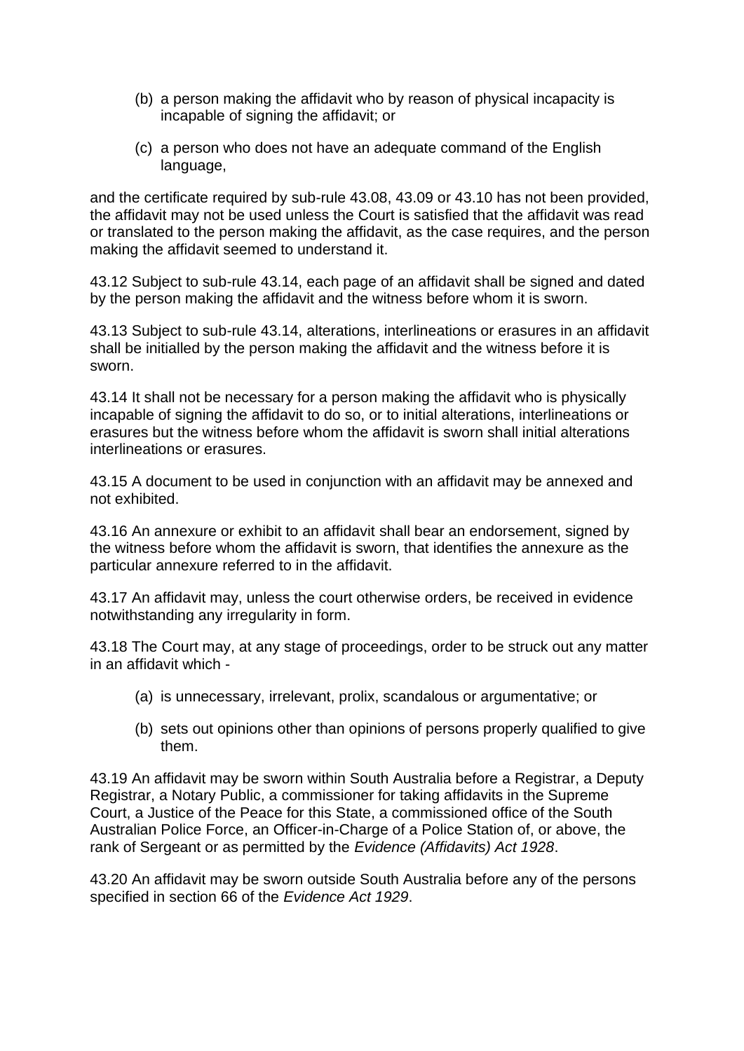(b) a person making the affidavit who by reason of physical incapacity is incapable of signing the affidavit; or

(c) a person who does not have an adequate command of the English language,

and the certificate required by sub-rule 43.08, 43.09 or 43.10 has not been provided, the affidavit may not be used unless the Court is satisfied that the affidavit was read or translated to the person making the affidavit, as the case requires, and the person making the affidavit seemed to understand it.

43.12 Subject to sub-rule 43.14, each page of an affidavit shall be signed and dated by the person making the affidavit and the witness before whom it is sworn.

43.13 Subject to sub-rule 43.14, alterations, interlineations or erasures in an affidavit shall be initialled by the person making the affidavit and the witness before it is sworn.

43.14 It shall not be necessary for a person making the affidavit who is physically incapable of signing the affidavit to do so, or to initial alterations, interlineations or erasures but the witness before whom the affidavit is sworn shall initial alterations interlineations or erasures.

43.15 A document to be used in conjunction with an affidavit may be annexed and not exhibited.

43.16 An annexure or exhibit to an affidavit shall bear an endorsement, signed by the witness before whom the affidavit is sworn, that identifies the annexure as the particular annexure referred to in the affidavit.

43.17 An affidavit may, unless the court otherwise orders, be received in evidence notwithstanding any irregularity in form.

43.18 The Court may, at any stage of proceedings, order to be struck out any matter in an affidavit which -

(a) is unnecessary, irrelevant, prolix, scandalous or argumentative; or

(b) sets out opinions other than opinions of persons properly qualified to give them.

43.19 An affidavit may be sworn within South Australia before a Registrar, a Deputy Registrar, a Notary Public, a commissioner for taking affidavits in the Supreme Court, a Justice of the Peace for this State, a commissioned office of the South Australian Police Force, an Officer-in-Charge of a Police Station of, or above, the rank of Sergeant or as permitted by the *Evidence (Affidavits) Act 1928*.

43.20 An affidavit may be sworn outside South Australia before any of the persons specified in section 66 of the *Evidence Act 1929*.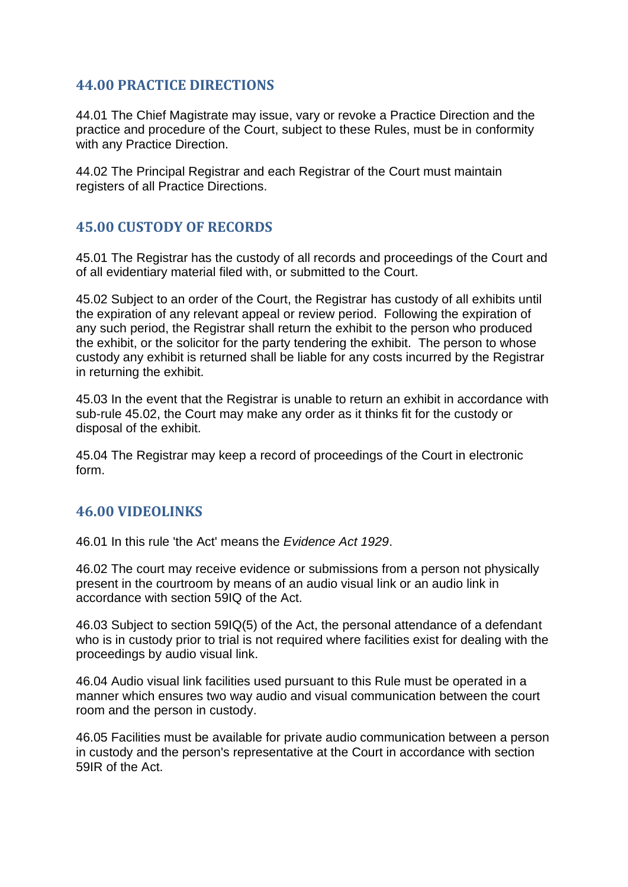## 44.00 PRACTICE DIRECTIONS

44.01 The Chief Magistrate may issue, vary or revoke a Practice Direction and the practice and procedure of the Court, subject to these Rules, must be in conformity with any Practice Direction.

44.02 The Principal Registrar and each Registrar of the Court must maintain registers of all Practice Directions.

## 45.00 CUSTODY OF RECORDS

45.01 The Registrar has the custody of all records and proceedings of the Court and of all evidentiary material filed with, or submitted to the Court.

45.02 Subject to an order of the Court, the Registrar has custody of all exhibits until the expiration of any relevant appeal or review period. Following the expiration of any such period, the Registrar shall return the exhibit to the person who produced the exhibit, or the solicitor for the party tendering the exhibit. The person to whose custody any exhibit is returned shall be liable for any costs incurred by the Registrar in returning the exhibit.

45.03 In the event that the Registrar is unable to return an exhibit in accordance with sub-rule 45.02, the Court may make any order as it thinks fit for the custody or disposal of the exhibit.

45.04 The Registrar may keep a record of proceedings of the Court in electronic form.

## 46.00 VIDEOLINKS

46.01 In this rule 'the Act' means the *Evidence Act 1929*.

46.02 The court may receive evidence or submissions from a person not physically present in the courtroom by means of an audio visual link or an audio link in accordance with section 59IQ of the Act.

46.03 Subject to section 59IQ(5) of the Act, the personal attendance of a defendant who is in custody prior to trial is not required where facilities exist for dealing with the proceedings by audio visual link.

46.04 Audio visual link facilities used pursuant to this Rule must be operated in a manner which ensures two way audio and visual communication between the court room and the person in custody.

46.05 Facilities must be available for private audio communication between a person in custody and the person's representative at the Court in accordance with section 59IR of the Act.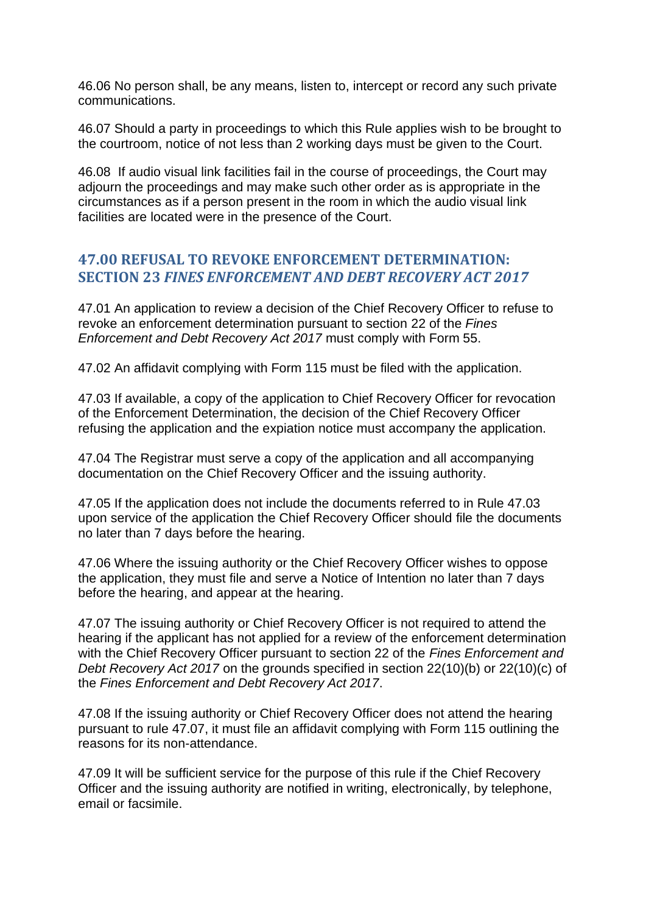46.06 No person shall, be any means, listen to, intercept or record any such private communications.

46.07 Should a party in proceedings to which this Rule applies wish to be brought to the courtroom, notice of not less than 2 working days must be given to the Court.

46.08 If audio visual link facilities fail in the course of proceedings, the Court may adjourn the proceedings and may make such other order as is appropriate in the circumstances as if a person present in the room in which the audio visual link facilities are located were in the presence of the Court.

## 47.00 REFUSAL TO REVOKE ENFORCEMENT DETERMINATION: SECTION 23 *FINES ENFORCEMENT AND DEBT RECOVERY ACT 2017*

47.01 An application to review a decision of the Chief Recovery Officer to refuse to revoke an enforcement determination pursuant to section 22 of the *Fines Enforcement and Debt Recovery Act 2017* must comply with Form 55.

47.02 An affidavit complying with Form 115 must be filed with the application.

47.03 If available, a copy of the application to Chief Recovery Officer for revocation of the Enforcement Determination, the decision of the Chief Recovery Officer refusing the application and the expiation notice must accompany the application.

47.04 The Registrar must serve a copy of the application and all accompanying documentation on the Chief Recovery Officer and the issuing authority.

47.05 If the application does not include the documents referred to in Rule 47.03 upon service of the application the Chief Recovery Officer should file the documents no later than 7 days before the hearing.

47.06 Where the issuing authority or the Chief Recovery Officer wishes to oppose the application, they must file and serve a Notice of Intention no later than 7 days before the hearing, and appear at the hearing.

47.07 The issuing authority or Chief Recovery Officer is not required to attend the hearing if the applicant has not applied for a review of the enforcement determination with the Chief Recovery Officer pursuant to section 22 of the *Fines Enforcement and Debt Recovery Act 2017* on the grounds specified in section 22(10)(b) or 22(10)(c) of the *Fines Enforcement and Debt Recovery Act 2017*.

47.08 If the issuing authority or Chief Recovery Officer does not attend the hearing pursuant to rule 47.07, it must file an affidavit complying with Form 115 outlining the reasons for its non-attendance.

47.09 It will be sufficient service for the purpose of this rule if the Chief Recovery Officer and the issuing authority are notified in writing, electronically, by telephone, email or facsimile.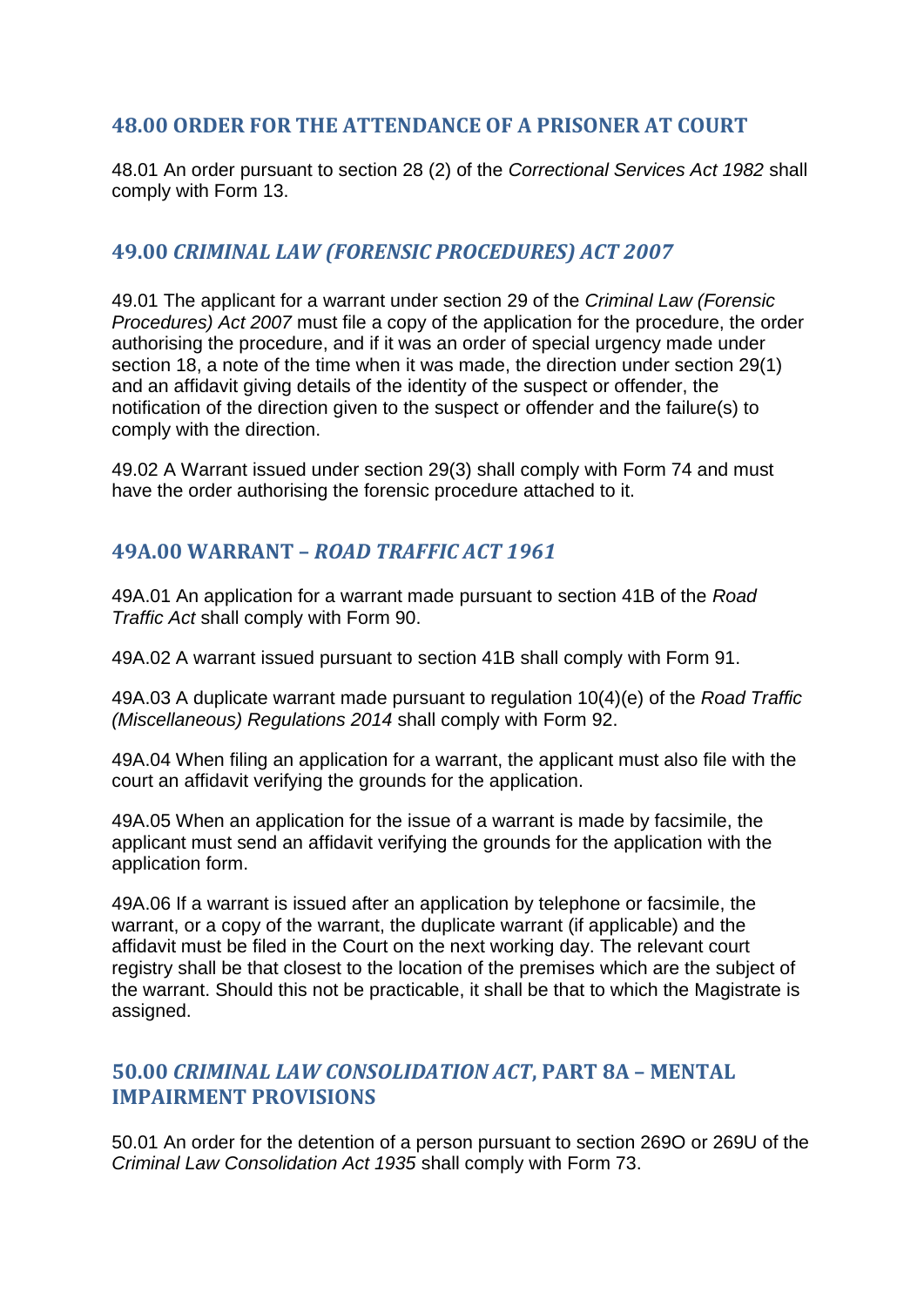## 48.00 ORDER FOR THE ATTENDANCE OF A PRISONER AT COURT

48.01 An order pursuant to section 28 (2) of the *Correctional Services Act 1982* shall comply with Form 13.

## 49.00 *CRIMINAL LAW (FORENSIC PROCEDURES) ACT 2007*

49.01 The applicant for a warrant under section 29 of the *Criminal Law (Forensic Procedures) Act 2007* must file a copy of the application for the procedure, the order authorising the procedure, and if it was an order of special urgency made under section 18, a note of the time when it was made, the direction under section 29(1) and an affidavit giving details of the identity of the suspect or offender, the notification of the direction given to the suspect or offender and the failure(s) to comply with the direction.

49.02 A Warrant issued under section 29(3) shall comply with Form 74 and must have the order authorising the forensic procedure attached to it.

## 49A.00 WARRANT – *ROAD TRAFFIC ACT 1961*

49A.01 An application for a warrant made pursuant to section 41B of the *Road Traffic Act* shall comply with Form 90.

49A.02 A warrant issued pursuant to section 41B shall comply with Form 91.

49A.03 A duplicate warrant made pursuant to regulation 10(4)(e) of the *Road Traffic (Miscellaneous) Regulations 2014* shall comply with Form 92.

49A.04 When filing an application for a warrant, the applicant must also file with the court an affidavit verifying the grounds for the application.

49A.05 When an application for the issue of a warrant is made by facsimile, the applicant must send an affidavit verifying the grounds for the application with the application form.

49A.06 If a warrant is issued after an application by telephone or facsimile, the warrant, or a copy of the warrant, the duplicate warrant (if applicable) and the affidavit must be filed in the Court on the next working day. The relevant court registry shall be that closest to the location of the premises which are the subject of the warrant. Should this not be practicable, it shall be that to which the Magistrate is assigned.

## 50.00 *CRIMINAL LAW CONSOLIDATION ACT*, PART 8A – MENTAL IMPAIRMENT PROVISIONS

50.01 An order for the detention of a person pursuant to section 269O or 269U of the *Criminal Law Consolidation Act 1935* shall comply with Form 73.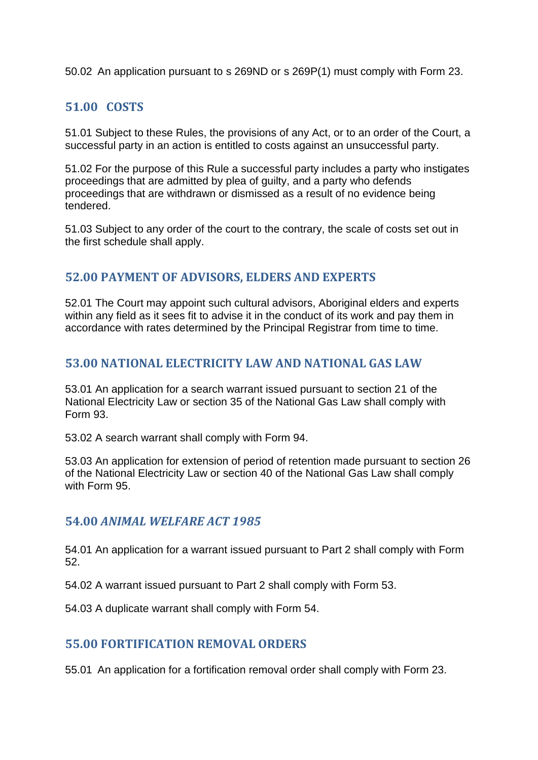50.02 An application pursuant to s 269ND or s 269P(1) must comply with Form 23.

## 51.00 COSTS

51.01 Subject to these Rules, the provisions of any Act, or to an order of the Court, a successful party in an action is entitled to costs against an unsuccessful party.

51.02 For the purpose of this Rule a successful party includes a party who instigates proceedings that are admitted by plea of guilty, and a party who defends proceedings that are withdrawn or dismissed as a result of no evidence being tendered.

51.03 Subject to any order of the court to the contrary, the scale of costs set out in the first schedule shall apply.

## 52.00 PAYMENT OF ADVISORS, ELDERS AND EXPERTS

52.01 The Court may appoint such cultural advisors, Aboriginal elders and experts within any field as it sees fit to advise it in the conduct of its work and pay them in accordance with rates determined by the Principal Registrar from time to time.

## 53.00 NATIONAL ELECTRICITY LAW AND NATIONAL GAS LAW

53.01 An application for a search warrant issued pursuant to section 21 of the National Electricity Law or section 35 of the National Gas Law shall comply with Form 93.

53.02 A search warrant shall comply with Form 94.

53.03 An application for extension of period of retention made pursuant to section 26 of the National Electricity Law or section 40 of the National Gas Law shall comply with Form 95.

## 54.00 *ANIMAL WELFARE ACT 1985*

54.01 An application for a warrant issued pursuant to Part 2 shall comply with Form 52.

54.02 A warrant issued pursuant to Part 2 shall comply with Form 53.

54.03 A duplicate warrant shall comply with Form 54.

## 55.00 FORTIFICATION REMOVAL ORDERS

55.01 An application for a fortification removal order shall comply with Form 23.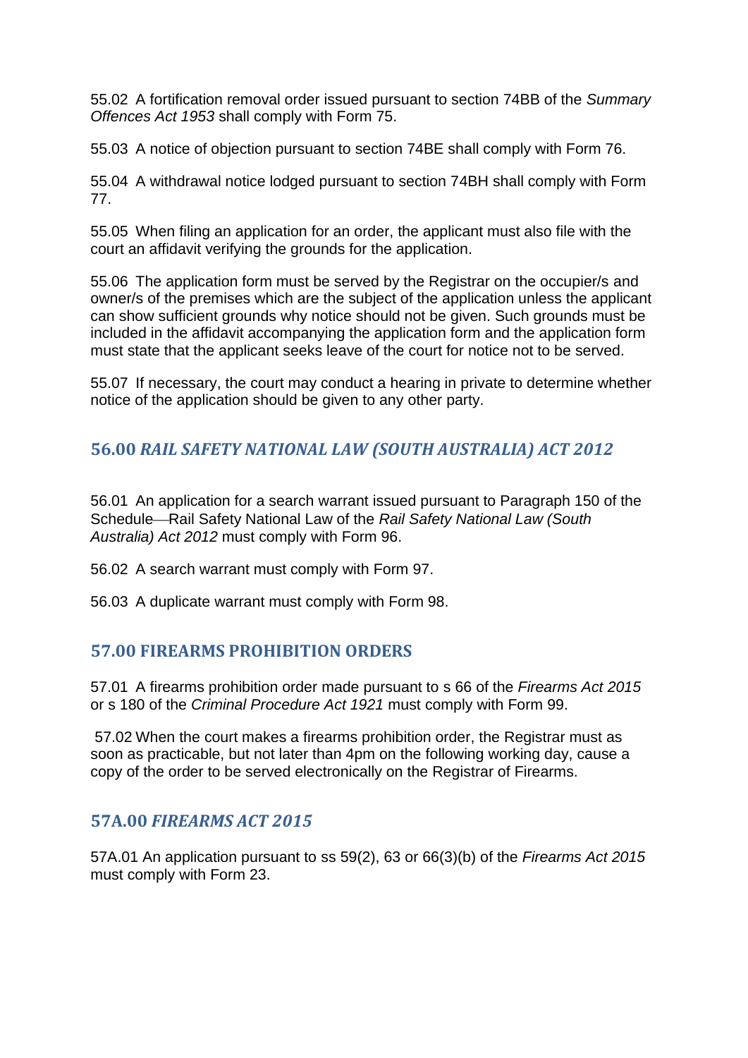55.02 A fortification removal order issued pursuant to section 74BB of the *Summary Offences Act 1953* shall comply with Form 75.

55.03 A notice of objection pursuant to section 74BE shall comply with Form 76.

55.04 A withdrawal notice lodged pursuant to section 74BH shall comply with Form 77.

55.05 When filing an application for an order, the applicant must also file with the court an affidavit verifying the grounds for the application.

55.06 The application form must be served by the Registrar on the occupier/s and owner/s of the premises which are the subject of the application unless the applicant can show sufficient grounds why notice should not be given. Such grounds must be included in the affidavit accompanying the application form and the application form must state that the applicant seeks leave of the court for notice not to be served.

55.07 If necessary, the court may conduct a hearing in private to determine whether notice of the application should be given to any other party.

## 56.00 *RAIL SAFETY NATIONAL LAW (SOUTH AUSTRALIA) ACT 2012*

56.01 An application for a search warrant issued pursuant to Paragraph 150 of the Schedule—Rail Safety National Law of the *Rail Safety National Law (South Australia) Act 2012* must comply with Form 96.

56.02 A search warrant must comply with Form 97.

56.03 A duplicate warrant must comply with Form 98.

## 57.00 FIREARMS PROHIBITION ORDERS

57.01 A firearms prohibition order made pursuant to s 66 of the *Firearms Act 2015* or s 180 of the *Criminal Procedure Act 1921* must comply with Form 99.

57.02 When the court makes a firearms prohibition order, the Registrar must as soon as practicable, but not later than 4pm on the following working day, cause a copy of the order to be served electronically on the Registrar of Firearms.

## 57A.00 *FIREARMS ACT 2015*

57A.01 An application pursuant to ss 59(2), 63 or 66(3)(b) of the *Firearms Act 2015* must comply with Form 23.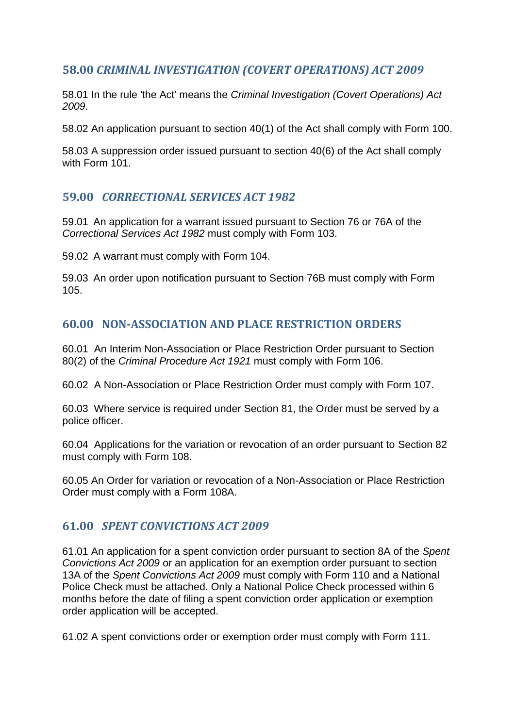## 58.00 *CRIMINAL INVESTIGATION (COVERT OPERATIONS) ACT 2009*

58.01 In the rule 'the Act' means the *Criminal Investigation (Covert Operations) Act 2009*.

58.02 An application pursuant to section 40(1) of the Act shall comply with Form 100.

58.03 A suppression order issued pursuant to section 40(6) of the Act shall comply with Form 101.

## 59.00 *CORRECTIONAL SERVICES ACT 1982*

59.01 An application for a warrant issued pursuant to Section 76 or 76A of the *Correctional Services Act 1982* must comply with Form 103.

59.02 A warrant must comply with Form 104.

59.03 An order upon notification pursuant to Section 76B must comply with Form 105.

## 60.00 NON-ASSOCIATION AND PLACE RESTRICTION ORDERS

60.01 An Interim Non-Association or Place Restriction Order pursuant to Section 80(2) of the *Criminal Procedure Act 1921* must comply with Form 106.

60.02 A Non-Association or Place Restriction Order must comply with Form 107.

60.03 Where service is required under Section 81, the Order must be served by a police officer.

60.04 Applications for the variation or revocation of an order pursuant to Section 82 must comply with Form 108.

60.05 An Order for variation or revocation of a Non-Association or Place Restriction Order must comply with a Form 108A.

## 61.00 *SPENT CONVICTIONS ACT 2009*

61.01 An application for a spent conviction order pursuant to section 8A of the *Spent Convictions Act 2009* or an application for an exemption order pursuant to section 13A of the *Spent Convictions Act 2009* must comply with Form 110 and a National Police Check must be attached. Only a National Police Check processed within 6 months before the date of filing a spent conviction order application or exemption order application will be accepted.

61.02 A spent convictions order or exemption order must comply with Form 111.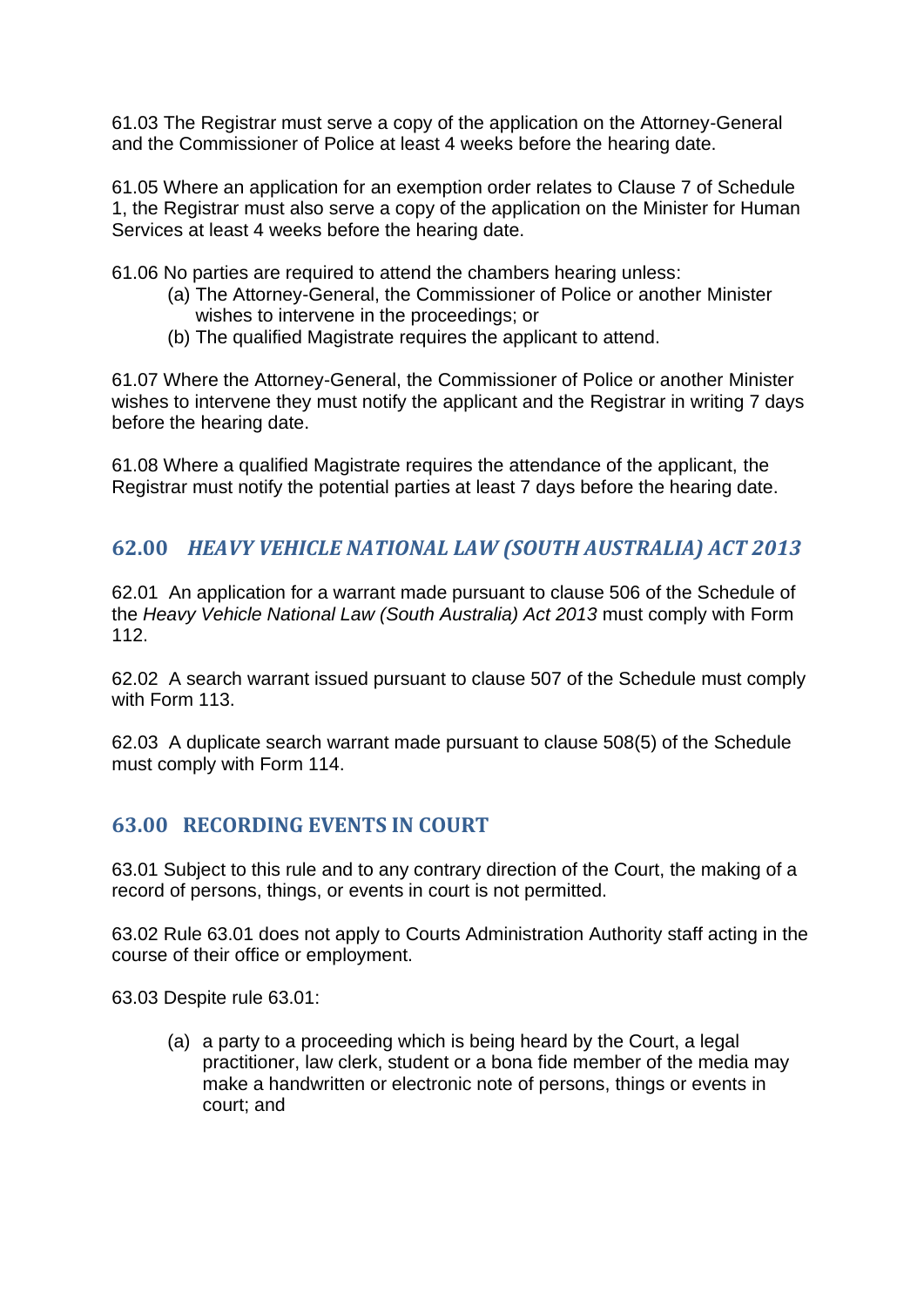61.03 The Registrar must serve a copy of the application on the Attorney-General and the Commissioner of Police at least 4 weeks before the hearing date.

61.05 Where an application for an exemption order relates to Clause 7 of Schedule 1, the Registrar must also serve a copy of the application on the Minister for Human Services at least 4 weeks before the hearing date.

61.06 No parties are required to attend the chambers hearing unless:

- (a) The Attorney-General, the Commissioner of Police or another Minister wishes to intervene in the proceedings; or
- (b) The qualified Magistrate requires the applicant to attend.

61.07 Where the Attorney-General, the Commissioner of Police or another Minister wishes to intervene they must notify the applicant and the Registrar in writing 7 days before the hearing date.

61.08 Where a qualified Magistrate requires the attendance of the applicant, the Registrar must notify the potential parties at least 7 days before the hearing date.

## 62.00 *HEAVY VEHICLE NATIONAL LAW (SOUTH AUSTRALIA) ACT 2013*

62.01 An application for a warrant made pursuant to clause 506 of the Schedule of the *Heavy Vehicle National Law (South Australia) Act 2013* must comply with Form 112.

62.02 A search warrant issued pursuant to clause 507 of the Schedule must comply with Form 113.

62.03 A duplicate search warrant made pursuant to clause 508(5) of the Schedule must comply with Form 114.

## 63.00 RECORDING EVENTS IN COURT

63.01 Subject to this rule and to any contrary direction of the Court, the making of a record of persons, things, or events in court is not permitted.

63.02 Rule 63.01 does not apply to Courts Administration Authority staff acting in the course of their office or employment.

63.03 Despite rule 63.01:

- (a) a party to a proceeding which is being heard by the Court, a legal practitioner, law clerk, student or a bona fide member of the media may make a handwritten or electronic note of persons, things or events in court; and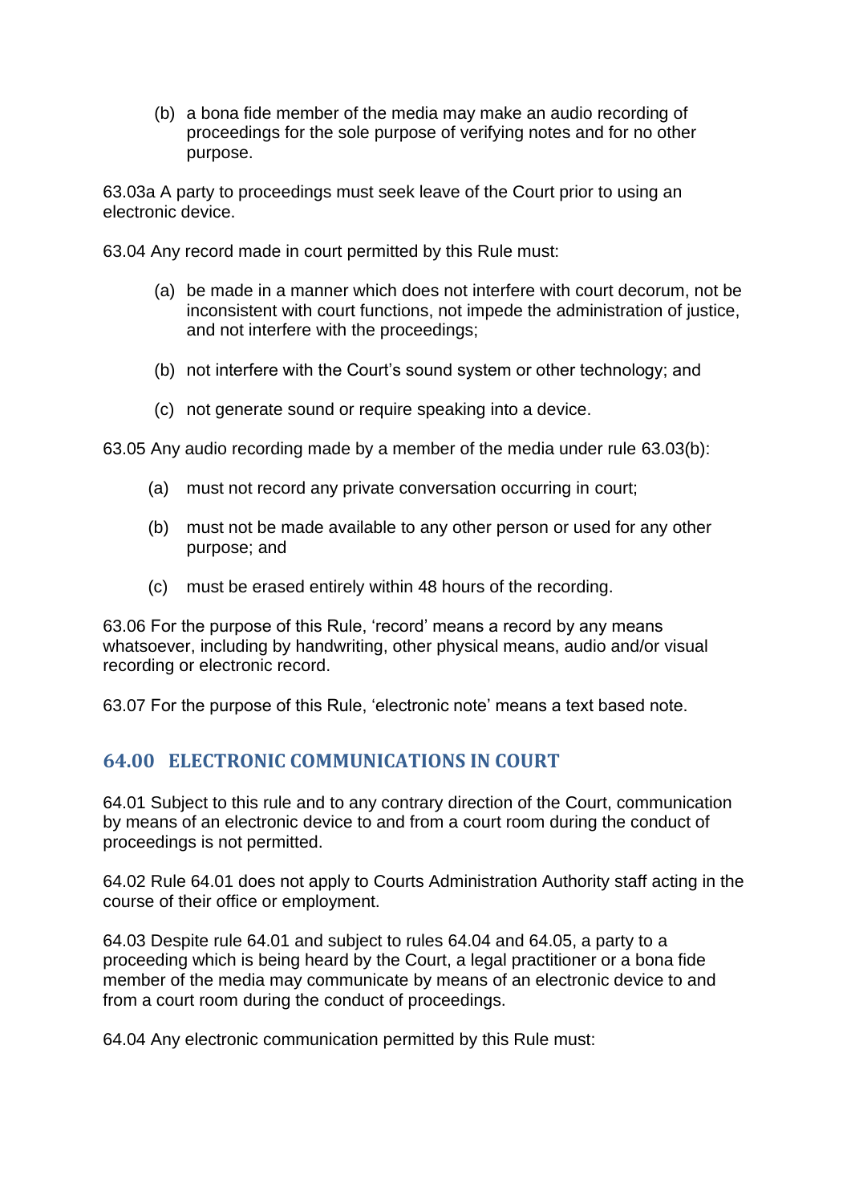(b) a bona fide member of the media may make an audio recording of proceedings for the sole purpose of verifying notes and for no other purpose.

63.03a A party to proceedings must seek leave of the Court prior to using an electronic device.

63.04 Any record made in court permitted by this Rule must:

(a) be made in a manner which does not interfere with court decorum, not be inconsistent with court functions, not impede the administration of justice, and not interfere with the proceedings;

(b) not interfere with the Court's sound system or other technology; and

(c) not generate sound or require speaking into a device.

63.05 Any audio recording made by a member of the media under rule 63.03(b):

(a) must not record any private conversation occurring in court;

(b) must not be made available to any other person or used for any other purpose; and

(c) must be erased entirely within 48 hours of the recording.

63.06 For the purpose of this Rule, 'record' means a record by any means whatsoever, including by handwriting, other physical means, audio and/or visual recording or electronic record.

63.07 For the purpose of this Rule, 'electronic note' means a text based note.

## 64.00 ELECTRONIC COMMUNICATIONS IN COURT

64.01 Subject to this rule and to any contrary direction of the Court, communication by means of an electronic device to and from a court room during the conduct of proceedings is not permitted.

64.02 Rule 64.01 does not apply to Courts Administration Authority staff acting in the course of their office or employment.

64.03 Despite rule 64.01 and subject to rules 64.04 and 64.05, a party to a proceeding which is being heard by the Court, a legal practitioner or a bona fide member of the media may communicate by means of an electronic device to and from a court room during the conduct of proceedings.

64.04 Any electronic communication permitted by this Rule must: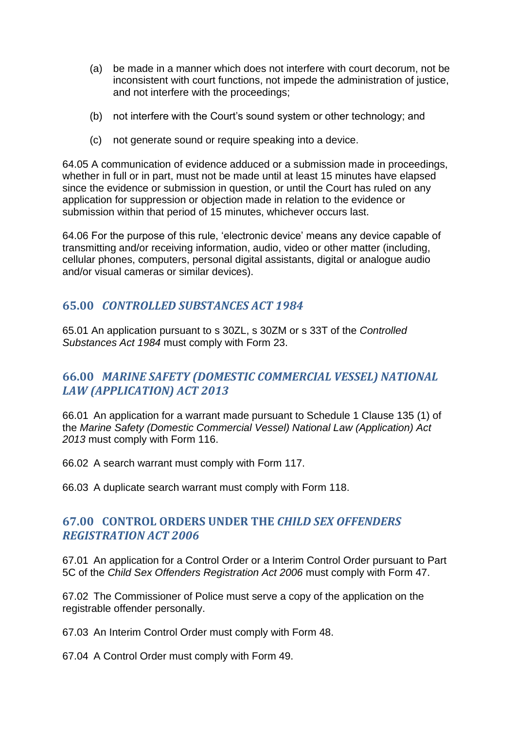(a) be made in a manner which does not interfere with court decorum, not be inconsistent with court functions, not impede the administration of justice, and not interfere with the proceedings;

(b) not interfere with the Court's sound system or other technology; and

(c) not generate sound or require speaking into a device.

64.05 A communication of evidence adduced or a submission made in proceedings, whether in full or in part, must not be made until at least 15 minutes have elapsed since the evidence or submission in question, or until the Court has ruled on any application for suppression or objection made in relation to the evidence or submission within that period of 15 minutes, whichever occurs last.

64.06 For the purpose of this rule, 'electronic device' means any device capable of transmitting and/or receiving information, audio, video or other matter (including, cellular phones, computers, personal digital assistants, digital or analogue audio and/or visual cameras or similar devices).

## 65.00 *CONTROLLED SUBSTANCES ACT 1984*

65.01 An application pursuant to s 30ZL, s 30ZM or s 33T of the *Controlled Substances Act 1984* must comply with Form 23.

## 66.00 *MARINE SAFETY (DOMESTIC COMMERCIAL VESSEL) NATIONAL LAW (APPLICATION) ACT 2013*

66.01 An application for a warrant made pursuant to Schedule 1 Clause 135 (1) of the *Marine Safety (Domestic Commercial Vessel) National Law (Application) Act 2013* must comply with Form 116.

66.02 A search warrant must comply with Form 117.

66.03 A duplicate search warrant must comply with Form 118.

## 67.00 CONTROL ORDERS UNDER THE *CHILD SEX OFFENDERS REGISTRATION ACT 2006*

67.01 An application for a Control Order or a Interim Control Order pursuant to Part 5C of the *Child Sex Offenders Registration Act 2006* must comply with Form 47.

67.02 The Commissioner of Police must serve a copy of the application on the registrable offender personally.

67.03 An Interim Control Order must comply with Form 48.

67.04 A Control Order must comply with Form 49.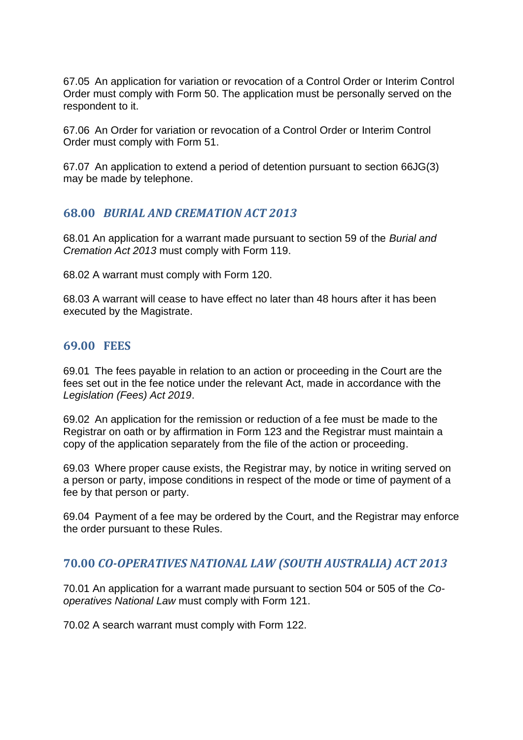67.05 An application for variation or revocation of a Control Order or Interim Control Order must comply with Form 50. The application must be personally served on the respondent to it.

67.06 An Order for variation or revocation of a Control Order or Interim Control Order must comply with Form 51.

67.07 An application to extend a period of detention pursuant to section 66JG(3) may be made by telephone.

## 68.00 *BURIAL AND CREMATION ACT 2013*

68.01 An application for a warrant made pursuant to section 59 of the *Burial and Cremation Act 2013* must comply with Form 119.

68.02 A warrant must comply with Form 120.

68.03 A warrant will cease to have effect no later than 48 hours after it has been executed by the Magistrate.

## 69.00 FEES

69.01 The fees payable in relation to an action or proceeding in the Court are the fees set out in the fee notice under the relevant Act, made in accordance with the *Legislation (Fees) Act 2019*.

69.02 An application for the remission or reduction of a fee must be made to the Registrar on oath or by affirmation in Form 123 and the Registrar must maintain a copy of the application separately from the file of the action or proceeding.

69.03 Where proper cause exists, the Registrar may, by notice in writing served on a person or party, impose conditions in respect of the mode or time of payment of a fee by that person or party.

69.04 Payment of a fee may be ordered by the Court, and the Registrar may enforce the order pursuant to these Rules.

## 70.00 *CO-OPERATIVES NATIONAL LAW (SOUTH AUSTRALIA) ACT 2013*

70.01 An application for a warrant made pursuant to section 504 or 505 of the *Co-operatives National Law* must comply with Form 121.

70.02 A search warrant must comply with Form 122.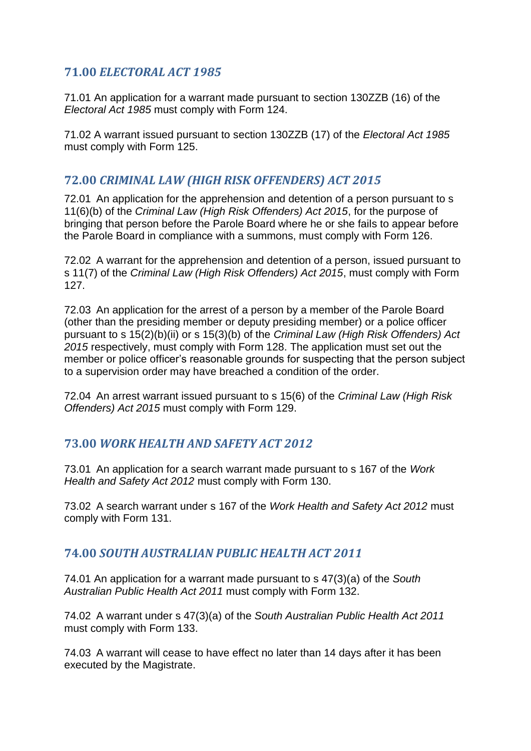## 71.00 *ELECTORAL ACT 1985*

71.01 An application for a warrant made pursuant to section 130ZZB (16) of the *Electoral Act 1985* must comply with Form 124.

71.02 A warrant issued pursuant to section 130ZZB (17) of the *Electoral Act 1985* must comply with Form 125.

## 72.00 *CRIMINAL LAW (HIGH RISK OFFENDERS) ACT 2015*

72.01 An application for the apprehension and detention of a person pursuant to s 11(6)(b) of the *Criminal Law (High Risk Offenders) Act 2015*, for the purpose of bringing that person before the Parole Board where he or she fails to appear before the Parole Board in compliance with a summons, must comply with Form 126.

72.02 A warrant for the apprehension and detention of a person, issued pursuant to s 11(7) of the *Criminal Law (High Risk Offenders) Act 2015*, must comply with Form 127.

72.03 An application for the arrest of a person by a member of the Parole Board (other than the presiding member or deputy presiding member) or a police officer pursuant to s 15(2)(b)(ii) or s 15(3)(b) of the *Criminal Law (High Risk Offenders) Act 2015* respectively, must comply with Form 128. The application must set out the member or police officer's reasonable grounds for suspecting that the person subject to a supervision order may have breached a condition of the order.

72.04 An arrest warrant issued pursuant to s 15(6) of the *Criminal Law (High Risk Offenders) Act 2015* must comply with Form 129.

## 73.00 *WORK HEALTH AND SAFETY ACT 2012*

73.01 An application for a search warrant made pursuant to s 167 of the *Work Health and Safety Act 2012* must comply with Form 130.

73.02 A search warrant under s 167 of the *Work Health and Safety Act 2012* must comply with Form 131.

## 74.00 *SOUTH AUSTRALIAN PUBLIC HEALTH ACT 2011*

74.01 An application for a warrant made pursuant to s 47(3)(a) of the *South Australian Public Health Act 2011* must comply with Form 132.

74.02 A warrant under s 47(3)(a) of the *South Australian Public Health Act 2011* must comply with Form 133.

74.03 A warrant will cease to have effect no later than 14 days after it has been executed by the Magistrate.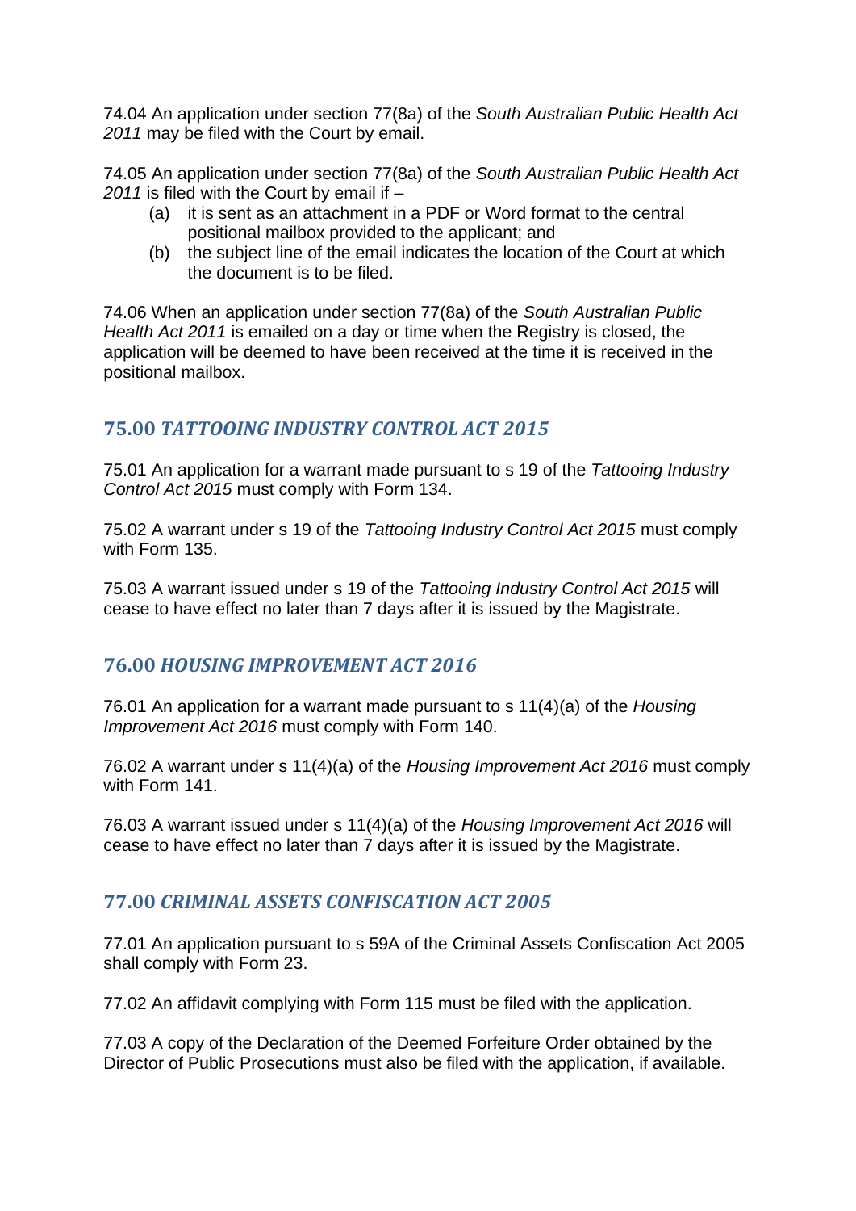74.04 An application under section 77(8a) of the *South Australian Public Health Act 2011* may be filed with the Court by email.

74.05 An application under section 77(8a) of the *South Australian Public Health Act 2011* is filed with the Court by email if –

(a) it is sent as an attachment in a PDF or Word format to the central positional mailbox provided to the applicant; and

(b) the subject line of the email indicates the location of the Court at which the document is to be filed.

74.06 When an application under section 77(8a) of the *South Australian Public Health Act 2011* is emailed on a day or time when the Registry is closed, the application will be deemed to have been received at the time it is received in the positional mailbox.

## 75.00 *TATTOOING INDUSTRY CONTROL ACT 2015*

75.01 An application for a warrant made pursuant to s 19 of the *Tattooing Industry Control Act 2015* must comply with Form 134.

75.02 A warrant under s 19 of the *Tattooing Industry Control Act 2015* must comply with Form 135.

75.03 A warrant issued under s 19 of the *Tattooing Industry Control Act 2015* will cease to have effect no later than 7 days after it is issued by the Magistrate.

## 76.00 *HOUSING IMPROVEMENT ACT 2016*

76.01 An application for a warrant made pursuant to s 11(4)(a) of the *Housing Improvement Act 2016* must comply with Form 140.

76.02 A warrant under s 11(4)(a) of the *Housing Improvement Act 2016* must comply with Form 141.

76.03 A warrant issued under s 11(4)(a) of the *Housing Improvement Act 2016* will cease to have effect no later than 7 days after it is issued by the Magistrate.

## 77.00 *CRIMINAL ASSETS CONFISCATION ACT 2005*

77.01 An application pursuant to s 59A of the Criminal Assets Confiscation Act 2005 shall comply with Form 23.

77.02 An affidavit complying with Form 115 must be filed with the application.

77.03 A copy of the Declaration of the Deemed Forfeiture Order obtained by the Director of Public Prosecutions must also be filed with the application, if available.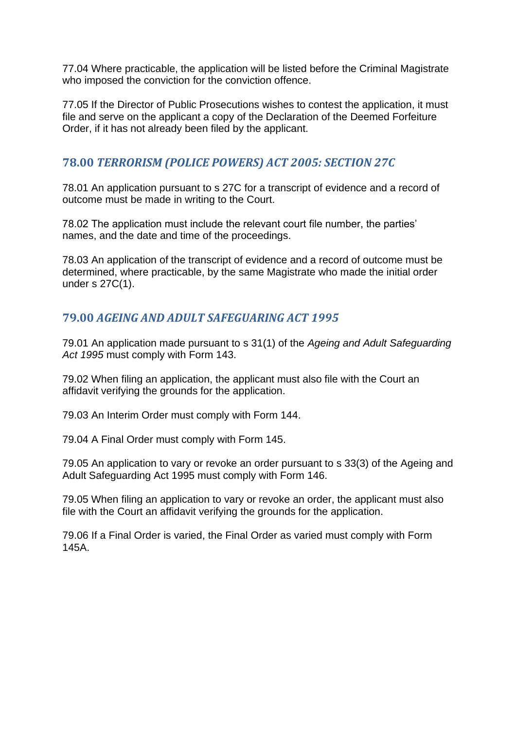77.04 Where practicable, the application will be listed before the Criminal Magistrate who imposed the conviction for the conviction offence.

77.05 If the Director of Public Prosecutions wishes to contest the application, it must file and serve on the applicant a copy of the Declaration of the Deemed Forfeiture Order, if it has not already been filed by the applicant.

## 78.00 *TERRORISM (POLICE POWERS) ACT 2005: SECTION 27C*

78.01 An application pursuant to s 27C for a transcript of evidence and a record of outcome must be made in writing to the Court.

78.02 The application must include the relevant court file number, the parties' names, and the date and time of the proceedings.

78.03 An application of the transcript of evidence and a record of outcome must be determined, where practicable, by the same Magistrate who made the initial order under s 27C(1).

## 79.00 *AGEING AND ADULT SAFEGUARING ACT 1995*

79.01 An application made pursuant to s 31(1) of the *Ageing and Adult Safeguarding Act 1995* must comply with Form 143.

79.02 When filing an application, the applicant must also file with the Court an affidavit verifying the grounds for the application.

79.03 An Interim Order must comply with Form 144.

79.04 A Final Order must comply with Form 145.

79.05 An application to vary or revoke an order pursuant to s 33(3) of the Ageing and Adult Safeguarding Act 1995 must comply with Form 146.

79.05 When filing an application to vary or revoke an order, the applicant must also file with the Court an affidavit verifying the grounds for the application.

79.06 If a Final Order is varied, the Final Order as varied must comply with Form 145A.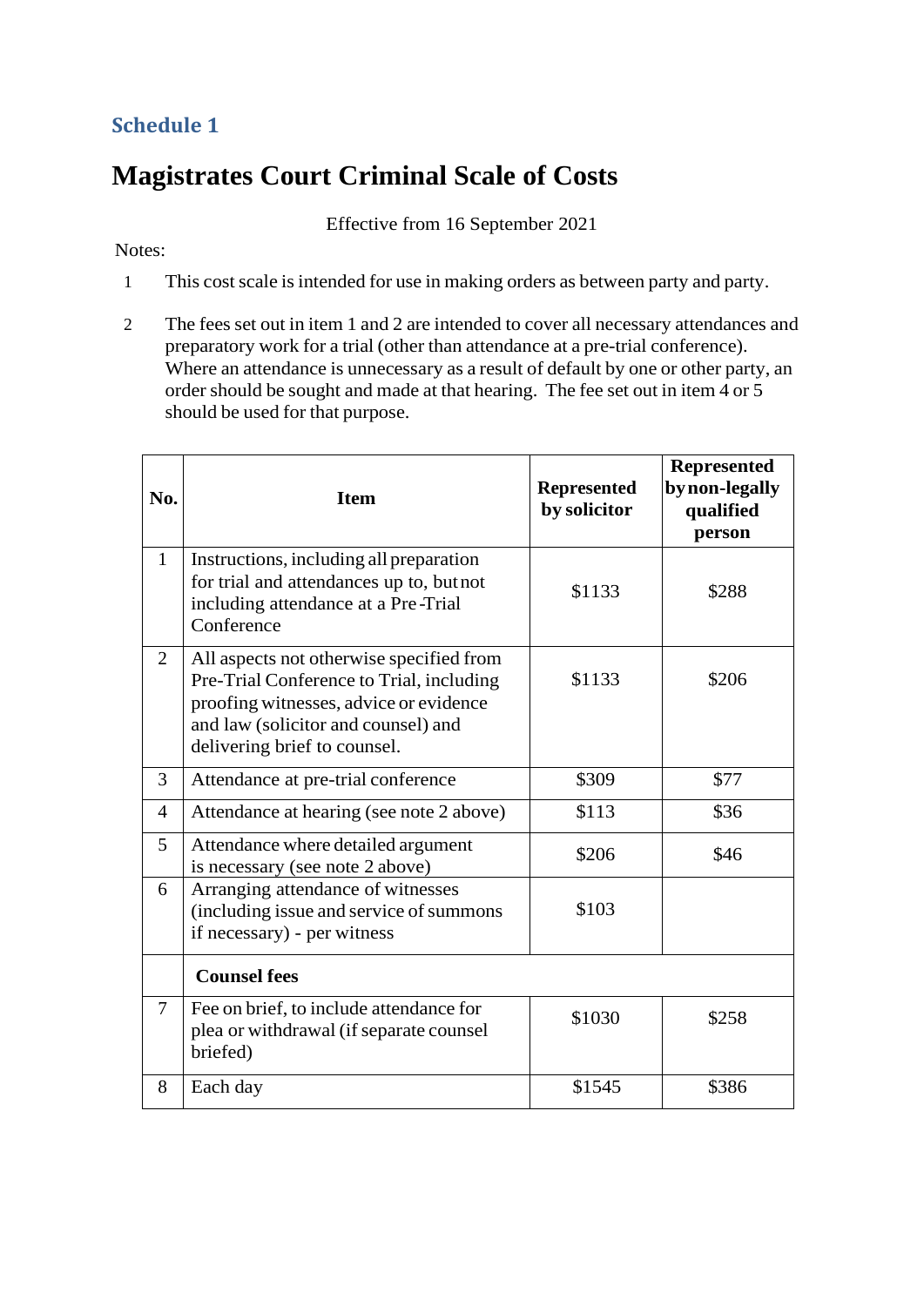## Schedule 1

# Magistrates Court Criminal Scale of Costs

Effective from 16 September 2021

Notes:

1. This cost scale is intended for use in making orders as between party and party.
2. The fees set out in item 1 and 2 are intended to cover all necessary attendances and preparatory work for a trial (other than attendance at a pre-trial conference). Where an attendance is unnecessary as a result of default by one or other party, an order should be sought and made at that hearing. The fee set out in item 4 or 5 should be used for that purpose.

| No. | Item | Represented by solicitor | Represented by non-legally qualified person |
|---|---|---|---|
| 1 | Instructions, including all preparation for trial and attendances up to, but not including attendance at a Pre-Trial Conference | $1133 | $288 |
| 2 | All aspects not otherwise specified from Pre-Trial Conference to Trial, including proofing witnesses, advice or evidence and law (solicitor and counsel) and delivering brief to counsel. | $1133 | $206 |
| 3 | Attendance at pre-trial conference | $309 | $77 |
| 4 | Attendance at hearing (see note 2 above) | $113 | $36 |
| 5 | Attendance where detailed argument is necessary (see note 2 above) | $206 | $46 |
| 6 | Arranging attendance of witnesses (including issue and service of summons if necessary) - per witness | $103 | |
| | **Counsel fees** | | |
| 7 | Fee on brief, to include attendance for plea or withdrawal (if separate counsel briefed) | $1030 | $258 |
| 8 | Each day | $1545 | $386 |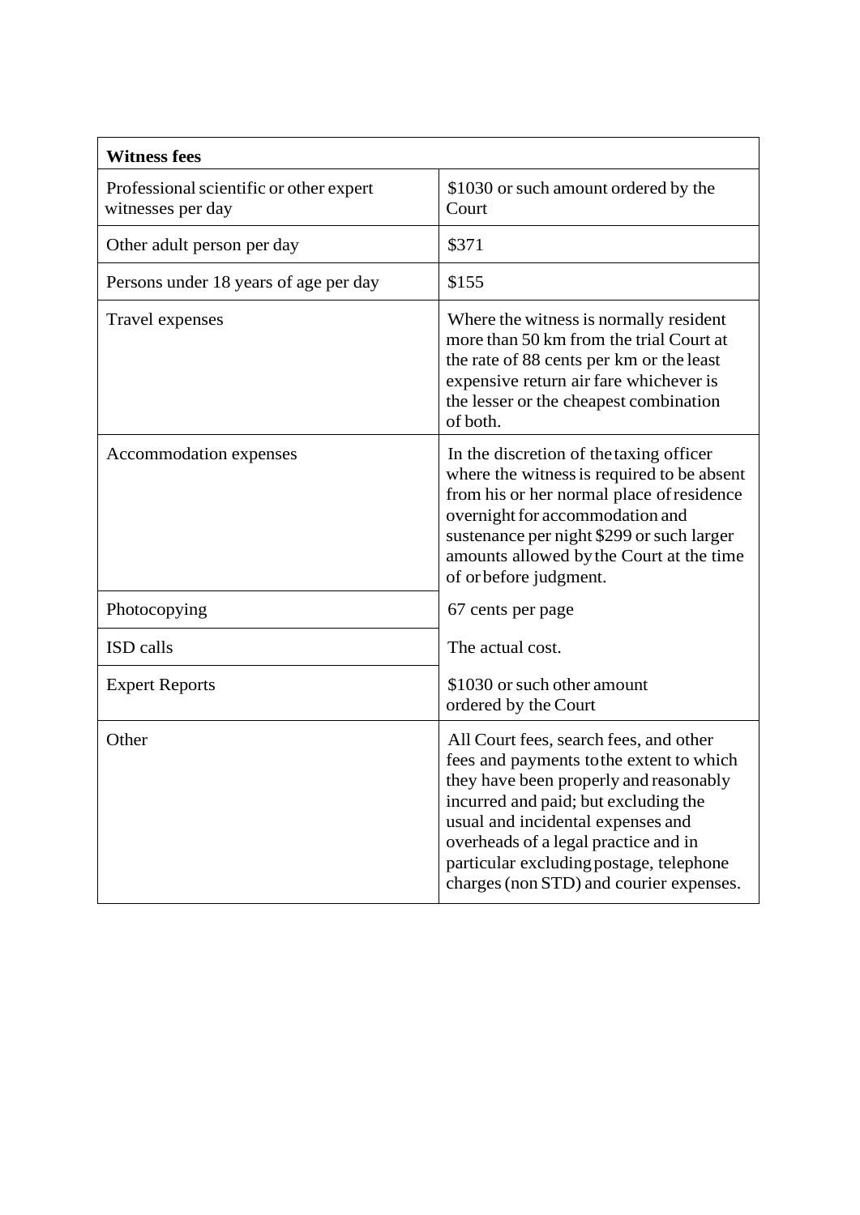| **Witness fees** | |
|---|---|
| Professional scientific or other expert witnesses per day | $1030 or such amount ordered by the Court |
| Other adult person per day | $371 |
| Persons under 18 years of age per day | $155 |
| Travel expenses | Where the witness is normally resident more than 50 km from the trial Court at the rate of 88 cents per km or the least expensive return air fare whichever is the lesser or the cheapest combination of both. |
| Accommodation expenses | In the discretion of the taxing officer where the witness is required to be absent from his or her normal place of residence overnight for accommodation and sustenance per night $299 or such larger amounts allowed by the Court at the time of or before judgment. |
| Photocopying | 67 cents per page |
| ISD calls | The actual cost. |
| Expert Reports | $1030 or such other amount ordered by the Court |
| Other | All Court fees, search fees, and other fees and payments to the extent to which they have been properly and reasonably incurred and paid; but excluding the usual and incidental expenses and overheads of a legal practice and in particular excluding postage, telephone charges (non STD) and courier expenses. |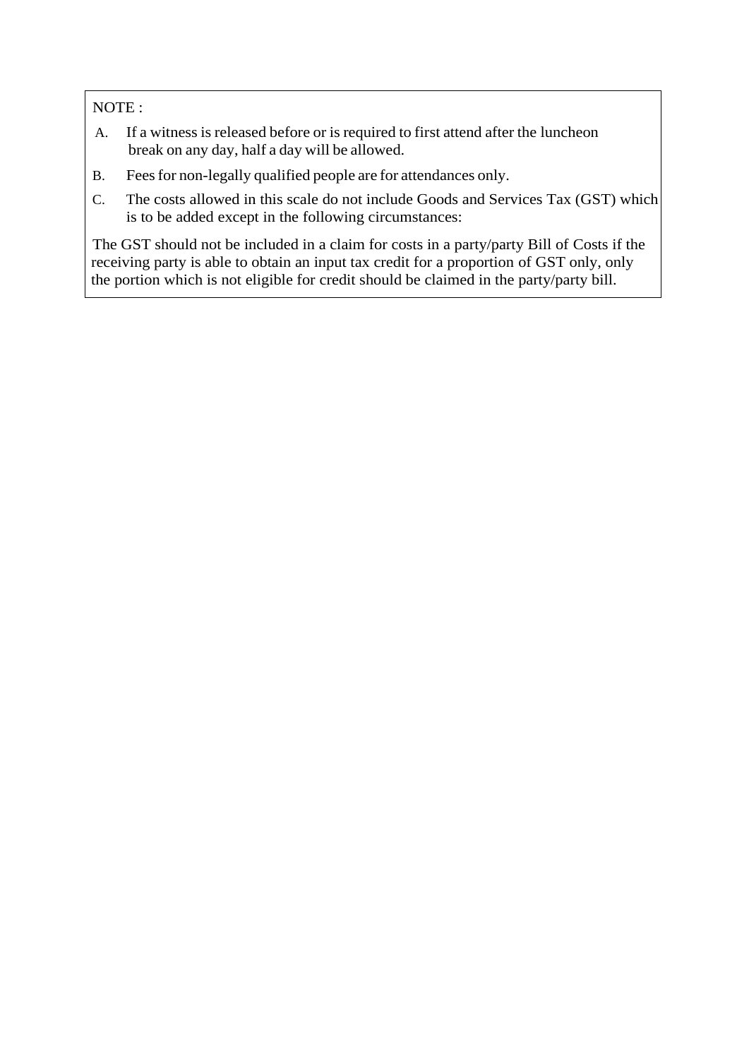NOTE :

A. If a witness is released before or is required to first attend after the luncheon break on any day, half a day will be allowed.

B. Fees for non-legally qualified people are for attendances only.

C. The costs allowed in this scale do not include Goods and Services Tax (GST) which is to be added except in the following circumstances:

The GST should not be included in a claim for costs in a party/party Bill of Costs if the receiving party is able to obtain an input tax credit for a proportion of GST only, only the portion which is not eligible for credit should be claimed in the party/party bill.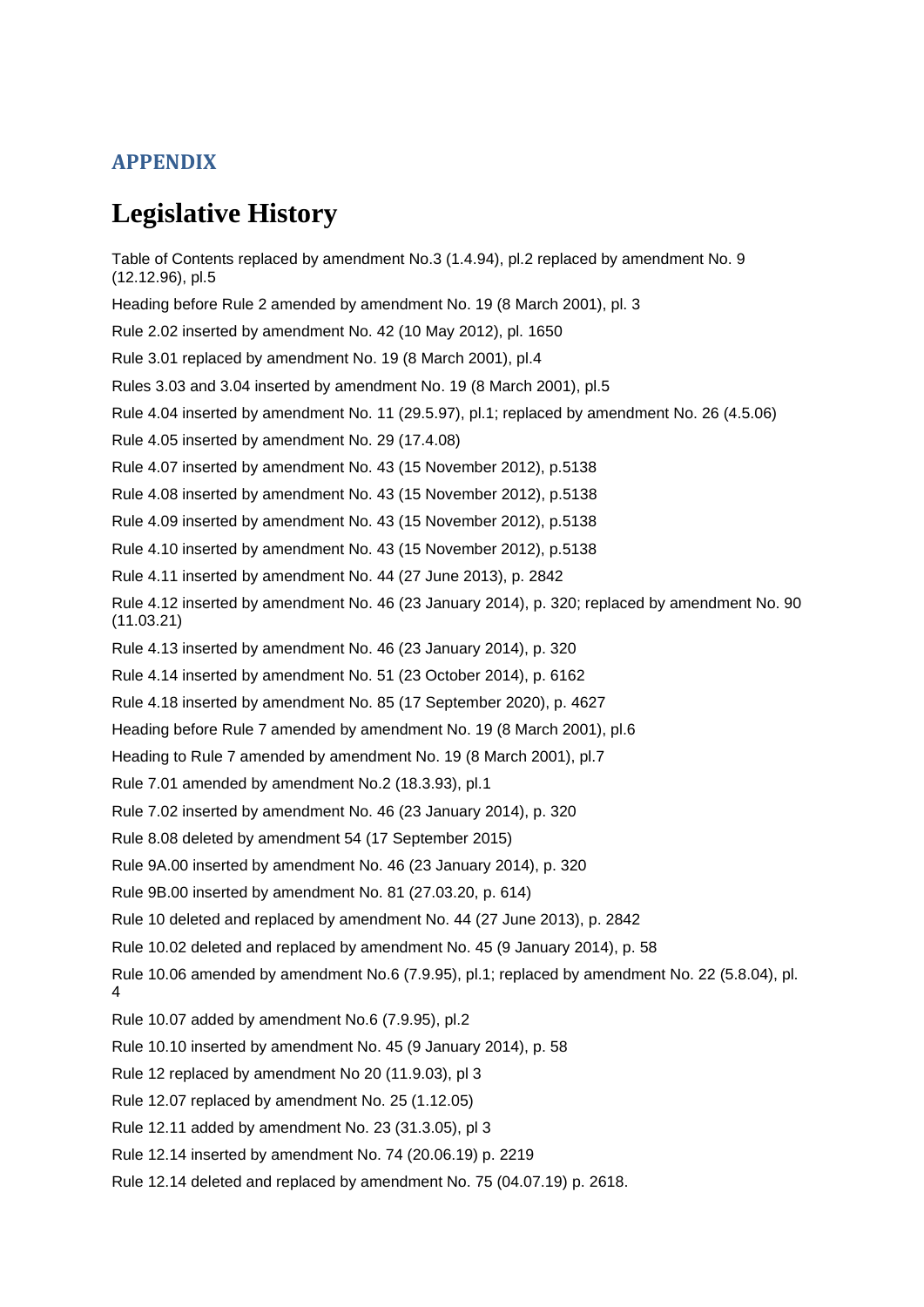## APPENDIX

# Legislative History

Table of Contents replaced by amendment No.3 (1.4.94), pl.2 replaced by amendment No. 9 (12.12.96), pl.5

Heading before Rule 2 amended by amendment No. 19 (8 March 2001), pl. 3

Rule 2.02 inserted by amendment No. 42 (10 May 2012), pl. 1650

Rule 3.01 replaced by amendment No. 19 (8 March 2001), pl.4

Rules 3.03 and 3.04 inserted by amendment No. 19 (8 March 2001), pl.5

Rule 4.04 inserted by amendment No. 11 (29.5.97), pl.1; replaced by amendment No. 26 (4.5.06)

Rule 4.05 inserted by amendment No. 29 (17.4.08)

Rule 4.07 inserted by amendment No. 43 (15 November 2012), p.5138

Rule 4.08 inserted by amendment No. 43 (15 November 2012), p.5138

Rule 4.09 inserted by amendment No. 43 (15 November 2012), p.5138

Rule 4.10 inserted by amendment No. 43 (15 November 2012), p.5138

Rule 4.11 inserted by amendment No. 44 (27 June 2013), p. 2842

Rule 4.12 inserted by amendment No. 46 (23 January 2014), p. 320; replaced by amendment No. 90 (11.03.21)

Rule 4.13 inserted by amendment No. 46 (23 January 2014), p. 320

Rule 4.14 inserted by amendment No. 51 (23 October 2014), p. 6162

Rule 4.18 inserted by amendment No. 85 (17 September 2020), p. 4627

Heading before Rule 7 amended by amendment No. 19 (8 March 2001), pl.6

Heading to Rule 7 amended by amendment No. 19 (8 March 2001), pl.7

Rule 7.01 amended by amendment No.2 (18.3.93), pl.1

Rule 7.02 inserted by amendment No. 46 (23 January 2014), p. 320

Rule 8.08 deleted by amendment 54 (17 September 2015)

Rule 9A.00 inserted by amendment No. 46 (23 January 2014), p. 320

Rule 9B.00 inserted by amendment No. 81 (27.03.20, p. 614)

Rule 10 deleted and replaced by amendment No. 44 (27 June 2013), p. 2842

Rule 10.02 deleted and replaced by amendment No. 45 (9 January 2014), p. 58

Rule 10.06 amended by amendment No.6 (7.9.95), pl.1; replaced by amendment No. 22 (5.8.04), pl. 4

Rule 10.07 added by amendment No.6 (7.9.95), pl.2

Rule 10.10 inserted by amendment No. 45 (9 January 2014), p. 58

Rule 12 replaced by amendment No 20 (11.9.03), pl 3

Rule 12.07 replaced by amendment No. 25 (1.12.05)

Rule 12.11 added by amendment No. 23 (31.3.05), pl 3

Rule 12.14 inserted by amendment No. 74 (20.06.19) p. 2219

Rule 12.14 deleted and replaced by amendment No. 75 (04.07.19) p. 2618.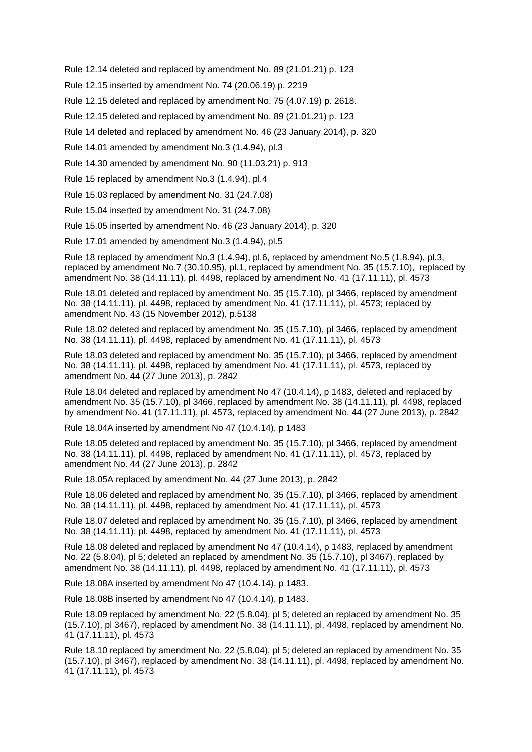Rule 12.14 deleted and replaced by amendment No. 89 (21.01.21) p. 123

Rule 12.15 inserted by amendment No. 74 (20.06.19) p. 2219

Rule 12.15 deleted and replaced by amendment No. 75 (4.07.19) p. 2618.

Rule 12.15 deleted and replaced by amendment No. 89 (21.01.21) p. 123

Rule 14 deleted and replaced by amendment No. 46 (23 January 2014), p. 320

Rule 14.01 amended by amendment No.3 (1.4.94), pl.3

Rule 14.30 amended by amendment No. 90 (11.03.21) p. 913

Rule 15 replaced by amendment No.3 (1.4.94), pl.4

Rule 15.03 replaced by amendment No. 31 (24.7.08)

Rule 15.04 inserted by amendment No. 31 (24.7.08)

Rule 15.05 inserted by amendment No. 46 (23 January 2014), p. 320

Rule 17.01 amended by amendment No.3 (1.4.94), pl.5

Rule 18 replaced by amendment No.3 (1.4.94), pl.6, replaced by amendment No.5 (1.8.94), pl.3, replaced by amendment No.7 (30.10.95), pl.1, replaced by amendment No. 35 (15.7.10), replaced by amendment No. 38 (14.11.11), pl. 4498, replaced by amendment No. 41 (17.11.11), pl. 4573

Rule 18.01 deleted and replaced by amendment No. 35 (15.7.10), pl 3466, replaced by amendment No. 38 (14.11.11), pl. 4498, replaced by amendment No. 41 (17.11.11), pl. 4573; replaced by amendment No. 43 (15 November 2012), p.5138

Rule 18.02 deleted and replaced by amendment No. 35 (15.7.10), pl 3466, replaced by amendment No. 38 (14.11.11), pl. 4498, replaced by amendment No. 41 (17.11.11), pl. 4573

Rule 18.03 deleted and replaced by amendment No. 35 (15.7.10), pl 3466, replaced by amendment No. 38 (14.11.11), pl. 4498, replaced by amendment No. 41 (17.11.11), pl. 4573, replaced by amendment No. 44 (27 June 2013), p. 2842

Rule 18.04 deleted and replaced by amendment No 47 (10.4.14), p 1483, deleted and replaced by amendment No. 35 (15.7.10), pl 3466, replaced by amendment No. 38 (14.11.11), pl. 4498, replaced by amendment No. 41 (17.11.11), pl. 4573, replaced by amendment No. 44 (27 June 2013), p. 2842

Rule 18.04A inserted by amendment No 47 (10.4.14), p 1483

Rule 18.05 deleted and replaced by amendment No. 35 (15.7.10), pl 3466, replaced by amendment No. 38 (14.11.11), pl. 4498, replaced by amendment No. 41 (17.11.11), pl. 4573, replaced by amendment No. 44 (27 June 2013), p. 2842

Rule 18.05A replaced by amendment No. 44 (27 June 2013), p. 2842

Rule 18.06 deleted and replaced by amendment No. 35 (15.7.10), pl 3466, replaced by amendment No. 38 (14.11.11), pl. 4498, replaced by amendment No. 41 (17.11.11), pl. 4573

Rule 18.07 deleted and replaced by amendment No. 35 (15.7.10), pl 3466, replaced by amendment No. 38 (14.11.11), pl. 4498, replaced by amendment No. 41 (17.11.11), pl. 4573

Rule 18.08 deleted and replaced by amendment No 47 (10.4.14), p 1483, replaced by amendment No. 22 (5.8.04), pl 5; deleted an replaced by amendment No. 35 (15.7.10), pl 3467), replaced by amendment No. 38 (14.11.11), pl. 4498, replaced by amendment No. 41 (17.11.11), pl. 4573

Rule 18.08A inserted by amendment No 47 (10.4.14), p 1483.

Rule 18.08B inserted by amendment No 47 (10.4.14), p 1483.

Rule 18.09 replaced by amendment No. 22 (5.8.04), pl 5; deleted an replaced by amendment No. 35 (15.7.10), pl 3467), replaced by amendment No. 38 (14.11.11), pl. 4498, replaced by amendment No. 41 (17.11.11), pl. 4573

Rule 18.10 replaced by amendment No. 22 (5.8.04), pl 5; deleted an replaced by amendment No. 35 (15.7.10), pl 3467), replaced by amendment No. 38 (14.11.11), pl. 4498, replaced by amendment No. 41 (17.11.11), pl. 4573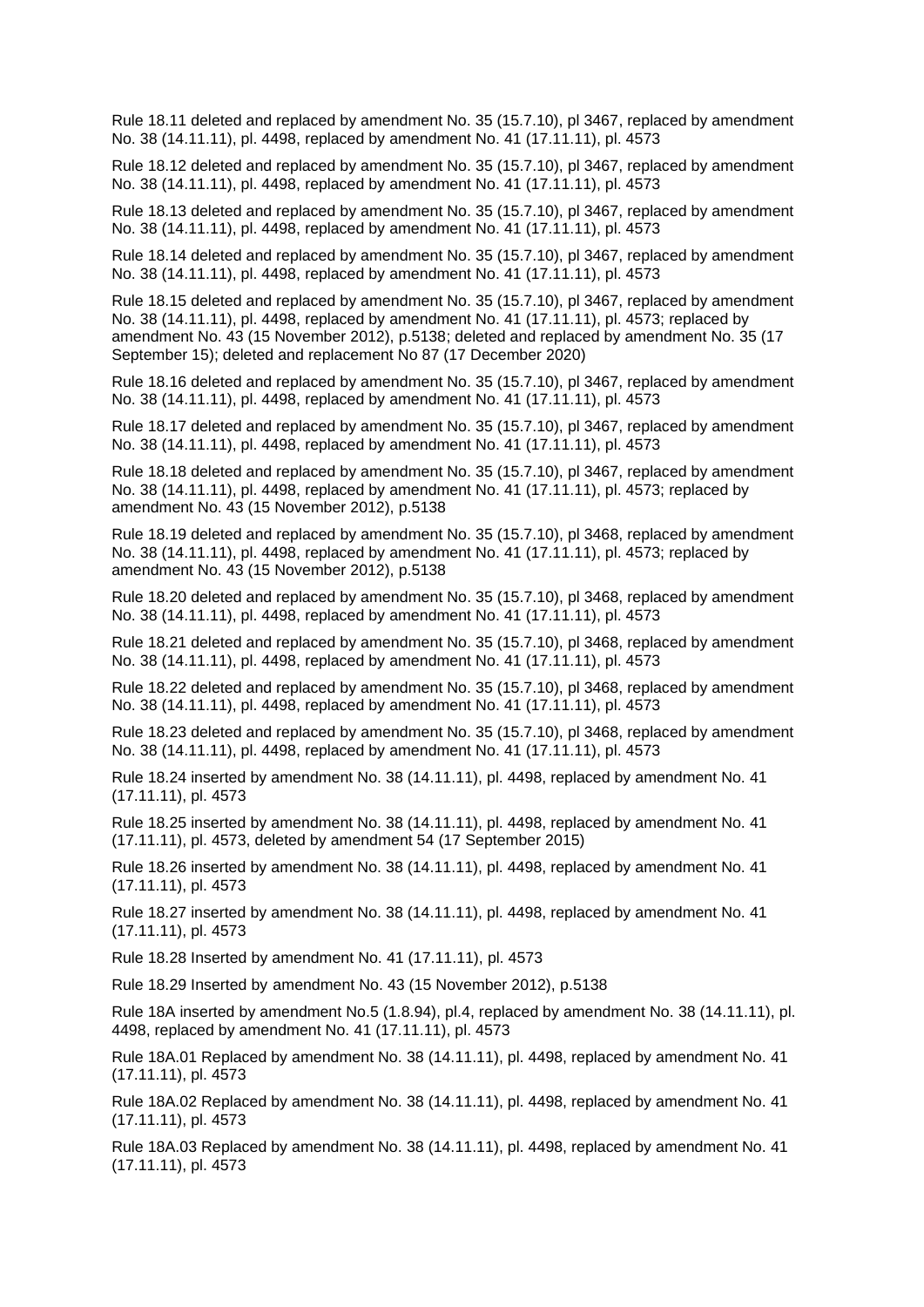Rule 18.11 deleted and replaced by amendment No. 35 (15.7.10), pl 3467, replaced by amendment No. 38 (14.11.11), pl. 4498, replaced by amendment No. 41 (17.11.11), pl. 4573

Rule 18.12 deleted and replaced by amendment No. 35 (15.7.10), pl 3467, replaced by amendment No. 38 (14.11.11), pl. 4498, replaced by amendment No. 41 (17.11.11), pl. 4573

Rule 18.13 deleted and replaced by amendment No. 35 (15.7.10), pl 3467, replaced by amendment No. 38 (14.11.11), pl. 4498, replaced by amendment No. 41 (17.11.11), pl. 4573

Rule 18.14 deleted and replaced by amendment No. 35 (15.7.10), pl 3467, replaced by amendment No. 38 (14.11.11), pl. 4498, replaced by amendment No. 41 (17.11.11), pl. 4573

Rule 18.15 deleted and replaced by amendment No. 35 (15.7.10), pl 3467, replaced by amendment No. 38 (14.11.11), pl. 4498, replaced by amendment No. 41 (17.11.11), pl. 4573; replaced by amendment No. 43 (15 November 2012), p.5138; deleted and replaced by amendment No. 35 (17 September 15); deleted and replacement No 87 (17 December 2020)

Rule 18.16 deleted and replaced by amendment No. 35 (15.7.10), pl 3467, replaced by amendment No. 38 (14.11.11), pl. 4498, replaced by amendment No. 41 (17.11.11), pl. 4573

Rule 18.17 deleted and replaced by amendment No. 35 (15.7.10), pl 3467, replaced by amendment No. 38 (14.11.11), pl. 4498, replaced by amendment No. 41 (17.11.11), pl. 4573

Rule 18.18 deleted and replaced by amendment No. 35 (15.7.10), pl 3467, replaced by amendment No. 38 (14.11.11), pl. 4498, replaced by amendment No. 41 (17.11.11), pl. 4573; replaced by amendment No. 43 (15 November 2012), p.5138

Rule 18.19 deleted and replaced by amendment No. 35 (15.7.10), pl 3468, replaced by amendment No. 38 (14.11.11), pl. 4498, replaced by amendment No. 41 (17.11.11), pl. 4573; replaced by amendment No. 43 (15 November 2012), p.5138

Rule 18.20 deleted and replaced by amendment No. 35 (15.7.10), pl 3468, replaced by amendment No. 38 (14.11.11), pl. 4498, replaced by amendment No. 41 (17.11.11), pl. 4573

Rule 18.21 deleted and replaced by amendment No. 35 (15.7.10), pl 3468, replaced by amendment No. 38 (14.11.11), pl. 4498, replaced by amendment No. 41 (17.11.11), pl. 4573

Rule 18.22 deleted and replaced by amendment No. 35 (15.7.10), pl 3468, replaced by amendment No. 38 (14.11.11), pl. 4498, replaced by amendment No. 41 (17.11.11), pl. 4573

Rule 18.23 deleted and replaced by amendment No. 35 (15.7.10), pl 3468, replaced by amendment No. 38 (14.11.11), pl. 4498, replaced by amendment No. 41 (17.11.11), pl. 4573

Rule 18.24 inserted by amendment No. 38 (14.11.11), pl. 4498, replaced by amendment No. 41 (17.11.11), pl. 4573

Rule 18.25 inserted by amendment No. 38 (14.11.11), pl. 4498, replaced by amendment No. 41 (17.11.11), pl. 4573, deleted by amendment 54 (17 September 2015)

Rule 18.26 inserted by amendment No. 38 (14.11.11), pl. 4498, replaced by amendment No. 41 (17.11.11), pl. 4573

Rule 18.27 inserted by amendment No. 38 (14.11.11), pl. 4498, replaced by amendment No. 41 (17.11.11), pl. 4573

Rule 18.28 Inserted by amendment No. 41 (17.11.11), pl. 4573

Rule 18.29 Inserted by amendment No. 43 (15 November 2012), p.5138

Rule 18A inserted by amendment No.5 (1.8.94), pl.4, replaced by amendment No. 38 (14.11.11), pl. 4498, replaced by amendment No. 41 (17.11.11), pl. 4573

Rule 18A.01 Replaced by amendment No. 38 (14.11.11), pl. 4498, replaced by amendment No. 41 (17.11.11), pl. 4573

Rule 18A.02 Replaced by amendment No. 38 (14.11.11), pl. 4498, replaced by amendment No. 41 (17.11.11), pl. 4573

Rule 18A.03 Replaced by amendment No. 38 (14.11.11), pl. 4498, replaced by amendment No. 41 (17.11.11), pl. 4573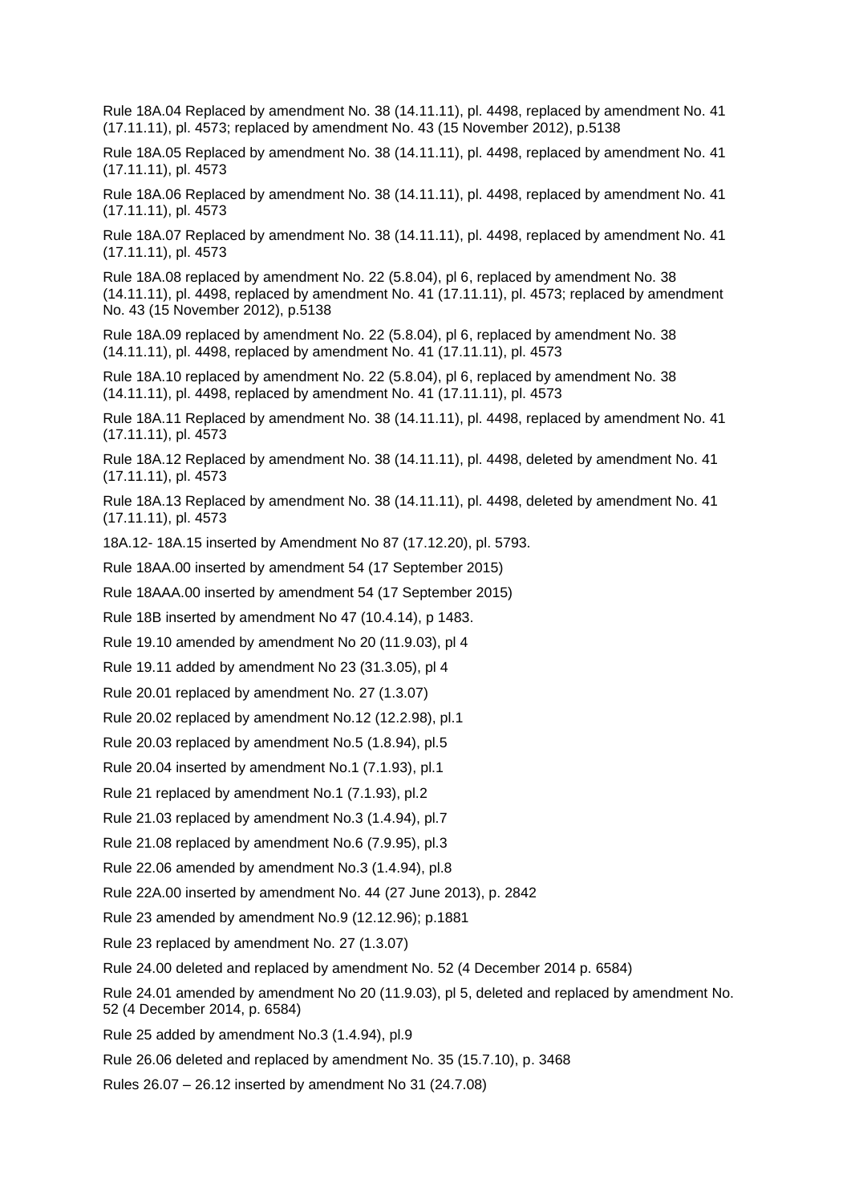Rule 18A.04 Replaced by amendment No. 38 (14.11.11), pl. 4498, replaced by amendment No. 41 (17.11.11), pl. 4573; replaced by amendment No. 43 (15 November 2012), p.5138

Rule 18A.05 Replaced by amendment No. 38 (14.11.11), pl. 4498, replaced by amendment No. 41 (17.11.11), pl. 4573

Rule 18A.06 Replaced by amendment No. 38 (14.11.11), pl. 4498, replaced by amendment No. 41 (17.11.11), pl. 4573

Rule 18A.07 Replaced by amendment No. 38 (14.11.11), pl. 4498, replaced by amendment No. 41 (17.11.11), pl. 4573

Rule 18A.08 replaced by amendment No. 22 (5.8.04), pl 6, replaced by amendment No. 38 (14.11.11), pl. 4498, replaced by amendment No. 41 (17.11.11), pl. 4573; replaced by amendment No. 43 (15 November 2012), p.5138

Rule 18A.09 replaced by amendment No. 22 (5.8.04), pl 6, replaced by amendment No. 38 (14.11.11), pl. 4498, replaced by amendment No. 41 (17.11.11), pl. 4573

Rule 18A.10 replaced by amendment No. 22 (5.8.04), pl 6, replaced by amendment No. 38 (14.11.11), pl. 4498, replaced by amendment No. 41 (17.11.11), pl. 4573

Rule 18A.11 Replaced by amendment No. 38 (14.11.11), pl. 4498, replaced by amendment No. 41 (17.11.11), pl. 4573

Rule 18A.12 Replaced by amendment No. 38 (14.11.11), pl. 4498, deleted by amendment No. 41 (17.11.11), pl. 4573

Rule 18A.13 Replaced by amendment No. 38 (14.11.11), pl. 4498, deleted by amendment No. 41 (17.11.11), pl. 4573

18A.12- 18A.15 inserted by Amendment No 87 (17.12.20), pl. 5793.

Rule 18AA.00 inserted by amendment 54 (17 September 2015)

Rule 18AAA.00 inserted by amendment 54 (17 September 2015)

Rule 18B inserted by amendment No 47 (10.4.14), p 1483.

Rule 19.10 amended by amendment No 20 (11.9.03), pl 4

Rule 19.11 added by amendment No 23 (31.3.05), pl 4

Rule 20.01 replaced by amendment No. 27 (1.3.07)

Rule 20.02 replaced by amendment No.12 (12.2.98), pl.1

Rule 20.03 replaced by amendment No.5 (1.8.94), pl.5

Rule 20.04 inserted by amendment No.1 (7.1.93), pl.1

Rule 21 replaced by amendment No.1 (7.1.93), pl.2

Rule 21.03 replaced by amendment No.3 (1.4.94), pl.7

Rule 21.08 replaced by amendment No.6 (7.9.95), pl.3

Rule 22.06 amended by amendment No.3 (1.4.94), pl.8

Rule 22A.00 inserted by amendment No. 44 (27 June 2013), p. 2842

Rule 23 amended by amendment No.9 (12.12.96); p.1881

Rule 23 replaced by amendment No. 27 (1.3.07)

Rule 24.00 deleted and replaced by amendment No. 52 (4 December 2014 p. 6584)

Rule 24.01 amended by amendment No 20 (11.9.03), pl 5, deleted and replaced by amendment No. 52 (4 December 2014, p. 6584)

Rule 25 added by amendment No.3 (1.4.94), pl.9

Rule 26.06 deleted and replaced by amendment No. 35 (15.7.10), p. 3468

Rules 26.07 – 26.12 inserted by amendment No 31 (24.7.08)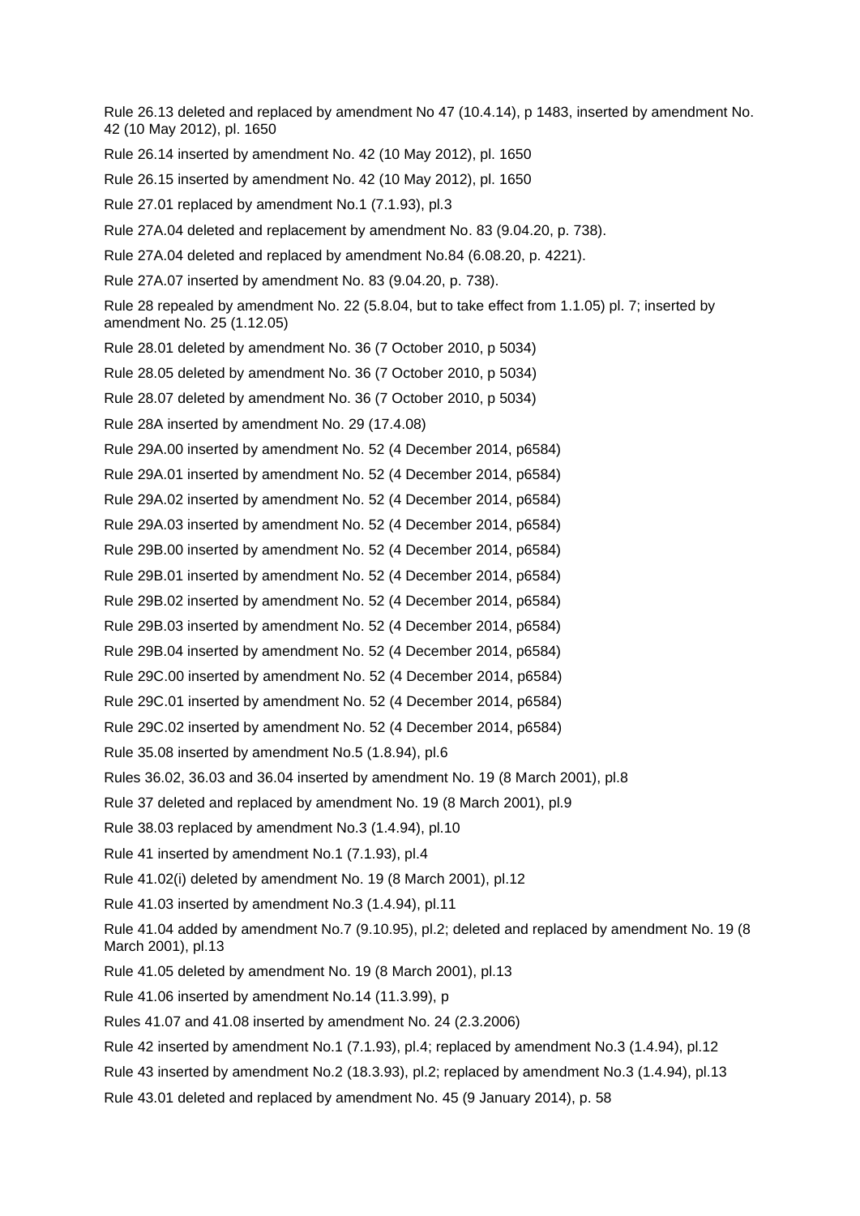Rule 26.13 deleted and replaced by amendment No 47 (10.4.14), p 1483, inserted by amendment No. 42 (10 May 2012), pl. 1650

Rule 26.14 inserted by amendment No. 42 (10 May 2012), pl. 1650

Rule 26.15 inserted by amendment No. 42 (10 May 2012), pl. 1650

Rule 27.01 replaced by amendment No.1 (7.1.93), pl.3

Rule 27A.04 deleted and replacement by amendment No. 83 (9.04.20, p. 738).

Rule 27A.04 deleted and replaced by amendment No.84 (6.08.20, p. 4221).

Rule 27A.07 inserted by amendment No. 83 (9.04.20, p. 738).

Rule 28 repealed by amendment No. 22 (5.8.04, but to take effect from 1.1.05) pl. 7; inserted by amendment No. 25 (1.12.05)

Rule 28.01 deleted by amendment No. 36 (7 October 2010, p 5034)

Rule 28.05 deleted by amendment No. 36 (7 October 2010, p 5034)

Rule 28.07 deleted by amendment No. 36 (7 October 2010, p 5034)

Rule 28A inserted by amendment No. 29 (17.4.08)

Rule 29A.00 inserted by amendment No. 52 (4 December 2014, p6584)

Rule 29A.01 inserted by amendment No. 52 (4 December 2014, p6584)

Rule 29A.02 inserted by amendment No. 52 (4 December 2014, p6584)

Rule 29A.03 inserted by amendment No. 52 (4 December 2014, p6584)

Rule 29B.00 inserted by amendment No. 52 (4 December 2014, p6584)

Rule 29B.01 inserted by amendment No. 52 (4 December 2014, p6584)

Rule 29B.02 inserted by amendment No. 52 (4 December 2014, p6584)

Rule 29B.03 inserted by amendment No. 52 (4 December 2014, p6584)

Rule 29B.04 inserted by amendment No. 52 (4 December 2014, p6584)

Rule 29C.00 inserted by amendment No. 52 (4 December 2014, p6584)

Rule 29C.01 inserted by amendment No. 52 (4 December 2014, p6584)

Rule 29C.02 inserted by amendment No. 52 (4 December 2014, p6584)

Rule 35.08 inserted by amendment No.5 (1.8.94), pl.6

Rules 36.02, 36.03 and 36.04 inserted by amendment No. 19 (8 March 2001), pl.8

Rule 37 deleted and replaced by amendment No. 19 (8 March 2001), pl.9

Rule 38.03 replaced by amendment No.3 (1.4.94), pl.10

Rule 41 inserted by amendment No.1 (7.1.93), pl.4

Rule 41.02(i) deleted by amendment No. 19 (8 March 2001), pl.12

Rule 41.03 inserted by amendment No.3 (1.4.94), pl.11

Rule 41.04 added by amendment No.7 (9.10.95), pl.2; deleted and replaced by amendment No. 19 (8 March 2001), pl.13

Rule 41.05 deleted by amendment No. 19 (8 March 2001), pl.13

Rule 41.06 inserted by amendment No.14 (11.3.99), p

Rules 41.07 and 41.08 inserted by amendment No. 24 (2.3.2006)

Rule 42 inserted by amendment No.1 (7.1.93), pl.4; replaced by amendment No.3 (1.4.94), pl.12

Rule 43 inserted by amendment No.2 (18.3.93), pl.2; replaced by amendment No.3 (1.4.94), pl.13

Rule 43.01 deleted and replaced by amendment No. 45 (9 January 2014), p. 58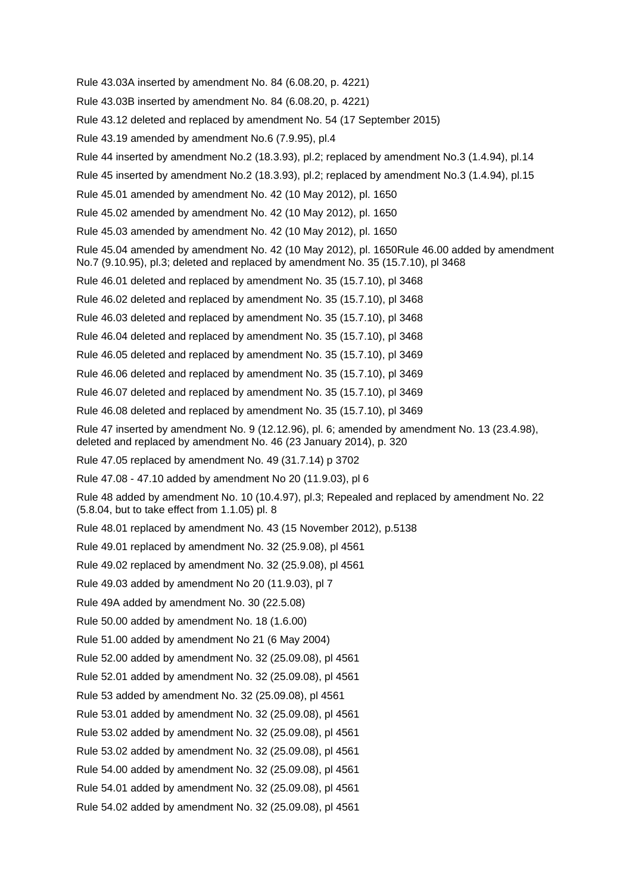Rule 43.03A inserted by amendment No. 84 (6.08.20, p. 4221)

Rule 43.03B inserted by amendment No. 84 (6.08.20, p. 4221)

Rule 43.12 deleted and replaced by amendment No. 54 (17 September 2015)

Rule 43.19 amended by amendment No.6 (7.9.95), pl.4

Rule 44 inserted by amendment No.2 (18.3.93), pl.2; replaced by amendment No.3 (1.4.94), pl.14

Rule 45 inserted by amendment No.2 (18.3.93), pl.2; replaced by amendment No.3 (1.4.94), pl.15

Rule 45.01 amended by amendment No. 42 (10 May 2012), pl. 1650

Rule 45.02 amended by amendment No. 42 (10 May 2012), pl. 1650

Rule 45.03 amended by amendment No. 42 (10 May 2012), pl. 1650

Rule 45.04 amended by amendment No. 42 (10 May 2012), pl. 1650Rule 46.00 added by amendment No.7 (9.10.95), pl.3; deleted and replaced by amendment No. 35 (15.7.10), pl 3468

Rule 46.01 deleted and replaced by amendment No. 35 (15.7.10), pl 3468

Rule 46.02 deleted and replaced by amendment No. 35 (15.7.10), pl 3468

Rule 46.03 deleted and replaced by amendment No. 35 (15.7.10), pl 3468

Rule 46.04 deleted and replaced by amendment No. 35 (15.7.10), pl 3468

Rule 46.05 deleted and replaced by amendment No. 35 (15.7.10), pl 3469

Rule 46.06 deleted and replaced by amendment No. 35 (15.7.10), pl 3469

Rule 46.07 deleted and replaced by amendment No. 35 (15.7.10), pl 3469

Rule 46.08 deleted and replaced by amendment No. 35 (15.7.10), pl 3469

Rule 47 inserted by amendment No. 9 (12.12.96), pl. 6; amended by amendment No. 13 (23.4.98), deleted and replaced by amendment No. 46 (23 January 2014), p. 320

Rule 47.05 replaced by amendment No. 49 (31.7.14) p 3702

Rule 47.08 - 47.10 added by amendment No 20 (11.9.03), pl 6

Rule 48 added by amendment No. 10 (10.4.97), pl.3; Repealed and replaced by amendment No. 22 (5.8.04, but to take effect from 1.1.05) pl. 8

Rule 48.01 replaced by amendment No. 43 (15 November 2012), p.5138

Rule 49.01 replaced by amendment No. 32 (25.9.08), pl 4561

Rule 49.02 replaced by amendment No. 32 (25.9.08), pl 4561

Rule 49.03 added by amendment No 20 (11.9.03), pl 7

Rule 49A added by amendment No. 30 (22.5.08)

Rule 50.00 added by amendment No. 18 (1.6.00)

Rule 51.00 added by amendment No 21 (6 May 2004)

Rule 52.00 added by amendment No. 32 (25.09.08), pl 4561

Rule 52.01 added by amendment No. 32 (25.09.08), pl 4561

Rule 53 added by amendment No. 32 (25.09.08), pl 4561

Rule 53.01 added by amendment No. 32 (25.09.08), pl 4561

Rule 53.02 added by amendment No. 32 (25.09.08), pl 4561

Rule 53.02 added by amendment No. 32 (25.09.08), pl 4561

Rule 54.00 added by amendment No. 32 (25.09.08), pl 4561

Rule 54.01 added by amendment No. 32 (25.09.08), pl 4561

Rule 54.02 added by amendment No. 32 (25.09.08), pl 4561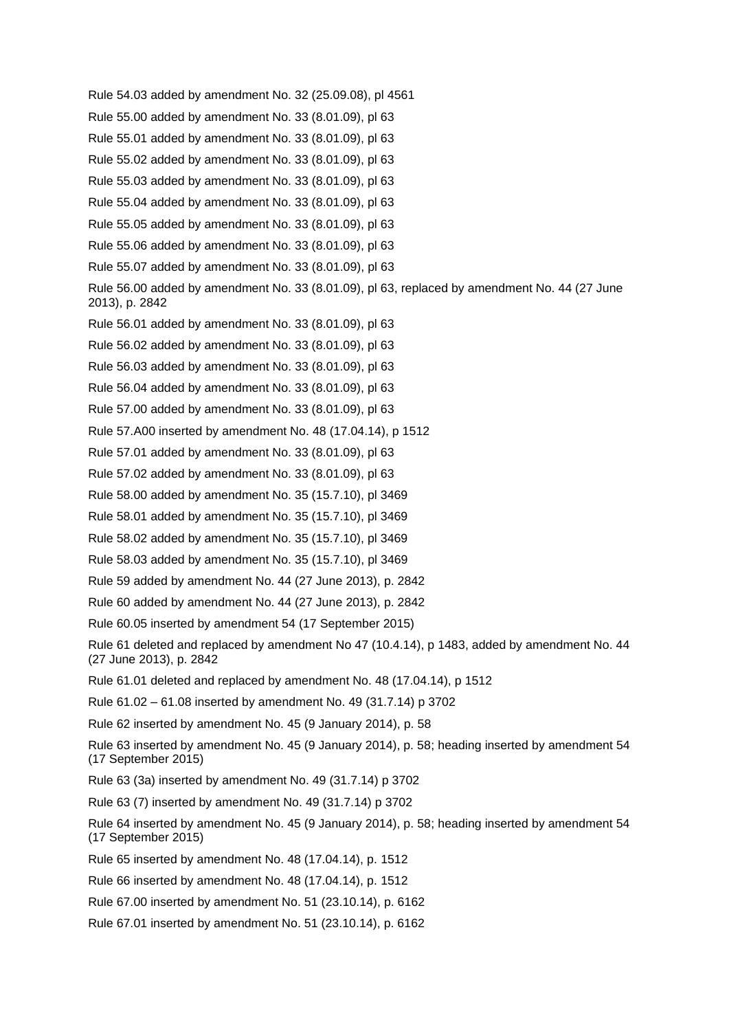Rule 54.03 added by amendment No. 32 (25.09.08), pl 4561

Rule 55.00 added by amendment No. 33 (8.01.09), pl 63

Rule 55.01 added by amendment No. 33 (8.01.09), pl 63

Rule 55.02 added by amendment No. 33 (8.01.09), pl 63

Rule 55.03 added by amendment No. 33 (8.01.09), pl 63

Rule 55.04 added by amendment No. 33 (8.01.09), pl 63

Rule 55.05 added by amendment No. 33 (8.01.09), pl 63

Rule 55.06 added by amendment No. 33 (8.01.09), pl 63

Rule 55.07 added by amendment No. 33 (8.01.09), pl 63

Rule 56.00 added by amendment No. 33 (8.01.09), pl 63, replaced by amendment No. 44 (27 June 2013), p. 2842

Rule 56.01 added by amendment No. 33 (8.01.09), pl 63

Rule 56.02 added by amendment No. 33 (8.01.09), pl 63

Rule 56.03 added by amendment No. 33 (8.01.09), pl 63

Rule 56.04 added by amendment No. 33 (8.01.09), pl 63

Rule 57.00 added by amendment No. 33 (8.01.09), pl 63

Rule 57.A00 inserted by amendment No. 48 (17.04.14), p 1512

Rule 57.01 added by amendment No. 33 (8.01.09), pl 63

Rule 57.02 added by amendment No. 33 (8.01.09), pl 63

Rule 58.00 added by amendment No. 35 (15.7.10), pl 3469

Rule 58.01 added by amendment No. 35 (15.7.10), pl 3469

Rule 58.02 added by amendment No. 35 (15.7.10), pl 3469

Rule 58.03 added by amendment No. 35 (15.7.10), pl 3469

Rule 59 added by amendment No. 44 (27 June 2013), p. 2842

Rule 60 added by amendment No. 44 (27 June 2013), p. 2842

Rule 60.05 inserted by amendment 54 (17 September 2015)

Rule 61 deleted and replaced by amendment No 47 (10.4.14), p 1483, added by amendment No. 44 (27 June 2013), p. 2842

Rule 61.01 deleted and replaced by amendment No. 48 (17.04.14), p 1512

Rule 61.02 – 61.08 inserted by amendment No. 49 (31.7.14) p 3702

Rule 62 inserted by amendment No. 45 (9 January 2014), p. 58

Rule 63 inserted by amendment No. 45 (9 January 2014), p. 58; heading inserted by amendment 54 (17 September 2015)

Rule 63 (3a) inserted by amendment No. 49 (31.7.14) p 3702

Rule 63 (7) inserted by amendment No. 49 (31.7.14) p 3702

Rule 64 inserted by amendment No. 45 (9 January 2014), p. 58; heading inserted by amendment 54 (17 September 2015)

Rule 65 inserted by amendment No. 48 (17.04.14), p. 1512

Rule 66 inserted by amendment No. 48 (17.04.14), p. 1512

Rule 67.00 inserted by amendment No. 51 (23.10.14), p. 6162

Rule 67.01 inserted by amendment No. 51 (23.10.14), p. 6162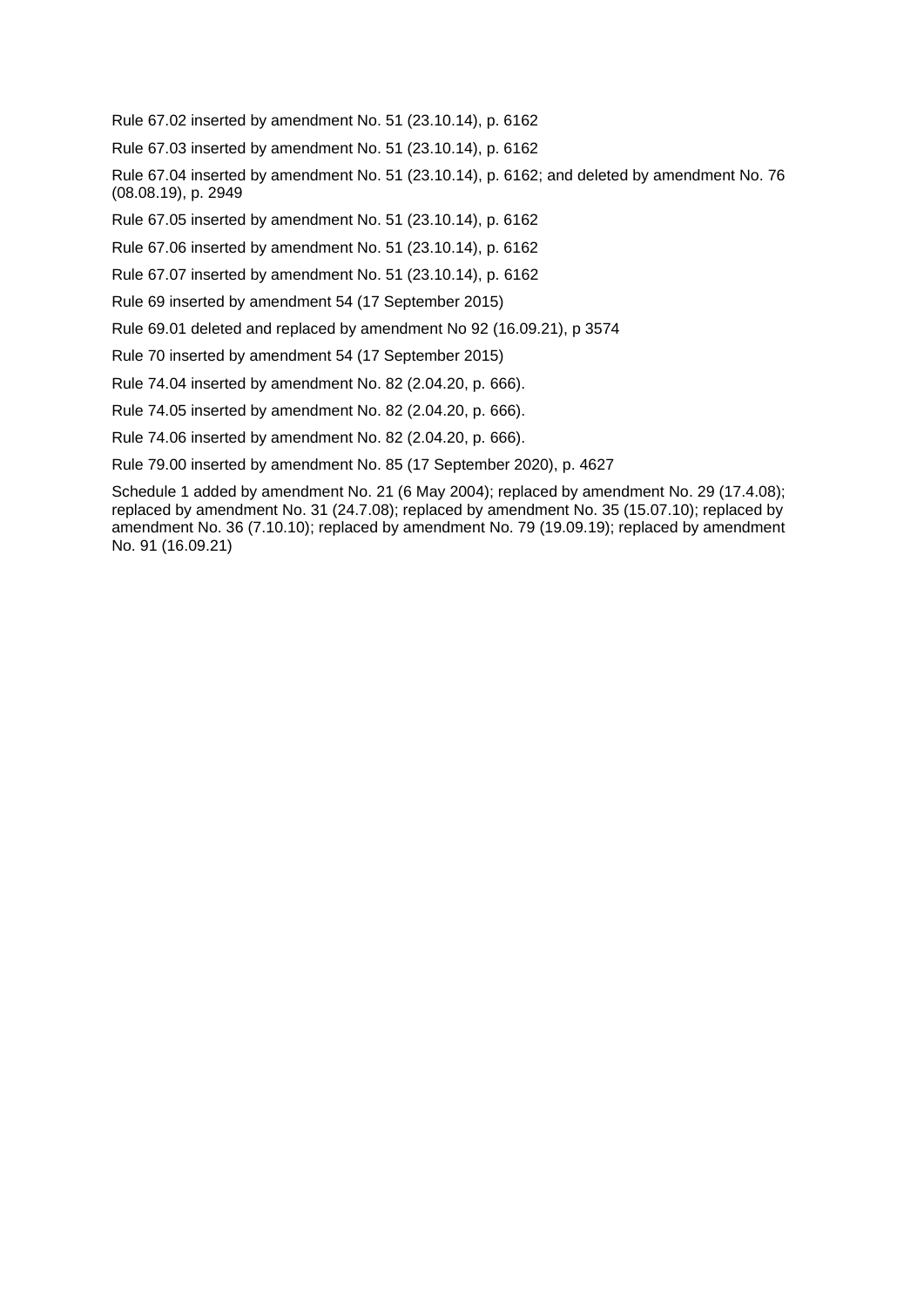Rule 67.02 inserted by amendment No. 51 (23.10.14), p. 6162

Rule 67.03 inserted by amendment No. 51 (23.10.14), p. 6162

Rule 67.04 inserted by amendment No. 51 (23.10.14), p. 6162; and deleted by amendment No. 76 (08.08.19), p. 2949

Rule 67.05 inserted by amendment No. 51 (23.10.14), p. 6162

Rule 67.06 inserted by amendment No. 51 (23.10.14), p. 6162

Rule 67.07 inserted by amendment No. 51 (23.10.14), p. 6162

Rule 69 inserted by amendment 54 (17 September 2015)

Rule 69.01 deleted and replaced by amendment No 92 (16.09.21), p 3574

Rule 70 inserted by amendment 54 (17 September 2015)

Rule 74.04 inserted by amendment No. 82 (2.04.20, p. 666).

Rule 74.05 inserted by amendment No. 82 (2.04.20, p. 666).

Rule 74.06 inserted by amendment No. 82 (2.04.20, p. 666).

Rule 79.00 inserted by amendment No. 85 (17 September 2020), p. 4627

Schedule 1 added by amendment No. 21 (6 May 2004); replaced by amendment No. 29 (17.4.08); replaced by amendment No. 31 (24.7.08); replaced by amendment No. 35 (15.07.10); replaced by amendment No. 36 (7.10.10); replaced by amendment No. 79 (19.09.19); replaced by amendment No. 91 (16.09.21)